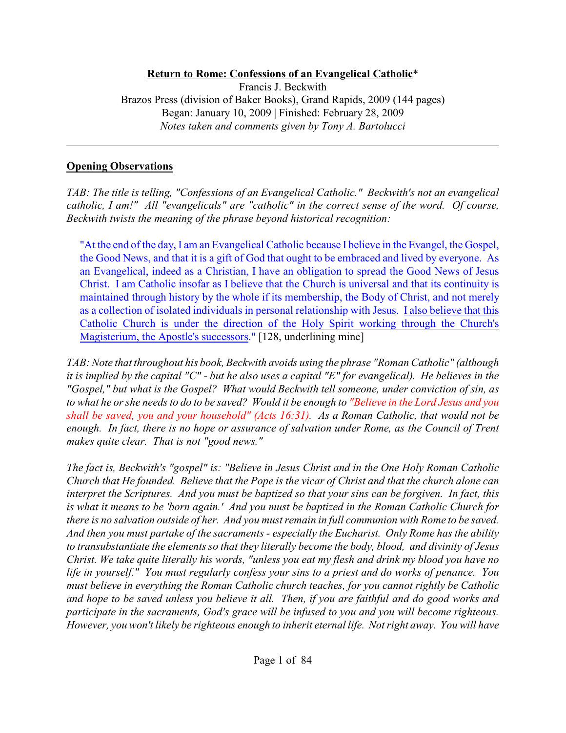**Return to Rome: Confessions of an Evangelical Catholic***
Francis J. Beckwith
Brazos Press (division of Baker Books), Grand Rapids, 2009 (144 pages)
Began: January 10, 2009 | Finished: February 28, 2009
*Notes taken and comments given by Tony A. Bartolucci*

---

## Opening Observations

*TAB: The title is telling, "Confessions of an Evangelical Catholic." Beckwith's not an evangelical catholic, I am!" All "evangelicals" are "catholic" in the correct sense of the word. Of course, Beckwith twists the meaning of the phrase beyond historical recognition:*

> "At the end of the day, I am an Evangelical Catholic because I believe in the Evangel, the Gospel, the Good News, and that it is a gift of God that ought to be embraced and lived by everyone. As an Evangelical, indeed as a Christian, I have an obligation to spread the Good News of Jesus Christ. I am Catholic insofar as I believe that the Church is universal and that its continuity is maintained through history by the whole if its membership, the Body of Christ, and not merely as a collection of isolated individuals in personal relationship with Jesus. <u>I also believe that this Catholic Church is under the direction of the Holy Spirit working through the Church's Magisterium, the Apostle's successors</u>." [128, underlining mine]

*TAB: Note that throughout his book, Beckwith avoids using the phrase "Roman Catholic" (although it is implied by the capital "C" - but he also uses a capital "E" for evangelical). He believes in the "Gospel," but what is the Gospel? What would Beckwith tell someone, under conviction of sin, as to what he or she needs to do to be saved? Would it be enough to "Believe in the Lord Jesus and you shall be saved, you and your household" (Acts 16:31). As a Roman Catholic, that would not be enough. In fact, there is no hope or assurance of salvation under Rome, as the Council of Trent makes quite clear. That is not "good news."*

*The fact is, Beckwith's "gospel" is: "Believe in Jesus Christ and in the One Holy Roman Catholic Church that He founded. Believe that the Pope is the vicar of Christ and that the church alone can interpret the Scriptures. And you must be baptized so that your sins can be forgiven. In fact, this is what it means to be 'born again.' And you must be baptized in the Roman Catholic Church for there is no salvation outside of her. And you must remain in full communion with Rome to be saved. And then you must partake of the sacraments - especially the Eucharist. Only Rome has the ability to transubstantiate the elements so that they literally become the body, blood, and divinity of Jesus Christ. We take quite literally his words, "unless you eat my flesh and drink my blood you have no life in yourself." You must regularly confess your sins to a priest and do works of penance. You must believe in everything the Roman Catholic church teaches, for you cannot rightly be Catholic and hope to be saved unless you believe it all. Then, if you are faithful and do good works and participate in the sacraments, God's grace will be infused to you and you will become righteous. However, you won't likely be righteous enough to inherit eternal life. Not right away. You will have*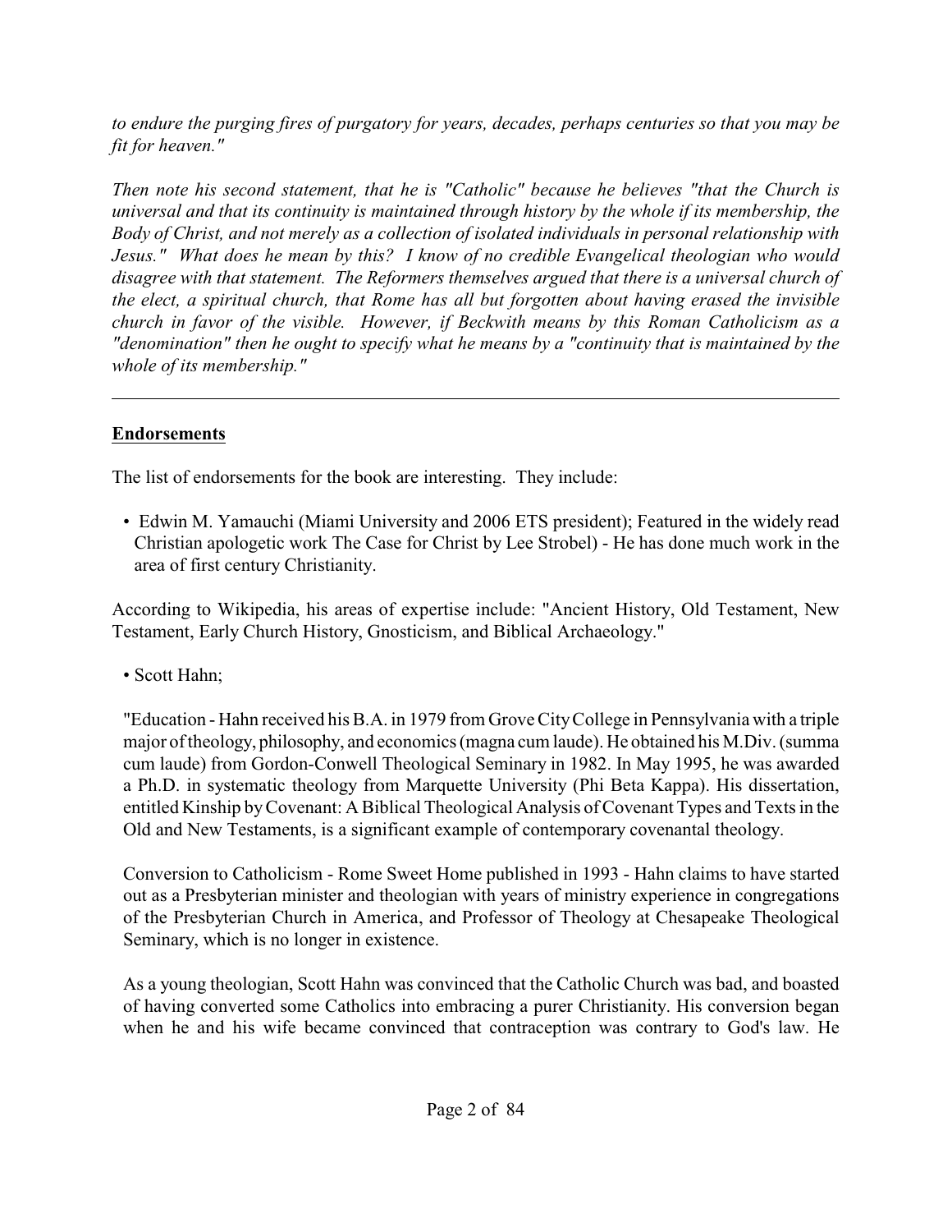*to endure the purging fires of purgatory for years, decades, perhaps centuries so that you may be fit for heaven."*

*Then note his second statement, that he is "Catholic" because he believes "that the Church is universal and that its continuity is maintained through history by the whole if its membership, the Body of Christ, and not merely as a collection of isolated individuals in personal relationship with Jesus." What does he mean by this? I know of no credible Evangelical theologian who would disagree with that statement. The Reformers themselves argued that there is a universal church of the elect, a spiritual church, that Rome has all but forgotten about having erased the invisible church in favor of the visible. However, if Beckwith means by this Roman Catholicism as a "denomination" then he ought to specify what he means by a "continuity that is maintained by the whole of its membership."*

---

## Endorsements

The list of endorsements for the book are interesting. They include:

- Edwin M. Yamauchi (Miami University and 2006 ETS president); Featured in the widely read Christian apologetic work The Case for Christ by Lee Strobel) - He has done much work in the area of first century Christianity.

According to Wikipedia, his areas of expertise include: "Ancient History, Old Testament, New Testament, Early Church History, Gnosticism, and Biblical Archaeology."

- Scott Hahn;

"Education - Hahn received his B.A. in 1979 from Grove City College in Pennsylvania with a triple major of theology, philosophy, and economics (magna cum laude). He obtained his M.Div. (summa cum laude) from Gordon-Conwell Theological Seminary in 1982. In May 1995, he was awarded a Ph.D. in systematic theology from Marquette University (Phi Beta Kappa). His dissertation, entitled Kinship by Covenant: A Biblical Theological Analysis of Covenant Types and Texts in the Old and New Testaments, is a significant example of contemporary covenantal theology.

Conversion to Catholicism - Rome Sweet Home published in 1993 - Hahn claims to have started out as a Presbyterian minister and theologian with years of ministry experience in congregations of the Presbyterian Church in America, and Professor of Theology at Chesapeake Theological Seminary, which is no longer in existence.

As a young theologian, Scott Hahn was convinced that the Catholic Church was bad, and boasted of having converted some Catholics into embracing a purer Christianity. His conversion began when he and his wife became convinced that contraception was contrary to God's law. He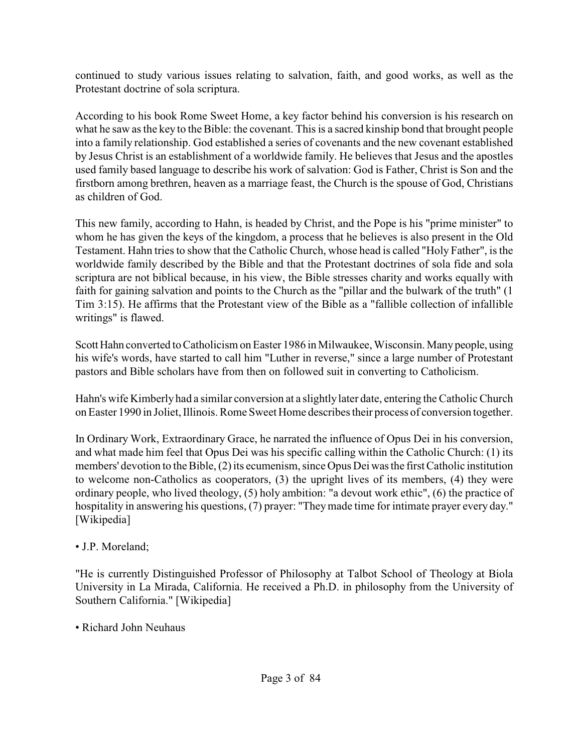continued to study various issues relating to salvation, faith, and good works, as well as the Protestant doctrine of sola scriptura.

According to his book Rome Sweet Home, a key factor behind his conversion is his research on what he saw as the key to the Bible: the covenant. This is a sacred kinship bond that brought people into a family relationship. God established a series of covenants and the new covenant established by Jesus Christ is an establishment of a worldwide family. He believes that Jesus and the apostles used family based language to describe his work of salvation: God is Father, Christ is Son and the firstborn among brethren, heaven as a marriage feast, the Church is the spouse of God, Christians as children of God.

This new family, according to Hahn, is headed by Christ, and the Pope is his "prime minister" to whom he has given the keys of the kingdom, a process that he believes is also present in the Old Testament. Hahn tries to show that the Catholic Church, whose head is called "Holy Father", is the worldwide family described by the Bible and that the Protestant doctrines of sola fide and sola scriptura are not biblical because, in his view, the Bible stresses charity and works equally with faith for gaining salvation and points to the Church as the "pillar and the bulwark of the truth" (1 Tim 3:15). He affirms that the Protestant view of the Bible as a "fallible collection of infallible writings" is flawed.

Scott Hahn converted to Catholicism on Easter 1986 in Milwaukee, Wisconsin. Many people, using his wife's words, have started to call him "Luther in reverse," since a large number of Protestant pastors and Bible scholars have from then on followed suit in converting to Catholicism.

Hahn's wife Kimberly had a similar conversion at a slightly later date, entering the Catholic Church on Easter 1990 in Joliet, Illinois. Rome Sweet Home describes their process of conversion together.

In Ordinary Work, Extraordinary Grace, he narrated the influence of Opus Dei in his conversion, and what made him feel that Opus Dei was his specific calling within the Catholic Church: (1) its members' devotion to the Bible, (2) its ecumenism, since Opus Dei was the first Catholic institution to welcome non-Catholics as cooperators, (3) the upright lives of its members, (4) they were ordinary people, who lived theology, (5) holy ambition: "a devout work ethic", (6) the practice of hospitality in answering his questions, (7) prayer: "They made time for intimate prayer every day." [Wikipedia]

• J.P. Moreland;

"He is currently Distinguished Professor of Philosophy at Talbot School of Theology at Biola University in La Mirada, California. He received a Ph.D. in philosophy from the University of Southern California." [Wikipedia]

• Richard John Neuhaus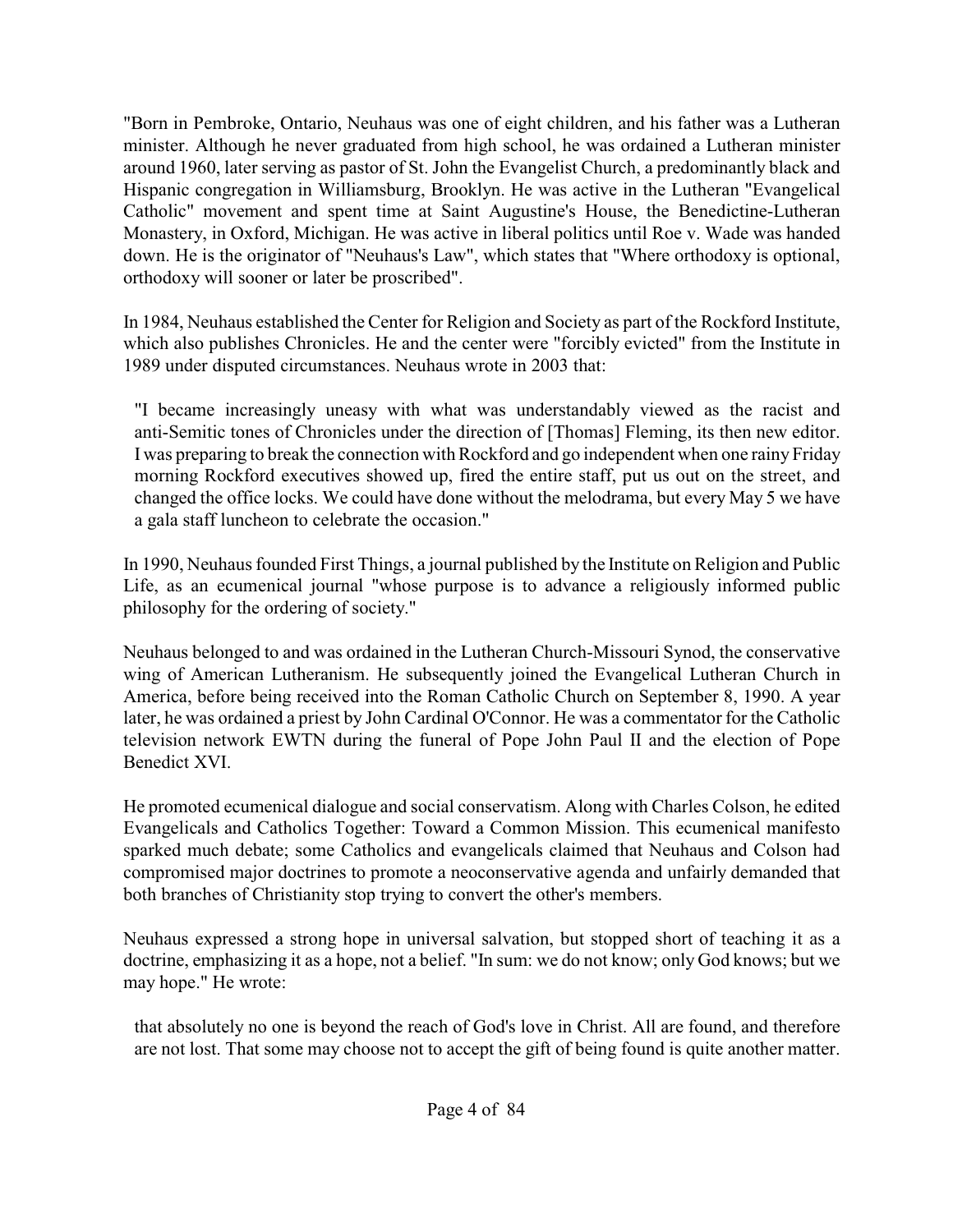"Born in Pembroke, Ontario, Neuhaus was one of eight children, and his father was a Lutheran minister. Although he never graduated from high school, he was ordained a Lutheran minister around 1960, later serving as pastor of St. John the Evangelist Church, a predominantly black and Hispanic congregation in Williamsburg, Brooklyn. He was active in the Lutheran "Evangelical Catholic" movement and spent time at Saint Augustine's House, the Benedictine-Lutheran Monastery, in Oxford, Michigan. He was active in liberal politics until Roe v. Wade was handed down. He is the originator of "Neuhaus's Law", which states that "Where orthodoxy is optional, orthodoxy will sooner or later be proscribed".

In 1984, Neuhaus established the Center for Religion and Society as part of the Rockford Institute, which also publishes Chronicles. He and the center were "forcibly evicted" from the Institute in 1989 under disputed circumstances. Neuhaus wrote in 2003 that:

> "I became increasingly uneasy with what was understandably viewed as the racist and anti-Semitic tones of Chronicles under the direction of [Thomas] Fleming, its then new editor. I was preparing to break the connection with Rockford and go independent when one rainy Friday morning Rockford executives showed up, fired the entire staff, put us out on the street, and changed the office locks. We could have done without the melodrama, but every May 5 we have a gala staff luncheon to celebrate the occasion."

In 1990, Neuhaus founded First Things, a journal published by the Institute on Religion and Public Life, as an ecumenical journal "whose purpose is to advance a religiously informed public philosophy for the ordering of society."

Neuhaus belonged to and was ordained in the Lutheran Church-Missouri Synod, the conservative wing of American Lutheranism. He subsequently joined the Evangelical Lutheran Church in America, before being received into the Roman Catholic Church on September 8, 1990. A year later, he was ordained a priest by John Cardinal O'Connor. He was a commentator for the Catholic television network EWTN during the funeral of Pope John Paul II and the election of Pope Benedict XVI.

He promoted ecumenical dialogue and social conservatism. Along with Charles Colson, he edited Evangelicals and Catholics Together: Toward a Common Mission. This ecumenical manifesto sparked much debate; some Catholics and evangelicals claimed that Neuhaus and Colson had compromised major doctrines to promote a neoconservative agenda and unfairly demanded that both branches of Christianity stop trying to convert the other's members.

Neuhaus expressed a strong hope in universal salvation, but stopped short of teaching it as a doctrine, emphasizing it as a hope, not a belief. "In sum: we do not know; only God knows; but we may hope." He wrote:

> that absolutely no one is beyond the reach of God's love in Christ. All are found, and therefore are not lost. That some may choose not to accept the gift of being found is quite another matter.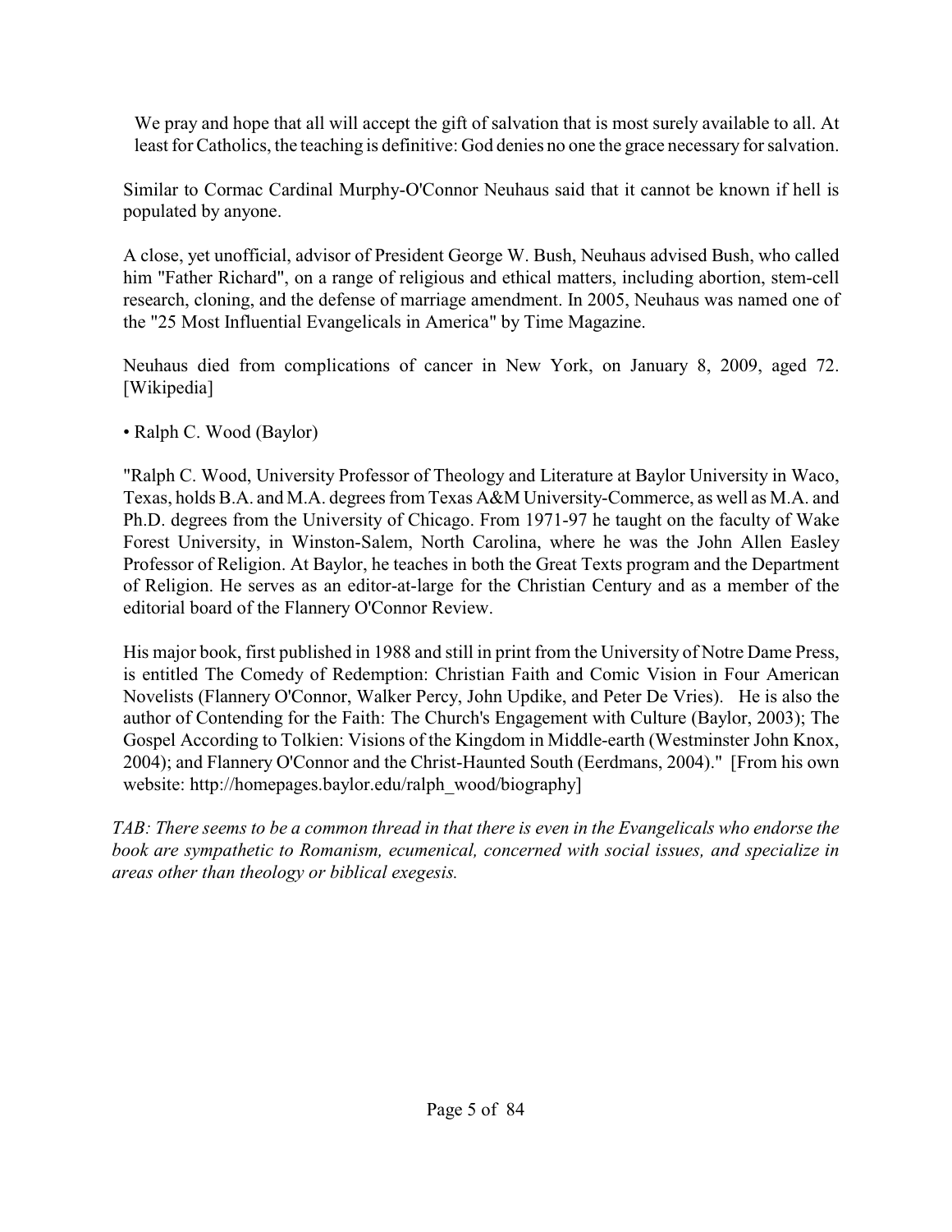We pray and hope that all will accept the gift of salvation that is most surely available to all. At least for Catholics, the teaching is definitive: God denies no one the grace necessary for salvation.

Similar to Cormac Cardinal Murphy-O'Connor Neuhaus said that it cannot be known if hell is populated by anyone.

A close, yet unofficial, advisor of President George W. Bush, Neuhaus advised Bush, who called him "Father Richard", on a range of religious and ethical matters, including abortion, stem-cell research, cloning, and the defense of marriage amendment. In 2005, Neuhaus was named one of the "25 Most Influential Evangelicals in America" by Time Magazine.

Neuhaus died from complications of cancer in New York, on January 8, 2009, aged 72. [Wikipedia]

• Ralph C. Wood (Baylor)

"Ralph C. Wood, University Professor of Theology and Literature at Baylor University in Waco, Texas, holds B.A. and M.A. degrees from Texas A&M University-Commerce, as well as M.A. and Ph.D. degrees from the University of Chicago. From 1971-97 he taught on the faculty of Wake Forest University, in Winston-Salem, North Carolina, where he was the John Allen Easley Professor of Religion. At Baylor, he teaches in both the Great Texts program and the Department of Religion. He serves as an editor-at-large for the Christian Century and as a member of the editorial board of the Flannery O'Connor Review.

His major book, first published in 1988 and still in print from the University of Notre Dame Press, is entitled The Comedy of Redemption: Christian Faith and Comic Vision in Four American Novelists (Flannery O'Connor, Walker Percy, John Updike, and Peter De Vries). He is also the author of Contending for the Faith: The Church's Engagement with Culture (Baylor, 2003); The Gospel According to Tolkien: Visions of the Kingdom in Middle-earth (Westminster John Knox, 2004); and Flannery O'Connor and the Christ-Haunted South (Eerdmans, 2004)." [From his own website: http://homepages.baylor.edu/ralph_wood/biography]

*TAB: There seems to be a common thread in that there is even in the Evangelicals who endorse the book are sympathetic to Romanism, ecumenical, concerned with social issues, and specialize in areas other than theology or biblical exegesis.*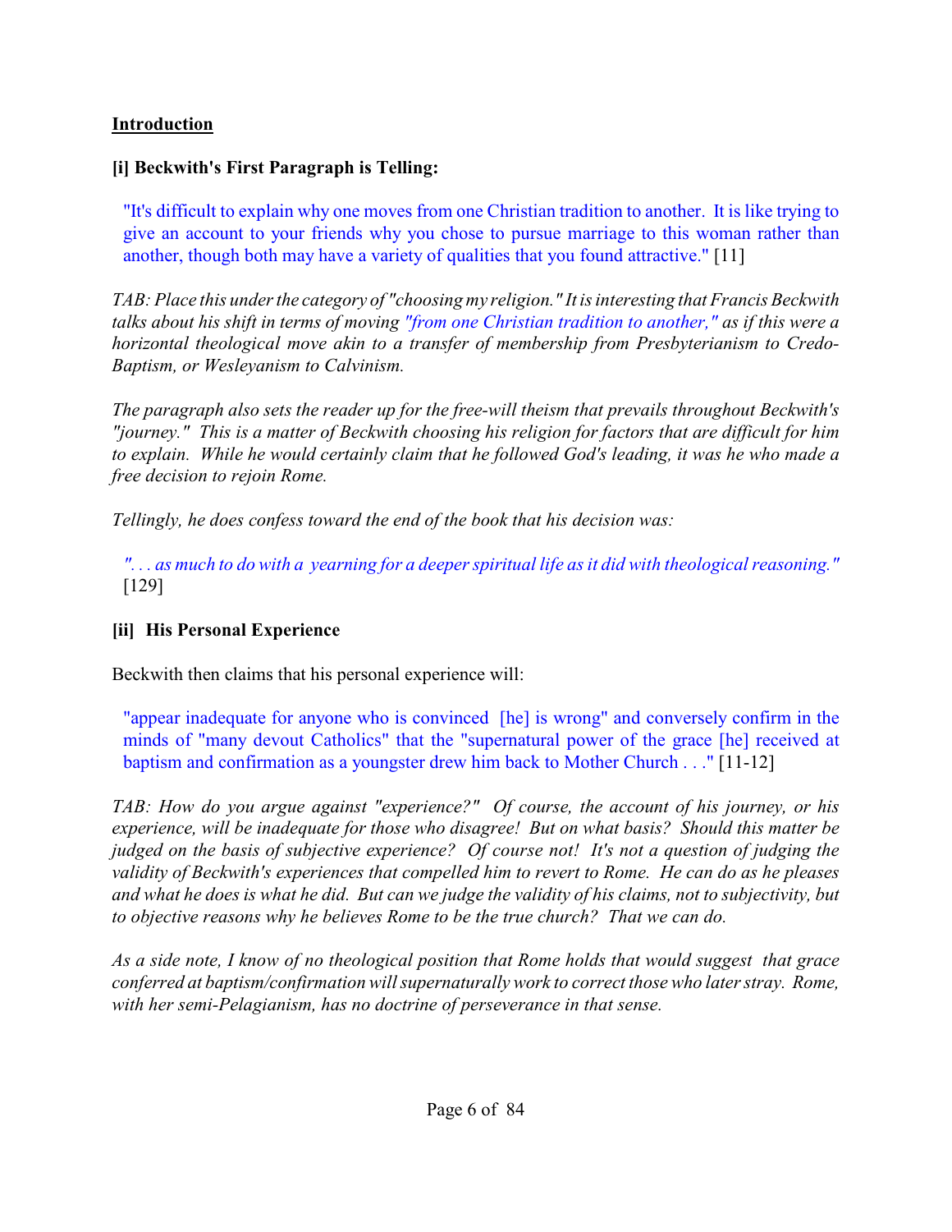**<u>Introduction</u>**

**[i] Beckwith's First Paragraph is Telling:**

> "It's difficult to explain why one moves from one Christian tradition to another. It is like trying to give an account to your friends why you chose to pursue marriage to this woman rather than another, though both may have a variety of qualities that you found attractive." [11]

*TAB: Place this under the category of "choosing my religion." It is interesting that Francis Beckwith talks about his shift in terms of moving "from one Christian tradition to another," as if this were a horizontal theological move akin to a transfer of membership from Presbyterianism to Credo-Baptism, or Wesleyanism to Calvinism.*

*The paragraph also sets the reader up for the free-will theism that prevails throughout Beckwith's "journey." This is a matter of Beckwith choosing his religion for factors that are difficult for him to explain. While he would certainly claim that he followed God's leading, it was he who made a free decision to rejoin Rome.*

*Tellingly, he does confess toward the end of the book that his decision was:*

> *". . . as much to do with a yearning for a deeper spiritual life as it did with theological reasoning."* [129]

**[ii] His Personal Experience**

Beckwith then claims that his personal experience will:

> "appear inadequate for anyone who is convinced [he] is wrong" and conversely confirm in the minds of "many devout Catholics" that the "supernatural power of the grace [he] received at baptism and confirmation as a youngster drew him back to Mother Church . . ." [11-12]

*TAB: How do you argue against "experience?" Of course, the account of his journey, or his experience, will be inadequate for those who disagree! But on what basis? Should this matter be judged on the basis of subjective experience? Of course not! It's not a question of judging the validity of Beckwith's experiences that compelled him to revert to Rome. He can do as he pleases and what he does is what he did. But can we judge the validity of his claims, not to subjectivity, but to objective reasons why he believes Rome to be the true church? That we can do.*

*As a side note, I know of no theological position that Rome holds that would suggest that grace conferred at baptism/confirmation will supernaturally work to correct those who later stray. Rome, with her semi-Pelagianism, has no doctrine of perseverance in that sense.*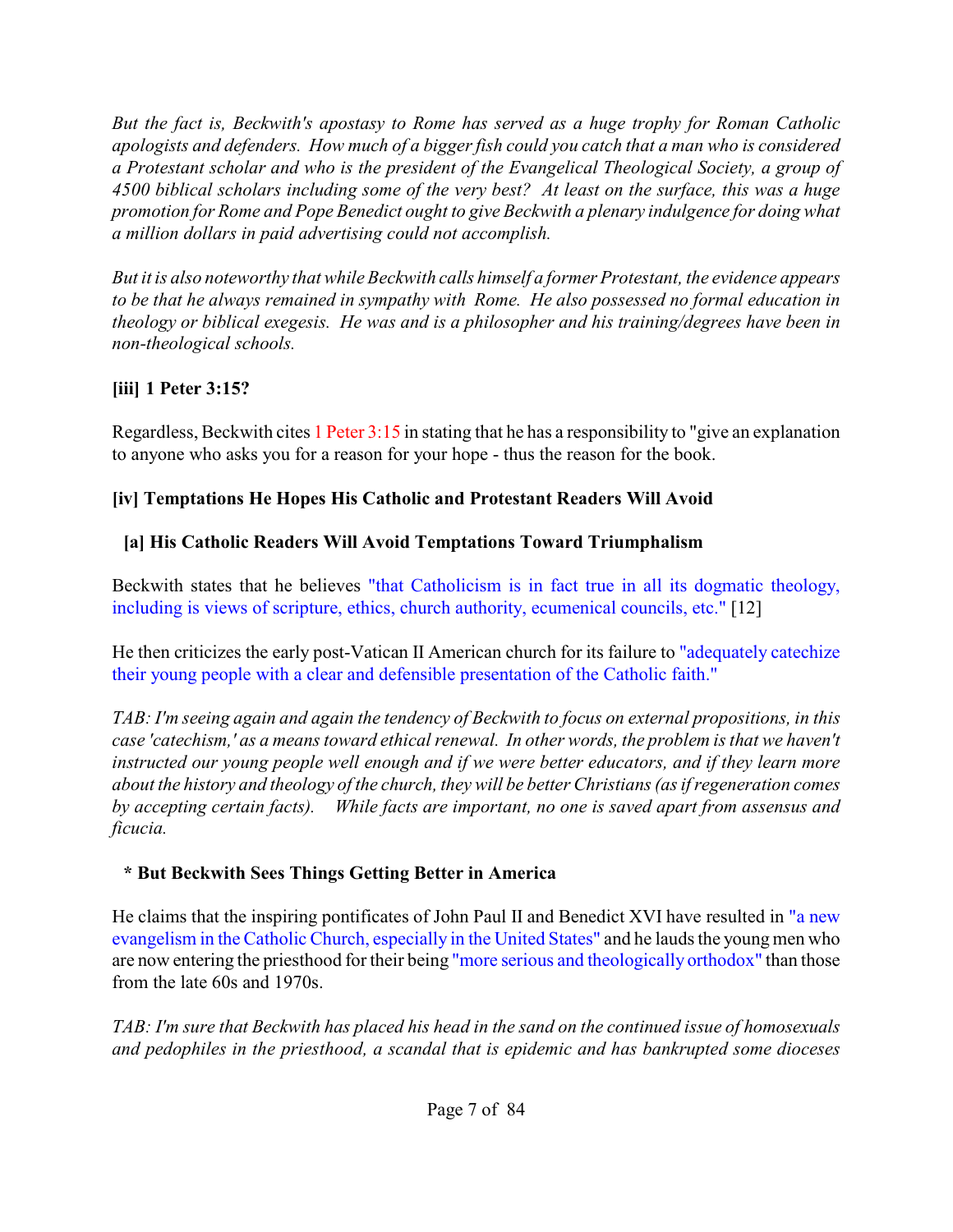*But the fact is, Beckwith's apostasy to Rome has served as a huge trophy for Roman Catholic apologists and defenders. How much of a bigger fish could you catch that a man who is considered a Protestant scholar and who is the president of the Evangelical Theological Society, a group of 4500 biblical scholars including some of the very best? At least on the surface, this was a huge promotion for Rome and Pope Benedict ought to give Beckwith a plenary indulgence for doing what a million dollars in paid advertising could not accomplish.*

*But it is also noteworthy that while Beckwith calls himself a former Protestant, the evidence appears to be that he always remained in sympathy with Rome. He also possessed no formal education in theology or biblical exegesis. He was and is a philosopher and his training/degrees have been in non-theological schools.*

**[iii] 1 Peter 3:15?**

Regardless, Beckwith cites 1 Peter 3:15 in stating that he has a responsibility to "give an explanation to anyone who asks you for a reason for your hope - thus the reason for the book.

**[iv] Temptations He Hopes His Catholic and Protestant Readers Will Avoid**

**[a] His Catholic Readers Will Avoid Temptations Toward Triumphalism**

Beckwith states that he believes "that Catholicism is in fact true in all its dogmatic theology, including is views of scripture, ethics, church authority, ecumenical councils, etc." [12]

He then criticizes the early post-Vatican II American church for its failure to "adequately catechize their young people with a clear and defensible presentation of the Catholic faith."

*TAB: I'm seeing again and again the tendency of Beckwith to focus on external propositions, in this case 'catechism,' as a means toward ethical renewal. In other words, the problem is that we haven't instructed our young people well enough and if we were better educators, and if they learn more about the history and theology of the church, they will be better Christians (as if regeneration comes by accepting certain facts). While facts are important, no one is saved apart from assensus and ficucia.*

**\* But Beckwith Sees Things Getting Better in America**

He claims that the inspiring pontificates of John Paul II and Benedict XVI have resulted in "a new evangelism in the Catholic Church, especially in the United States" and he lauds the young men who are now entering the priesthood for their being "more serious and theologically orthodox" than those from the late 60s and 1970s.

*TAB: I'm sure that Beckwith has placed his head in the sand on the continued issue of homosexuals and pedophiles in the priesthood, a scandal that is epidemic and has bankrupted some dioceses*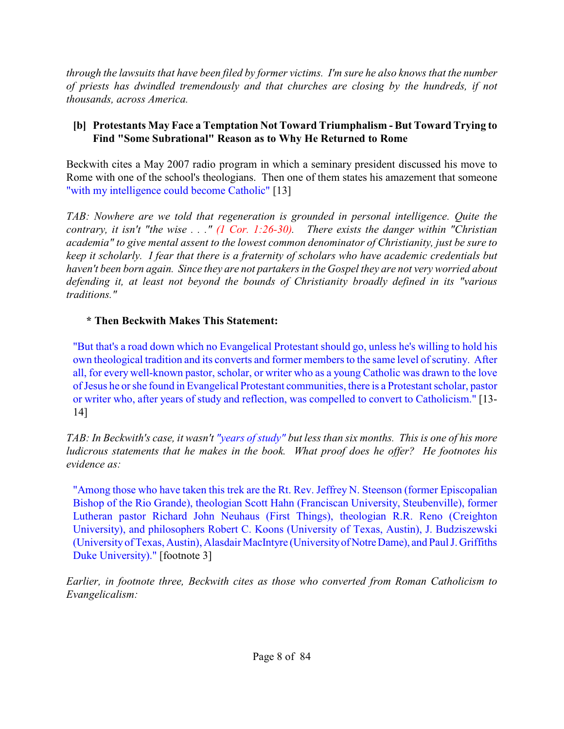*through the lawsuits that have been filed by former victims. I'm sure he also knows that the number of priests has dwindled tremendously and that churches are closing by the hundreds, if not thousands, across America.*

### [b] Protestants May Face a Temptation Not Toward Triumphalism - But Toward Trying to Find "Some Subrational" Reason as to Why He Returned to Rome

Beckwith cites a May 2007 radio program in which a seminary president discussed his move to Rome with one of the school's theologians. Then one of them states his amazement that someone "with my intelligence could become Catholic" [13]

*TAB: Nowhere are we told that regeneration is grounded in personal intelligence. Quite the contrary, it isn't "the wise . . ." (1 Cor. 1:26-30). There exists the danger within "Christian academia" to give mental assent to the lowest common denominator of Christianity, just be sure to keep it scholarly. I fear that there is a fraternity of scholars who have academic credentials but haven't been born again. Since they are not partakers in the Gospel they are not very worried about defending it, at least not beyond the bounds of Christianity broadly defined in its "various traditions."*

**\* Then Beckwith Makes This Statement:**

> "But that's a road down which no Evangelical Protestant should go, unless he's willing to hold his own theological tradition and its converts and former members to the same level of scrutiny. After all, for every well-known pastor, scholar, or writer who as a young Catholic was drawn to the love of Jesus he or she found in Evangelical Protestant communities, there is a Protestant scholar, pastor or writer who, after years of study and reflection, was compelled to convert to Catholicism." [13-14]

*TAB: In Beckwith's case, it wasn't "years of study" but less than six months. This is one of his more ludicrous statements that he makes in the book. What proof does he offer? He footnotes his evidence as:*

> "Among those who have taken this trek are the Rt. Rev. Jeffrey N. Steenson (former Episcopalian Bishop of the Rio Grande), theologian Scott Hahn (Franciscan University, Steubenville), former Lutheran pastor Richard John Neuhaus (First Things), theologian R.R. Reno (Creighton University), and philosophers Robert C. Koons (University of Texas, Austin), J. Budziszewski (University of Texas, Austin), Alasdair MacIntyre (University of Notre Dame), and Paul J. Griffiths Duke University)." [footnote 3]

*Earlier, in footnote three, Beckwith cites as those who converted from Roman Catholicism to Evangelicalism:*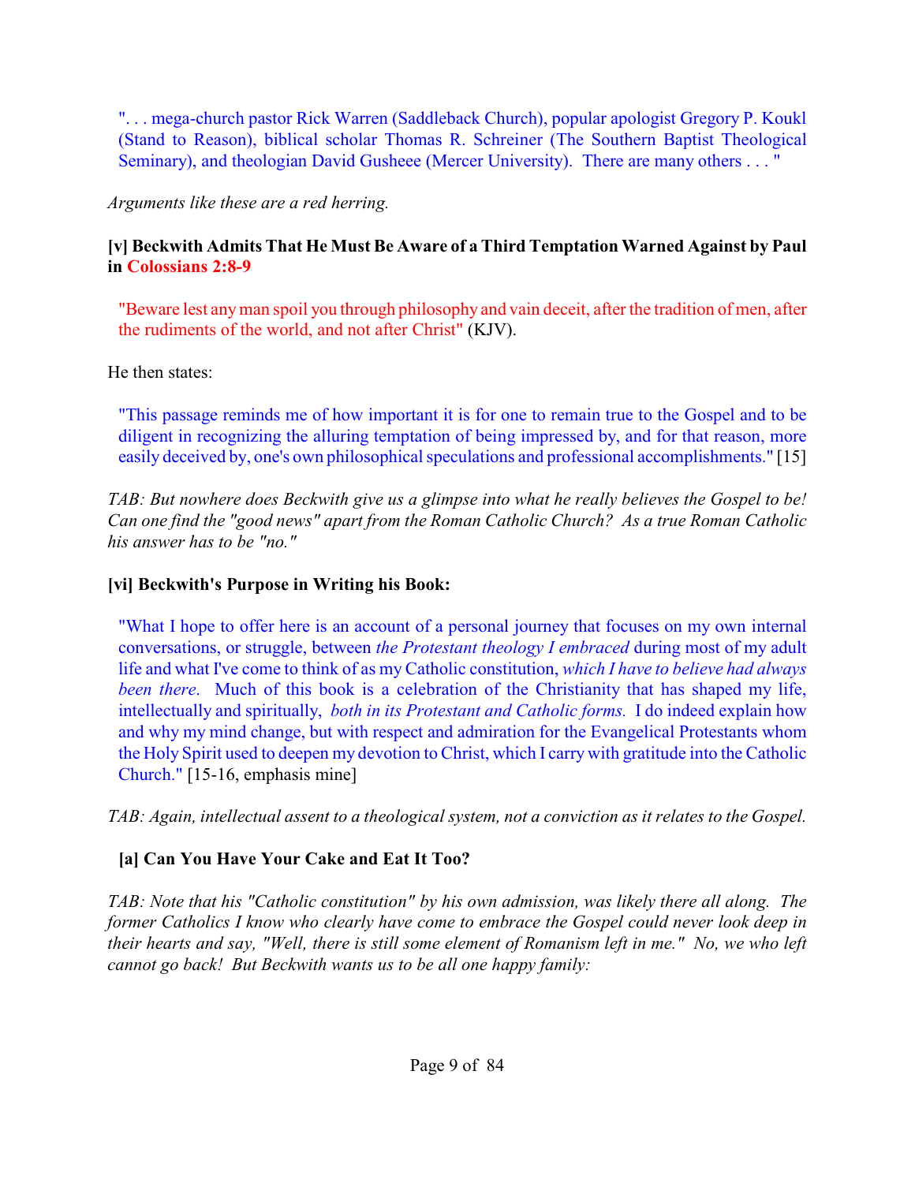> ". . . mega-church pastor Rick Warren (Saddleback Church), popular apologist Gregory P. Koukl (Stand to Reason), biblical scholar Thomas R. Schreiner (The Southern Baptist Theological Seminary), and theologian David Gusheee (Mercer University). There are many others . . . "

*Arguments like these are a red herring.*

**[v] Beckwith Admits That He Must Be Aware of a Third Temptation Warned Against by Paul in Colossians 2:8-9**

> "Beware lest any man spoil you through philosophy and vain deceit, after the tradition of men, after the rudiments of the world, and not after Christ" (KJV).

He then states:

> "This passage reminds me of how important it is for one to remain true to the Gospel and to be diligent in recognizing the alluring temptation of being impressed by, and for that reason, more easily deceived by, one's own philosophical speculations and professional accomplishments." [15]

*TAB: But nowhere does Beckwith give us a glimpse into what he really believes the Gospel to be! Can one find the "good news" apart from the Roman Catholic Church? As a true Roman Catholic his answer has to be "no."*

**[vi] Beckwith's Purpose in Writing his Book:**

> "What I hope to offer here is an account of a personal journey that focuses on my own internal conversations, or struggle, between *the Protestant theology I embraced* during most of my adult life and what I've come to think of as my Catholic constitution, *which I have to believe had always been there*. Much of this book is a celebration of the Christianity that has shaped my life, intellectually and spiritually, *both in its Protestant and Catholic forms.* I do indeed explain how and why my mind change, but with respect and admiration for the Evangelical Protestants whom the Holy Spirit used to deepen my devotion to Christ, which I carry with gratitude into the Catholic Church." [15-16, emphasis mine]

*TAB: Again, intellectual assent to a theological system, not a conviction as it relates to the Gospel.*

**[a] Can You Have Your Cake and Eat It Too?**

*TAB: Note that his "Catholic constitution" by his own admission, was likely there all along. The former Catholics I know who clearly have come to embrace the Gospel could never look deep in their hearts and say, "Well, there is still some element of Romanism left in me." No, we who left cannot go back! But Beckwith wants us to be all one happy family:*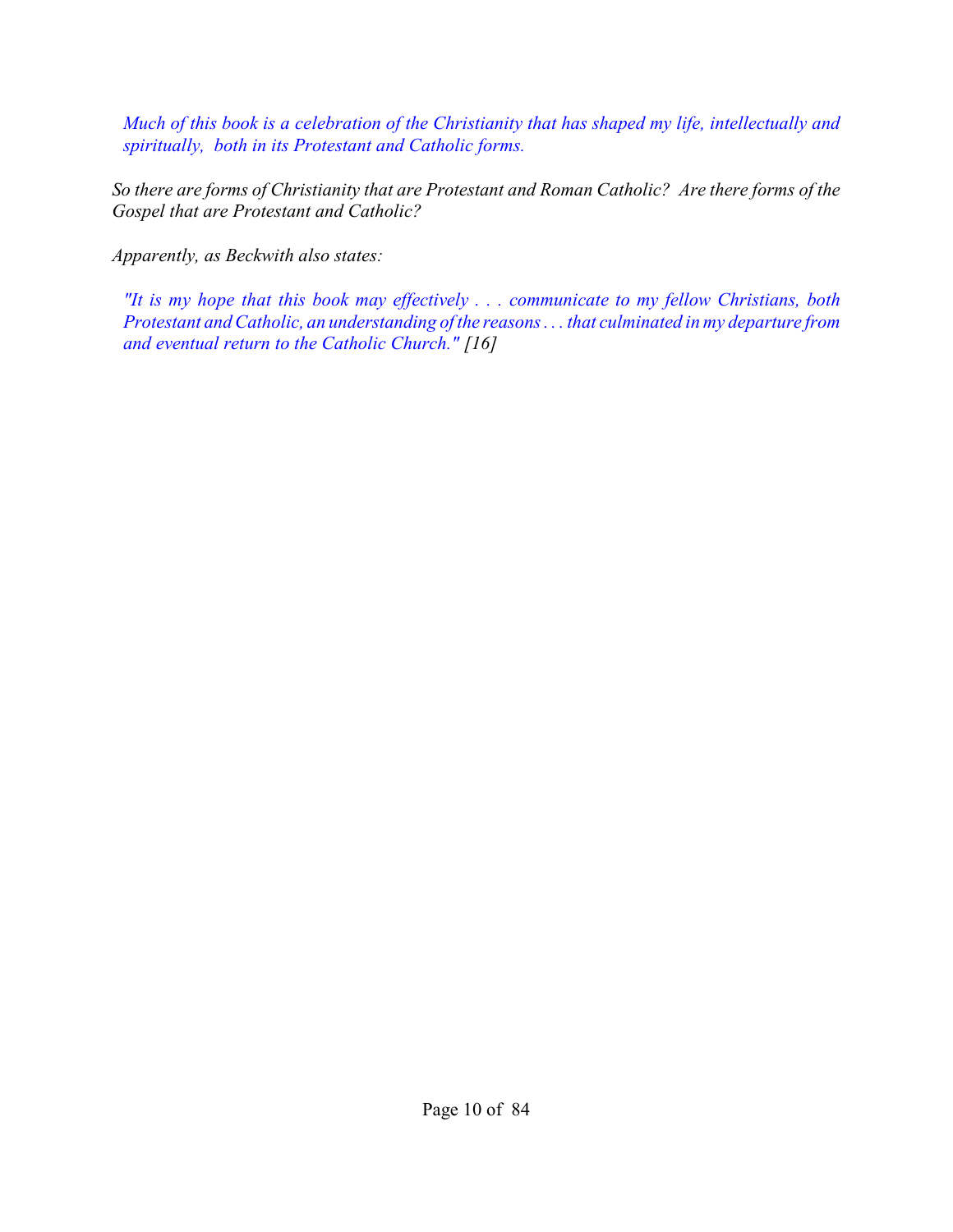> *Much of this book is a celebration of the Christianity that has shaped my life, intellectually and spiritually, both in its Protestant and Catholic forms.*

*So there are forms of Christianity that are Protestant and Roman Catholic? Are there forms of the Gospel that are Protestant and Catholic?*

*Apparently, as Beckwith also states:*

> *"It is my hope that this book may effectively . . . communicate to my fellow Christians, both Protestant and Catholic, an understanding of the reasons . . . that culminated in my departure from and eventual return to the Catholic Church." [16]*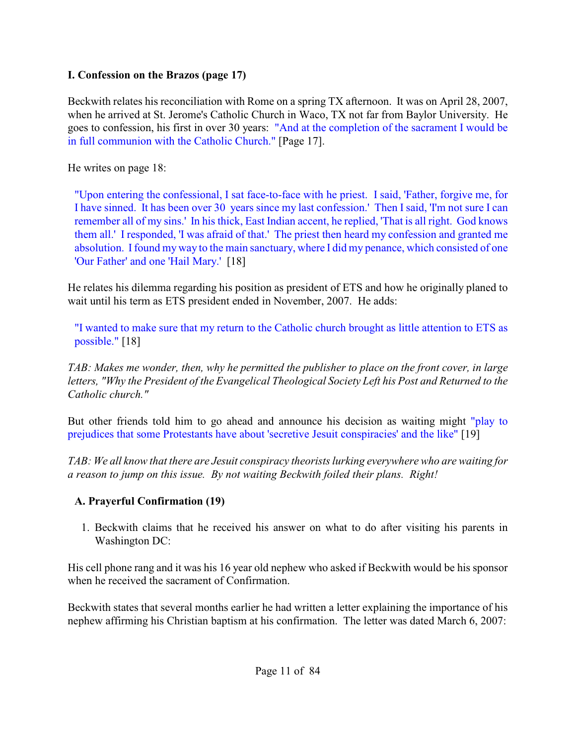### I. Confession on the Brazos (page 17)

Beckwith relates his reconciliation with Rome on a spring TX afternoon. It was on April 28, 2007, when he arrived at St. Jerome's Catholic Church in Waco, TX not far from Baylor University. He goes to confession, his first in over 30 years: "And at the completion of the sacrament I would be in full communion with the Catholic Church." [Page 17].

He writes on page 18:

> "Upon entering the confessional, I sat face-to-face with he priest. I said, 'Father, forgive me, for I have sinned. It has been over 30 years since my last confession.' Then I said, 'I'm not sure I can remember all of my sins.' In his thick, East Indian accent, he replied, 'That is all right. God knows them all.' I responded, 'I was afraid of that.' The priest then heard my confession and granted me absolution. I found my way to the main sanctuary, where I did my penance, which consisted of one 'Our Father' and one 'Hail Mary.' [18]

He relates his dilemma regarding his position as president of ETS and how he originally planed to wait until his term as ETS president ended in November, 2007. He adds:

> "I wanted to make sure that my return to the Catholic church brought as little attention to ETS as possible." [18]

*TAB: Makes me wonder, then, why he permitted the publisher to place on the front cover, in large letters, "Why the President of the Evangelical Theological Society Left his Post and Returned to the Catholic church."*

But other friends told him to go ahead and announce his decision as waiting might "play to prejudices that some Protestants have about 'secretive Jesuit conspiracies' and the like" [19]

*TAB: We all know that there are Jesuit conspiracy theorists lurking everywhere who are waiting for a reason to jump on this issue. By not waiting Beckwith foiled their plans. Right!*

#### A. Prayerful Confirmation (19)

1. Beckwith claims that he received his answer on what to do after visiting his parents in Washington DC:

His cell phone rang and it was his 16 year old nephew who asked if Beckwith would be his sponsor when he received the sacrament of Confirmation.

Beckwith states that several months earlier he had written a letter explaining the importance of his nephew affirming his Christian baptism at his confirmation. The letter was dated March 6, 2007: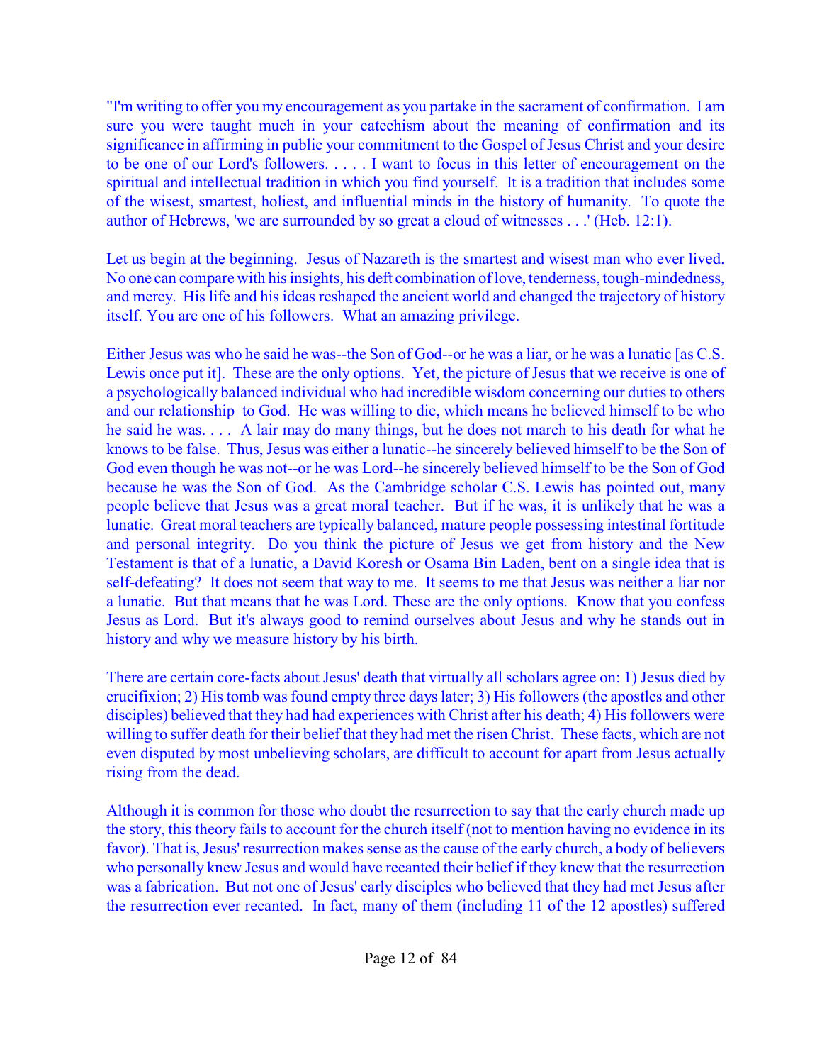"I'm writing to offer you my encouragement as you partake in the sacrament of confirmation. I am sure you were taught much in your catechism about the meaning of confirmation and its significance in affirming in public your commitment to the Gospel of Jesus Christ and your desire to be one of our Lord's followers. . . . . I want to focus in this letter of encouragement on the spiritual and intellectual tradition in which you find yourself. It is a tradition that includes some of the wisest, smartest, holiest, and influential minds in the history of humanity. To quote the author of Hebrews, 'we are surrounded by so great a cloud of witnesses . . .' (Heb. 12:1).

Let us begin at the beginning. Jesus of Nazareth is the smartest and wisest man who ever lived. No one can compare with his insights, his deft combination of love, tenderness, tough-mindedness, and mercy. His life and his ideas reshaped the ancient world and changed the trajectory of history itself. You are one of his followers. What an amazing privilege.

Either Jesus was who he said he was--the Son of God--or he was a liar, or he was a lunatic [as C.S. Lewis once put it]. These are the only options. Yet, the picture of Jesus that we receive is one of a psychologically balanced individual who had incredible wisdom concerning our duties to others and our relationship to God. He was willing to die, which means he believed himself to be who he said he was. . . . A lair may do many things, but he does not march to his death for what he knows to be false. Thus, Jesus was either a lunatic--he sincerely believed himself to be the Son of God even though he was not--or he was Lord--he sincerely believed himself to be the Son of God because he was the Son of God. As the Cambridge scholar C.S. Lewis has pointed out, many people believe that Jesus was a great moral teacher. But if he was, it is unlikely that he was a lunatic. Great moral teachers are typically balanced, mature people possessing intestinal fortitude and personal integrity. Do you think the picture of Jesus we get from history and the New Testament is that of a lunatic, a David Koresh or Osama Bin Laden, bent on a single idea that is self-defeating? It does not seem that way to me. It seems to me that Jesus was neither a liar nor a lunatic. But that means that he was Lord. These are the only options. Know that you confess Jesus as Lord. But it's always good to remind ourselves about Jesus and why he stands out in history and why we measure history by his birth.

There are certain core-facts about Jesus' death that virtually all scholars agree on: 1) Jesus died by crucifixion; 2) His tomb was found empty three days later; 3) His followers (the apostles and other disciples) believed that they had had experiences with Christ after his death; 4) His followers were willing to suffer death for their belief that they had met the risen Christ. These facts, which are not even disputed by most unbelieving scholars, are difficult to account for apart from Jesus actually rising from the dead.

Although it is common for those who doubt the resurrection to say that the early church made up the story, this theory fails to account for the church itself (not to mention having no evidence in its favor). That is, Jesus' resurrection makes sense as the cause of the early church, a body of believers who personally knew Jesus and would have recanted their belief if they knew that the resurrection was a fabrication. But not one of Jesus' early disciples who believed that they had met Jesus after the resurrection ever recanted. In fact, many of them (including 11 of the 12 apostles) suffered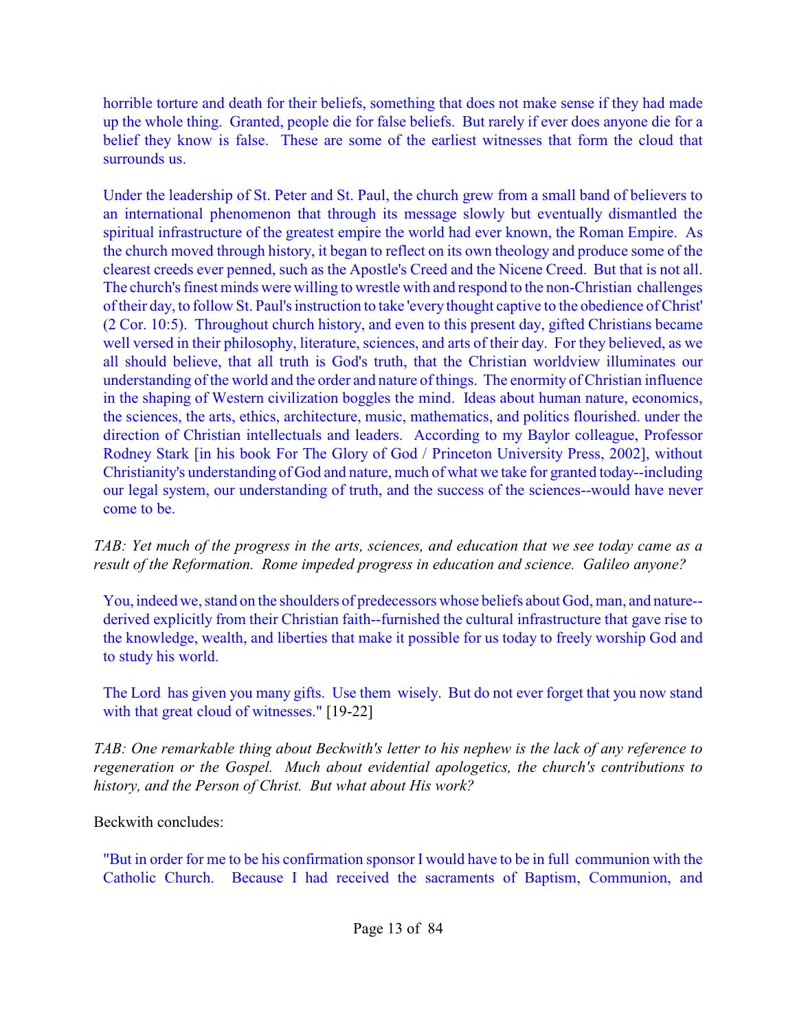horrible torture and death for their beliefs, something that does not make sense if they had made up the whole thing. Granted, people die for false beliefs. But rarely if ever does anyone die for a belief they know is false. These are some of the earliest witnesses that form the cloud that surrounds us.

Under the leadership of St. Peter and St. Paul, the church grew from a small band of believers to an international phenomenon that through its message slowly but eventually dismantled the spiritual infrastructure of the greatest empire the world had ever known, the Roman Empire. As the church moved through history, it began to reflect on its own theology and produce some of the clearest creeds ever penned, such as the Apostle's Creed and the Nicene Creed. But that is not all. The church's finest minds were willing to wrestle with and respond to the non-Christian challenges of their day, to follow St. Paul's instruction to take 'every thought captive to the obedience of Christ' (2 Cor. 10:5). Throughout church history, and even to this present day, gifted Christians became well versed in their philosophy, literature, sciences, and arts of their day. For they believed, as we all should believe, that all truth is God's truth, that the Christian worldview illuminates our understanding of the world and the order and nature of things. The enormity of Christian influence in the shaping of Western civilization boggles the mind. Ideas about human nature, economics, the sciences, the arts, ethics, architecture, music, mathematics, and politics flourished. under the direction of Christian intellectuals and leaders. According to my Baylor colleague, Professor Rodney Stark [in his book For The Glory of God / Princeton University Press, 2002], without Christianity's understanding of God and nature, much of what we take for granted today--including our legal system, our understanding of truth, and the success of the sciences--would have never come to be.

*TAB: Yet much of the progress in the arts, sciences, and education that we see today came as a result of the Reformation. Rome impeded progress in education and science. Galileo anyone?*

You, indeed we, stand on the shoulders of predecessors whose beliefs about God, man, and nature--derived explicitly from their Christian faith--furnished the cultural infrastructure that gave rise to the knowledge, wealth, and liberties that make it possible for us today to freely worship God and to study his world.

The Lord has given you many gifts. Use them wisely. But do not ever forget that you now stand with that great cloud of witnesses." [19-22]

*TAB: One remarkable thing about Beckwith's letter to his nephew is the lack of any reference to regeneration or the Gospel. Much about evidential apologetics, the church's contributions to history, and the Person of Christ. But what about His work?*

Beckwith concludes:

"But in order for me to be his confirmation sponsor I would have to be in full communion with the Catholic Church. Because I had received the sacraments of Baptism, Communion, and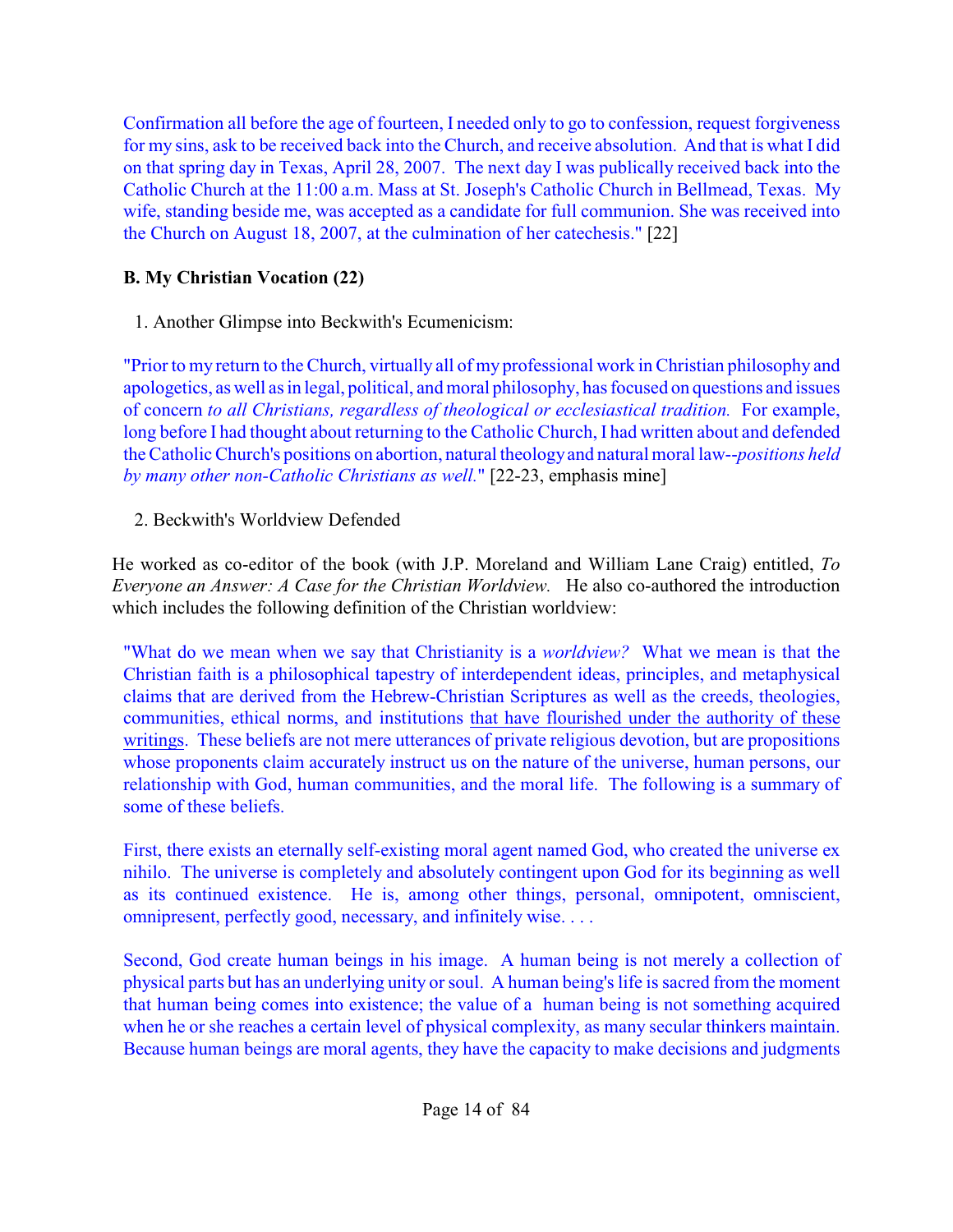Confirmation all before the age of fourteen, I needed only to go to confession, request forgiveness for my sins, ask to be received back into the Church, and receive absolution. And that is what I did on that spring day in Texas, April 28, 2007. The next day I was publically received back into the Catholic Church at the 11:00 a.m. Mass at St. Joseph's Catholic Church in Bellmead, Texas. My wife, standing beside me, was accepted as a candidate for full communion. She was received into the Church on August 18, 2007, at the culmination of her catechesis." [22]

**B. My Christian Vocation (22)**

1. Another Glimpse into Beckwith's Ecumenicism:

"Prior to my return to the Church, virtually all of my professional work in Christian philosophy and apologetics, as well as in legal, political, and moral philosophy, has focused on questions and issues of concern *to all Christians, regardless of theological or ecclesiastical tradition.* For example, long before I had thought about returning to the Catholic Church, I had written about and defended the Catholic Church's positions on abortion, natural theology and natural moral law--*positions held by many other non-Catholic Christians as well.*" [22-23, emphasis mine]

2. Beckwith's Worldview Defended

He worked as co-editor of the book (with J.P. Moreland and William Lane Craig) entitled, *To Everyone an Answer: A Case for the Christian Worldview.* He also co-authored the introduction which includes the following definition of the Christian worldview:

"What do we mean when we say that Christianity is a *worldview?* What we mean is that the Christian faith is a philosophical tapestry of interdependent ideas, principles, and metaphysical claims that are derived from the Hebrew-Christian Scriptures as well as the creeds, theologies, communities, ethical norms, and institutions <u>that have flourished under the authority of these writings</u>. These beliefs are not mere utterances of private religious devotion, but are propositions whose proponents claim accurately instruct us on the nature of the universe, human persons, our relationship with God, human communities, and the moral life. The following is a summary of some of these beliefs.

First, there exists an eternally self-existing moral agent named God, who created the universe ex nihilo. The universe is completely and absolutely contingent upon God for its beginning as well as its continued existence. He is, among other things, personal, omnipotent, omniscient, omnipresent, perfectly good, necessary, and infinitely wise. . . .

Second, God create human beings in his image. A human being is not merely a collection of physical parts but has an underlying unity or soul. A human being's life is sacred from the moment that human being comes into existence; the value of a human being is not something acquired when he or she reaches a certain level of physical complexity, as many secular thinkers maintain. Because human beings are moral agents, they have the capacity to make decisions and judgments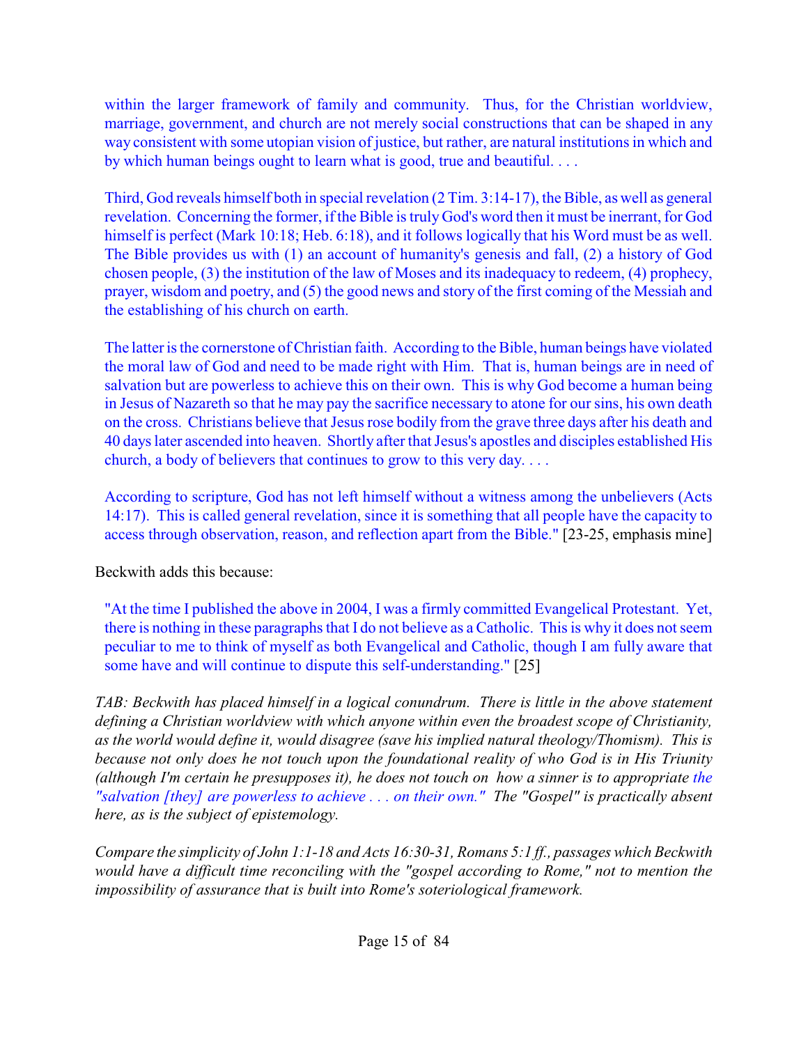> within the larger framework of family and community. Thus, for the Christian worldview, marriage, government, and church are not merely social constructions that can be shaped in any way consistent with some utopian vision of justice, but rather, are natural institutions in which and by which human beings ought to learn what is good, true and beautiful. . . .
>
> Third, God reveals himself both in special revelation (2 Tim. 3:14-17), the Bible, as well as general revelation. Concerning the former, if the Bible is truly God's word then it must be inerrant, for God himself is perfect (Mark 10:18; Heb. 6:18), and it follows logically that his Word must be as well. The Bible provides us with (1) an account of humanity's genesis and fall, (2) a history of God chosen people, (3) the institution of the law of Moses and its inadequacy to redeem, (4) prophecy, prayer, wisdom and poetry, and (5) the good news and story of the first coming of the Messiah and the establishing of his church on earth.
>
> The latter is the cornerstone of Christian faith. According to the Bible, human beings have violated the moral law of God and need to be made right with Him. That is, human beings are in need of salvation but are powerless to achieve this on their own. This is why God become a human being in Jesus of Nazareth so that he may pay the sacrifice necessary to atone for our sins, his own death on the cross. Christians believe that Jesus rose bodily from the grave three days after his death and 40 days later ascended into heaven. Shortly after that Jesus's apostles and disciples established His church, a body of believers that continues to grow to this very day. . . .
>
> According to scripture, God has not left himself without a witness among the unbelievers (Acts 14:17). This is called general revelation, since it is something that all people have the capacity to access through observation, reason, and reflection apart from the Bible." [23-25, emphasis mine]

Beckwith adds this because:

> "At the time I published the above in 2004, I was a firmly committed Evangelical Protestant. Yet, there is nothing in these paragraphs that I do not believe as a Catholic. This is why it does not seem peculiar to me to think of myself as both Evangelical and Catholic, though I am fully aware that some have and will continue to dispute this self-understanding." [25]

*TAB: Beckwith has placed himself in a logical conundrum. There is little in the above statement defining a Christian worldview with which anyone within even the broadest scope of Christianity, as the world would define it, would disagree (save his implied natural theology/Thomism). This is because not only does he not touch upon the foundational reality of who God is in His Triunity (although I'm certain he presupposes it), he does not touch on how a sinner is to appropriate the "salvation [they] are powerless to achieve . . . on their own." The "Gospel" is practically absent here, as is the subject of epistemology.*

*Compare the simplicity of John 1:1-18 and Acts 16:30-31, Romans 5:1 ff., passages which Beckwith would have a difficult time reconciling with the "gospel according to Rome," not to mention the impossibility of assurance that is built into Rome's soteriological framework.*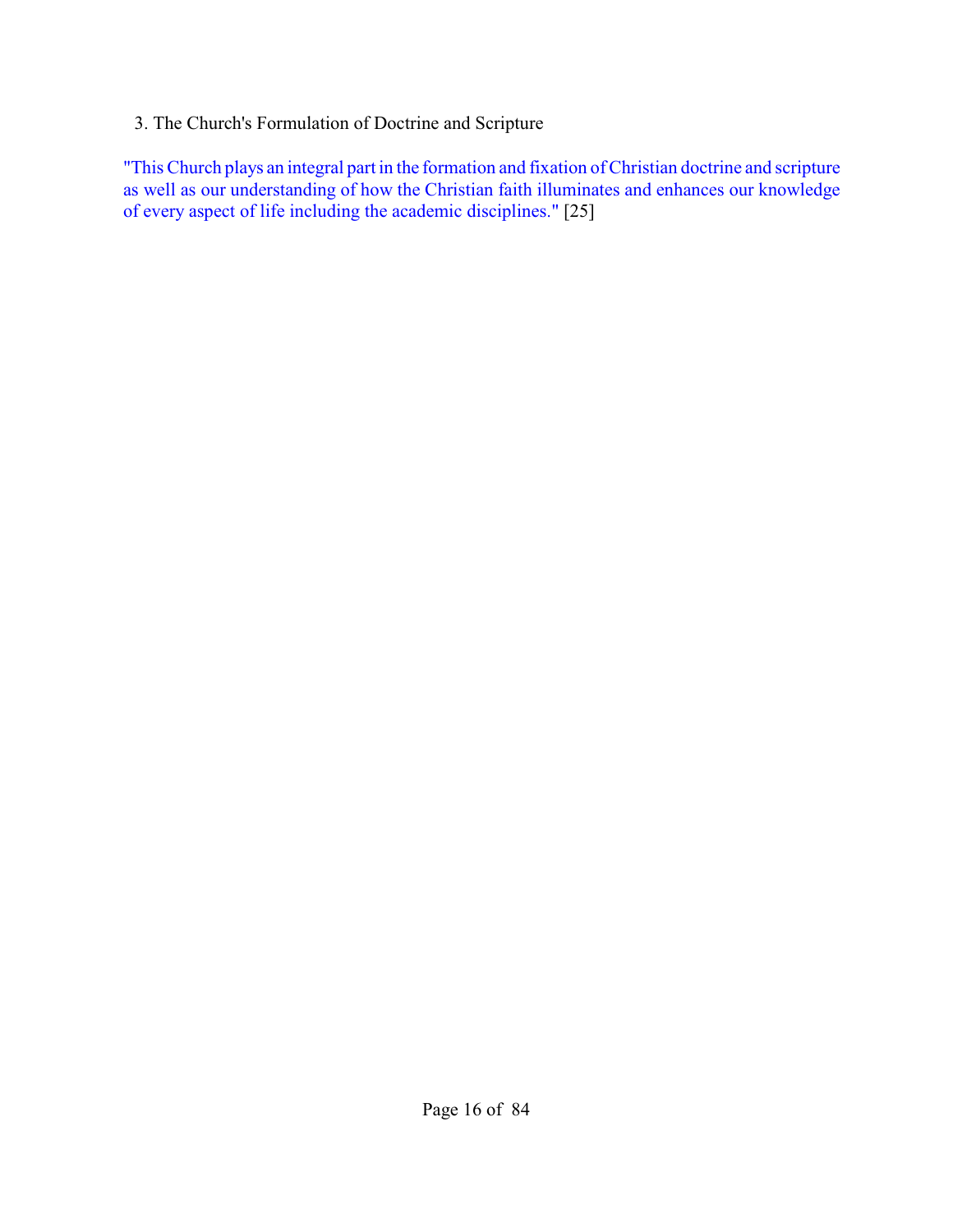3. The Church's Formulation of Doctrine and Scripture

"This Church plays an integral part in the formation and fixation of Christian doctrine and scripture as well as our understanding of how the Christian faith illuminates and enhances our knowledge of every aspect of life including the academic disciplines." [25]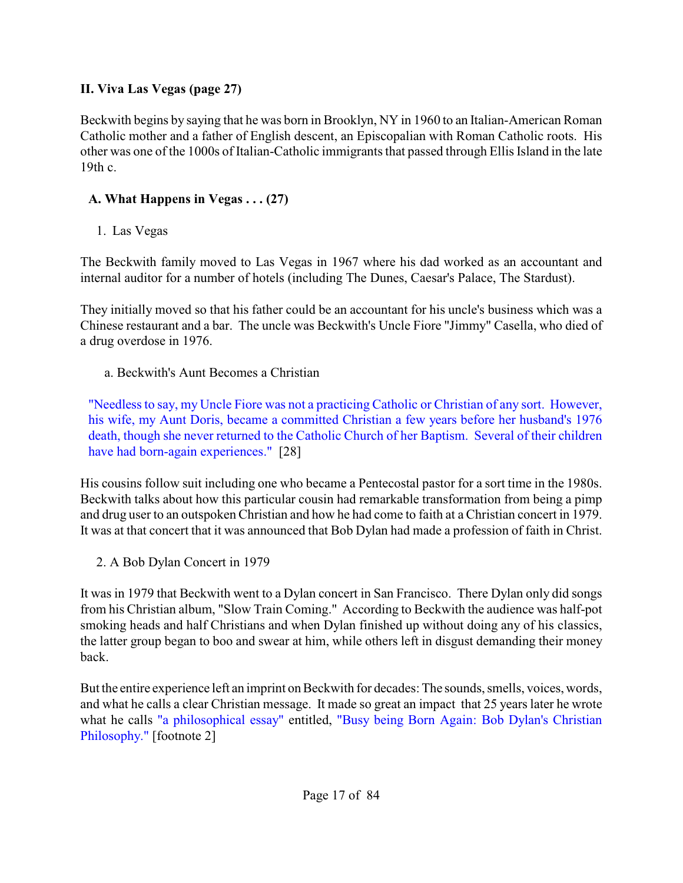**II. Viva Las Vegas (page 27)**

Beckwith begins by saying that he was born in Brooklyn, NY in 1960 to an Italian-American Roman Catholic mother and a father of English descent, an Episcopalian with Roman Catholic roots. His other was one of the 1000s of Italian-Catholic immigrants that passed through Ellis Island in the late 19th c.

**A. What Happens in Vegas . . . (27)**

1. Las Vegas

The Beckwith family moved to Las Vegas in 1967 where his dad worked as an accountant and internal auditor for a number of hotels (including The Dunes, Caesar's Palace, The Stardust).

They initially moved so that his father could be an accountant for his uncle's business which was a Chinese restaurant and a bar. The uncle was Beckwith's Uncle Fiore "Jimmy" Casella, who died of a drug overdose in 1976.

a. Beckwith's Aunt Becomes a Christian

> "Needless to say, my Uncle Fiore was not a practicing Catholic or Christian of any sort. However, his wife, my Aunt Doris, became a committed Christian a few years before her husband's 1976 death, though she never returned to the Catholic Church of her Baptism. Several of their children have had born-again experiences." [28]

His cousins follow suit including one who became a Pentecostal pastor for a sort time in the 1980s. Beckwith talks about how this particular cousin had remarkable transformation from being a pimp and drug user to an outspoken Christian and how he had come to faith at a Christian concert in 1979. It was at that concert that it was announced that Bob Dylan had made a profession of faith in Christ.

2. A Bob Dylan Concert in 1979

It was in 1979 that Beckwith went to a Dylan concert in San Francisco. There Dylan only did songs from his Christian album, "Slow Train Coming." According to Beckwith the audience was half-pot smoking heads and half Christians and when Dylan finished up without doing any of his classics, the latter group began to boo and swear at him, while others left in disgust demanding their money back.

But the entire experience left an imprint on Beckwith for decades: The sounds, smells, voices, words, and what he calls a clear Christian message. It made so great an impact that 25 years later he wrote what he calls "a philosophical essay" entitled, "Busy being Born Again: Bob Dylan's Christian Philosophy." [footnote 2]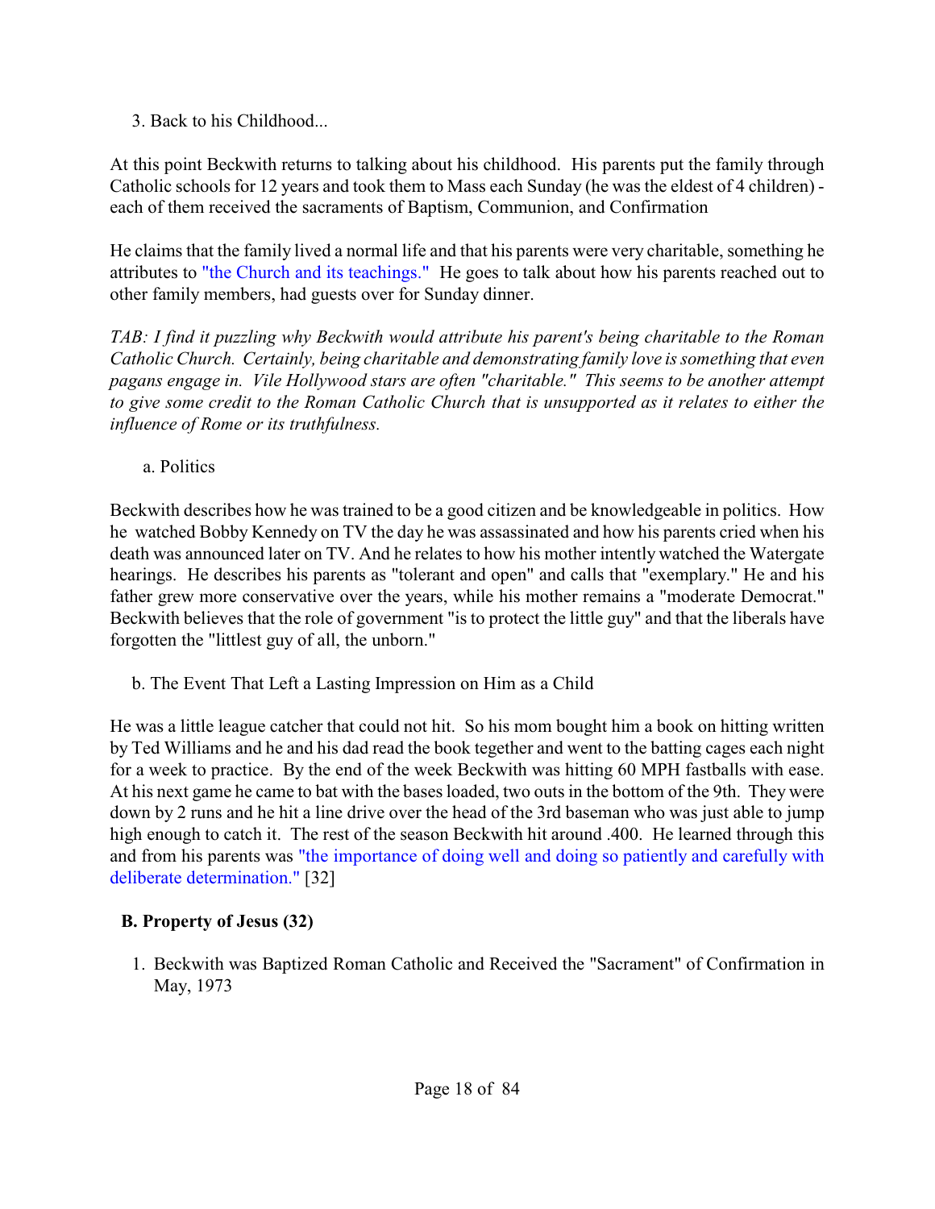3. Back to his Childhood...

At this point Beckwith returns to talking about his childhood. His parents put the family through Catholic schools for 12 years and took them to Mass each Sunday (he was the eldest of 4 children) - each of them received the sacraments of Baptism, Communion, and Confirmation

He claims that the family lived a normal life and that his parents were very charitable, something he attributes to "the Church and its teachings." He goes to talk about how his parents reached out to other family members, had guests over for Sunday dinner.

*TAB: I find it puzzling why Beckwith would attribute his parent's being charitable to the Roman Catholic Church. Certainly, being charitable and demonstrating family love is something that even pagans engage in. Vile Hollywood stars are often "charitable." This seems to be another attempt to give some credit to the Roman Catholic Church that is unsupported as it relates to either the influence of Rome or its truthfulness.*

a. Politics

Beckwith describes how he was trained to be a good citizen and be knowledgeable in politics. How he watched Bobby Kennedy on TV the day he was assassinated and how his parents cried when his death was announced later on TV. And he relates to how his mother intently watched the Watergate hearings. He describes his parents as "tolerant and open" and calls that "exemplary." He and his father grew more conservative over the years, while his mother remains a "moderate Democrat." Beckwith believes that the role of government "is to protect the little guy" and that the liberals have forgotten the "littlest guy of all, the unborn."

b. The Event That Left a Lasting Impression on Him as a Child

He was a little league catcher that could not hit. So his mom bought him a book on hitting written by Ted Williams and he and his dad read the book tegether and went to the batting cages each night for a week to practice. By the end of the week Beckwith was hitting 60 MPH fastballs with ease. At his next game he came to bat with the bases loaded, two outs in the bottom of the 9th. They were down by 2 runs and he hit a line drive over the head of the 3rd baseman who was just able to jump high enough to catch it. The rest of the season Beckwith hit around .400. He learned through this and from his parents was "the importance of doing well and doing so patiently and carefully with deliberate determination." [32]

## B. Property of Jesus (32)

1. Beckwith was Baptized Roman Catholic and Received the "Sacrament" of Confirmation in May, 1973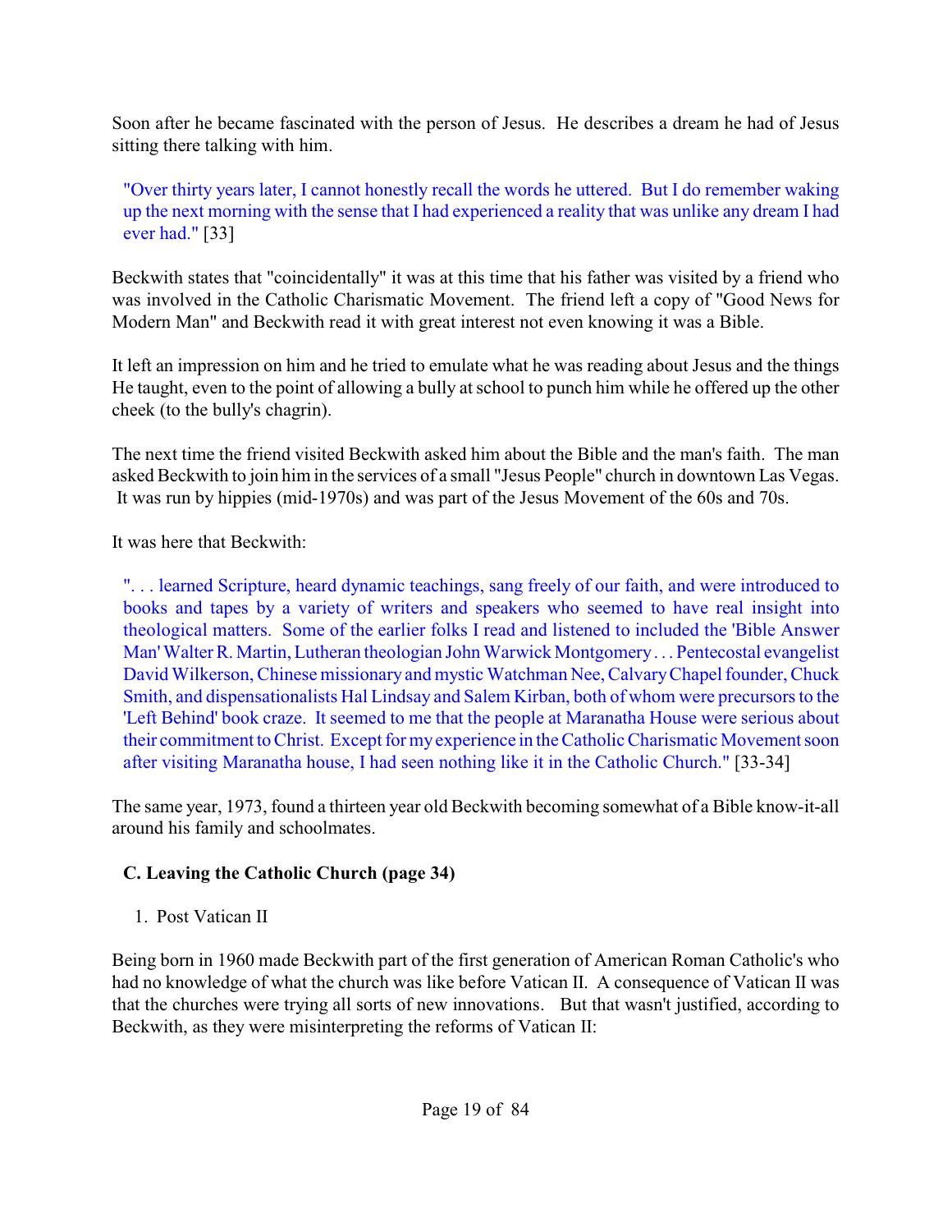Soon after he became fascinated with the person of Jesus. He describes a dream he had of Jesus sitting there talking with him.

> "Over thirty years later, I cannot honestly recall the words he uttered. But I do remember waking up the next morning with the sense that I had experienced a reality that was unlike any dream I had ever had." [33]

Beckwith states that "coincidentally" it was at this time that his father was visited by a friend who was involved in the Catholic Charismatic Movement. The friend left a copy of "Good News for Modern Man" and Beckwith read it with great interest not even knowing it was a Bible.

It left an impression on him and he tried to emulate what he was reading about Jesus and the things He taught, even to the point of allowing a bully at school to punch him while he offered up the other cheek (to the bully's chagrin).

The next time the friend visited Beckwith asked him about the Bible and the man's faith. The man asked Beckwith to join him in the services of a small "Jesus People" church in downtown Las Vegas. It was run by hippies (mid-1970s) and was part of the Jesus Movement of the 60s and 70s.

It was here that Beckwith:

> ". . . learned Scripture, heard dynamic teachings, sang freely of our faith, and were introduced to books and tapes by a variety of writers and speakers who seemed to have real insight into theological matters. Some of the earlier folks I read and listened to included the 'Bible Answer Man' Walter R. Martin, Lutheran theologian John Warwick Montgomery . . . Pentecostal evangelist David Wilkerson, Chinese missionary and mystic Watchman Nee, Calvary Chapel founder, Chuck Smith, and dispensationalists Hal Lindsay and Salem Kirban, both of whom were precursors to the 'Left Behind' book craze. It seemed to me that the people at Maranatha House were serious about their commitment to Christ. Except for my experience in the Catholic Charismatic Movement soon after visiting Maranatha house, I had seen nothing like it in the Catholic Church." [33-34]

The same year, 1973, found a thirteen year old Beckwith becoming somewhat of a Bible know-it-all around his family and schoolmates.

### C. Leaving the Catholic Church (page 34)

1. Post Vatican II

Being born in 1960 made Beckwith part of the first generation of American Roman Catholic's who had no knowledge of what the church was like before Vatican II. A consequence of Vatican II was that the churches were trying all sorts of new innovations. But that wasn't justified, according to Beckwith, as they were misinterpreting the reforms of Vatican II: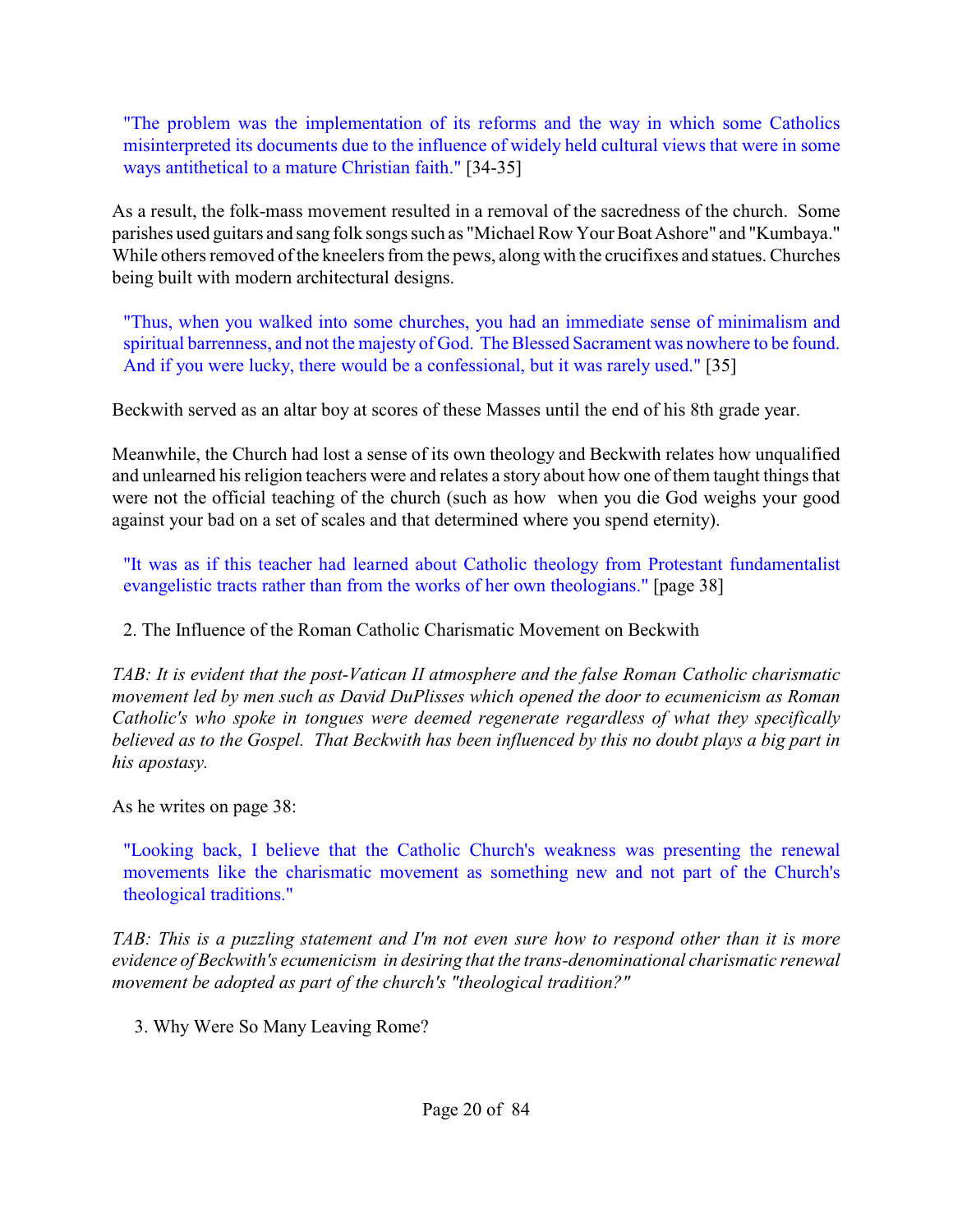> "The problem was the implementation of its reforms and the way in which some Catholics misinterpreted its documents due to the influence of widely held cultural views that were in some ways antithetical to a mature Christian faith." [34-35]

As a result, the folk-mass movement resulted in a removal of the sacredness of the church. Some parishes used guitars and sang folk songs such as "Michael Row Your Boat Ashore" and "Kumbaya." While others removed of the kneelers from the pews, along with the crucifixes and statues. Churches being built with modern architectural designs.

> "Thus, when you walked into some churches, you had an immediate sense of minimalism and spiritual barrenness, and not the majesty of God. The Blessed Sacrament was nowhere to be found. And if you were lucky, there would be a confessional, but it was rarely used." [35]

Beckwith served as an altar boy at scores of these Masses until the end of his 8th grade year.

Meanwhile, the Church had lost a sense of its own theology and Beckwith relates how unqualified and unlearned his religion teachers were and relates a story about how one of them taught things that were not the official teaching of the church (such as how when you die God weighs your good against your bad on a set of scales and that determined where you spend eternity).

> "It was as if this teacher had learned about Catholic theology from Protestant fundamentalist evangelistic tracts rather than from the works of her own theologians." [page 38]

2. The Influence of the Roman Catholic Charismatic Movement on Beckwith

*TAB: It is evident that the post-Vatican II atmosphere and the false Roman Catholic charismatic movement led by men such as David DuPlisses which opened the door to ecumenicism as Roman Catholic's who spoke in tongues were deemed regenerate regardless of what they specifically believed as to the Gospel. That Beckwith has been influenced by this no doubt plays a big part in his apostasy.*

As he writes on page 38:

> "Looking back, I believe that the Catholic Church's weakness was presenting the renewal movements like the charismatic movement as something new and not part of the Church's theological traditions."

*TAB: This is a puzzling statement and I'm not even sure how to respond other than it is more evidence of Beckwith's ecumenicism in desiring that the trans-denominational charismatic renewal movement be adopted as part of the church's "theological tradition?"*

3. Why Were So Many Leaving Rome?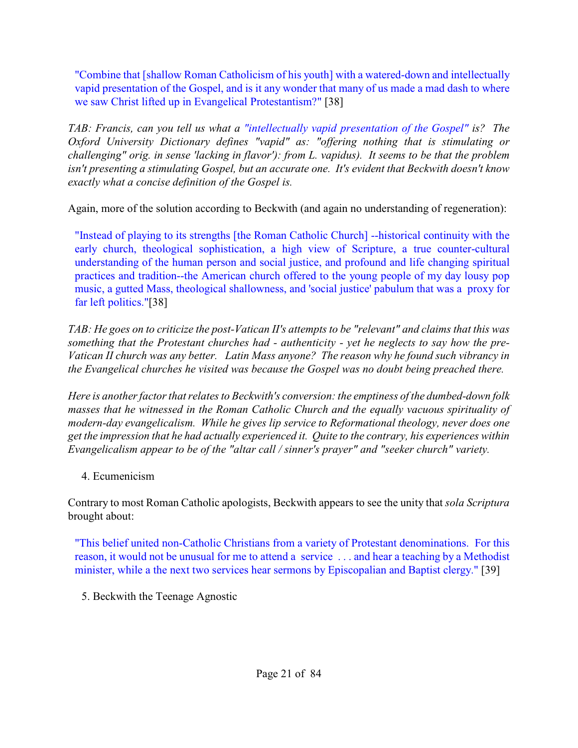> "Combine that [shallow Roman Catholicism of his youth] with a watered-down and intellectually vapid presentation of the Gospel, and is it any wonder that many of us made a mad dash to where we saw Christ lifted up in Evangelical Protestantism?" [38]

*TAB: Francis, can you tell us what a "intellectually vapid presentation of the Gospel" is? The Oxford University Dictionary defines "vapid" as: "offering nothing that is stimulating or challenging" orig. in sense 'lacking in flavor'): from L. vapidus). It seems to be that the problem isn't presenting a stimulating Gospel, but an accurate one. It's evident that Beckwith doesn't know exactly what a concise definition of the Gospel is.*

Again, more of the solution according to Beckwith (and again no understanding of regeneration):

> "Instead of playing to its strengths [the Roman Catholic Church] --historical continuity with the early church, theological sophistication, a high view of Scripture, a true counter-cultural understanding of the human person and social justice, and profound and life changing spiritual practices and tradition--the American church offered to the young people of my day lousy pop music, a gutted Mass, theological shallowness, and 'social justice' pabulum that was a proxy for far left politics."[38]

*TAB: He goes on to criticize the post-Vatican II's attempts to be "relevant" and claims that this was something that the Protestant churches had - authenticity - yet he neglects to say how the pre-Vatican II church was any better. Latin Mass anyone? The reason why he found such vibrancy in the Evangelical churches he visited was because the Gospel was no doubt being preached there.*

*Here is another factor that relates to Beckwith's conversion: the emptiness of the dumbed-down folk masses that he witnessed in the Roman Catholic Church and the equally vacuous spirituality of modern-day evangelicalism. While he gives lip service to Reformational theology, never does one get the impression that he had actually experienced it. Quite to the contrary, his experiences within Evangelicalism appear to be of the "altar call / sinner's prayer" and "seeker church" variety.*

4. Ecumenicism

Contrary to most Roman Catholic apologists, Beckwith appears to see the unity that *sola Scriptura* brought about:

> "This belief united non-Catholic Christians from a variety of Protestant denominations. For this reason, it would not be unusual for me to attend a service . . . and hear a teaching by a Methodist minister, while a the next two services hear sermons by Episcopalian and Baptist clergy." [39]

5. Beckwith the Teenage Agnostic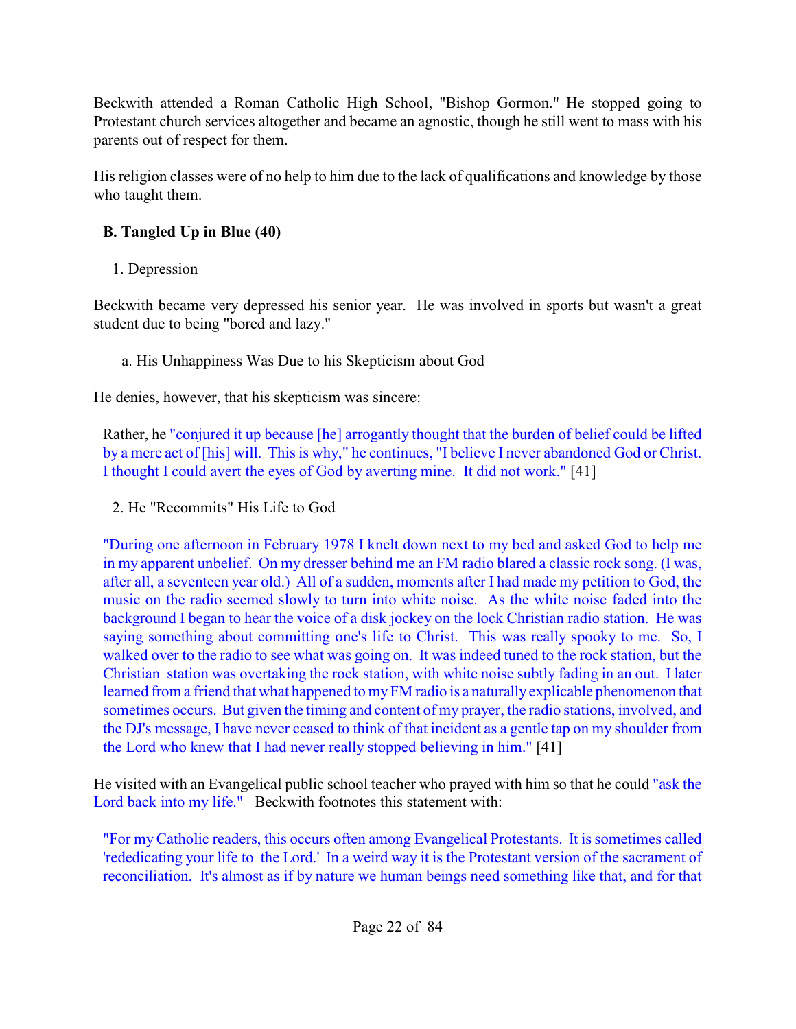Beckwith attended a Roman Catholic High School, "Bishop Gormon." He stopped going to Protestant church services altogether and became an agnostic, though he still went to mass with his parents out of respect for them.

His religion classes were of no help to him due to the lack of qualifications and knowledge by those who taught them.

**B. Tangled Up in Blue (40)**

1. Depression

Beckwith became very depressed his senior year. He was involved in sports but wasn't a great student due to being "bored and lazy."

a. His Unhappiness Was Due to his Skepticism about God

He denies, however, that his skepticism was sincere:

> Rather, he "conjured it up because [he] arrogantly thought that the burden of belief could be lifted by a mere act of [his] will. This is why," he continues, "I believe I never abandoned God or Christ. I thought I could avert the eyes of God by averting mine. It did not work." [41]

2. He "Recommits" His Life to God

> "During one afternoon in February 1978 I knelt down next to my bed and asked God to help me in my apparent unbelief. On my dresser behind me an FM radio blared a classic rock song. (I was, after all, a seventeen year old.) All of a sudden, moments after I had made my petition to God, the music on the radio seemed slowly to turn into white noise. As the white noise faded into the background I began to hear the voice of a disk jockey on the lock Christian radio station. He was saying something about committing one's life to Christ. This was really spooky to me. So, I walked over to the radio to see what was going on. It was indeed tuned to the rock station, but the Christian station was overtaking the rock station, with white noise subtly fading in an out. I later learned from a friend that what happened to my FM radio is a naturally explicable phenomenon that sometimes occurs. But given the timing and content of my prayer, the radio stations, involved, and the DJ's message, I have never ceased to think of that incident as a gentle tap on my shoulder from the Lord who knew that I had never really stopped believing in him." [41]

He visited with an Evangelical public school teacher who prayed with him so that he could "ask the Lord back into my life." Beckwith footnotes this statement with:

> "For my Catholic readers, this occurs often among Evangelical Protestants. It is sometimes called 'rededicating your life to the Lord.' In a weird way it is the Protestant version of the sacrament of reconciliation. It's almost as if by nature we human beings need something like that, and for that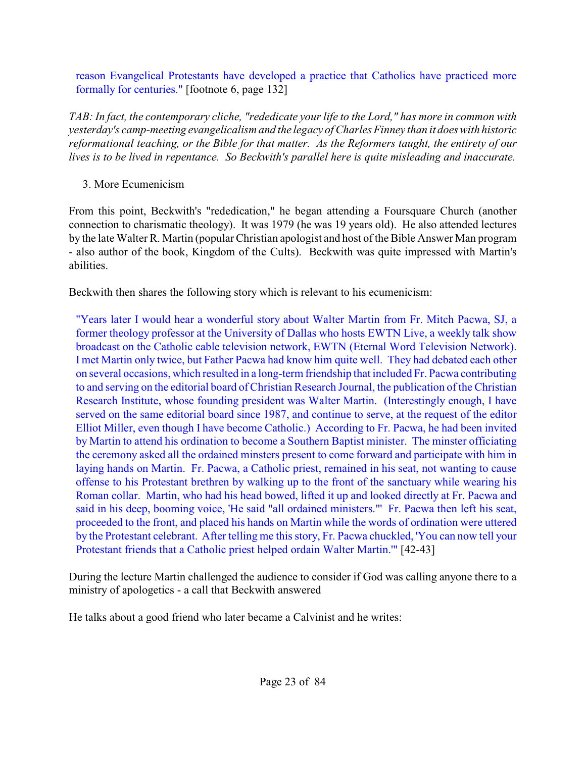reason Evangelical Protestants have developed a practice that Catholics have practiced more formally for centuries." [footnote 6, page 132]

*TAB: In fact, the contemporary cliche, "rededicate your life to the Lord," has more in common with yesterday's camp-meeting evangelicalism and the legacy of Charles Finney than it does with historic reformational teaching, or the Bible for that matter. As the Reformers taught, the entirety of our lives is to be lived in repentance. So Beckwith's parallel here is quite misleading and inaccurate.*

3. More Ecumenicism

From this point, Beckwith's "rededication," he began attending a Foursquare Church (another connection to charismatic theology). It was 1979 (he was 19 years old). He also attended lectures by the late Walter R. Martin (popular Christian apologist and host of the Bible Answer Man program - also author of the book, Kingdom of the Cults). Beckwith was quite impressed with Martin's abilities.

Beckwith then shares the following story which is relevant to his ecumenicism:

> "Years later I would hear a wonderful story about Walter Martin from Fr. Mitch Pacwa, SJ, a former theology professor at the University of Dallas who hosts EWTN Live, a weekly talk show broadcast on the Catholic cable television network, EWTN (Eternal Word Television Network). I met Martin only twice, but Father Pacwa had know him quite well. They had debated each other on several occasions, which resulted in a long-term friendship that included Fr. Pacwa contributing to and serving on the editorial board of Christian Research Journal, the publication of the Christian Research Institute, whose founding president was Walter Martin. (Interestingly enough, I have served on the same editorial board since 1987, and continue to serve, at the request of the editor Elliot Miller, even though I have become Catholic.) According to Fr. Pacwa, he had been invited by Martin to attend his ordination to become a Southern Baptist minister. The minster officiating the ceremony asked all the ordained minsters present to come forward and participate with him in laying hands on Martin. Fr. Pacwa, a Catholic priest, remained in his seat, not wanting to cause offense to his Protestant brethren by walking up to the front of the sanctuary while wearing his Roman collar. Martin, who had his head bowed, lifted it up and looked directly at Fr. Pacwa and said in his deep, booming voice, 'He said "all ordained ministers."' Fr. Pacwa then left his seat, proceeded to the front, and placed his hands on Martin while the words of ordination were uttered by the Protestant celebrant. After telling me this story, Fr. Pacwa chuckled, 'You can now tell your Protestant friends that a Catholic priest helped ordain Walter Martin.'" [42-43]

During the lecture Martin challenged the audience to consider if God was calling anyone there to a ministry of apologetics - a call that Beckwith answered

He talks about a good friend who later became a Calvinist and he writes: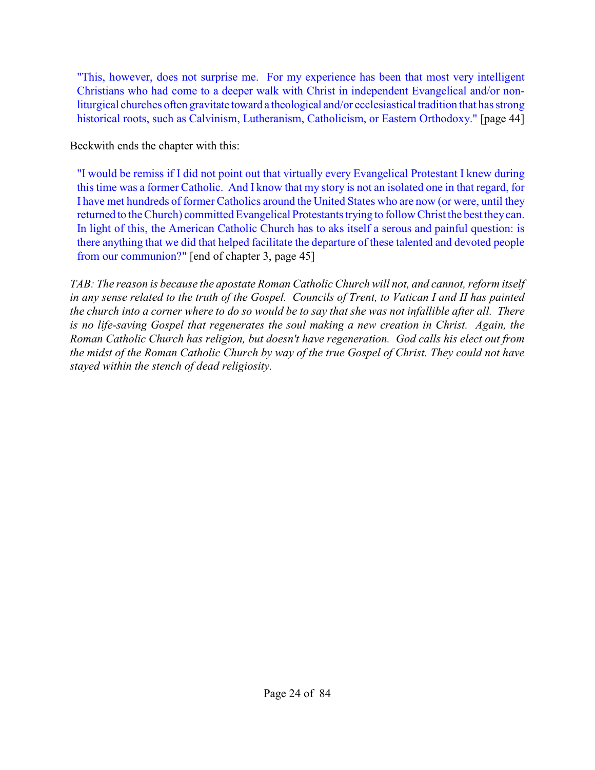> "This, however, does not surprise me. For my experience has been that most very intelligent Christians who had come to a deeper walk with Christ in independent Evangelical and/or non-liturgical churches often gravitate toward a theological and/or ecclesiastical tradition that has strong historical roots, such as Calvinism, Lutheranism, Catholicism, or Eastern Orthodoxy." [page 44]

Beckwith ends the chapter with this:

> "I would be remiss if I did not point out that virtually every Evangelical Protestant I knew during this time was a former Catholic. And I know that my story is not an isolated one in that regard, for I have met hundreds of former Catholics around the United States who are now (or were, until they returned to the Church) committed Evangelical Protestants trying to follow Christ the best they can. In light of this, the American Catholic Church has to aks itself a serous and painful question: is there anything that we did that helped facilitate the departure of these talented and devoted people from our communion?" [end of chapter 3, page 45]

*TAB: The reason is because the apostate Roman Catholic Church will not, and cannot, reform itself in any sense related to the truth of the Gospel. Councils of Trent, to Vatican I and II has painted the church into a corner where to do so would be to say that she was not infallible after all. There is no life-saving Gospel that regenerates the soul making a new creation in Christ. Again, the Roman Catholic Church has religion, but doesn't have regeneration. God calls his elect out from the midst of the Roman Catholic Church by way of the true Gospel of Christ. They could not have stayed within the stench of dead religiosity.*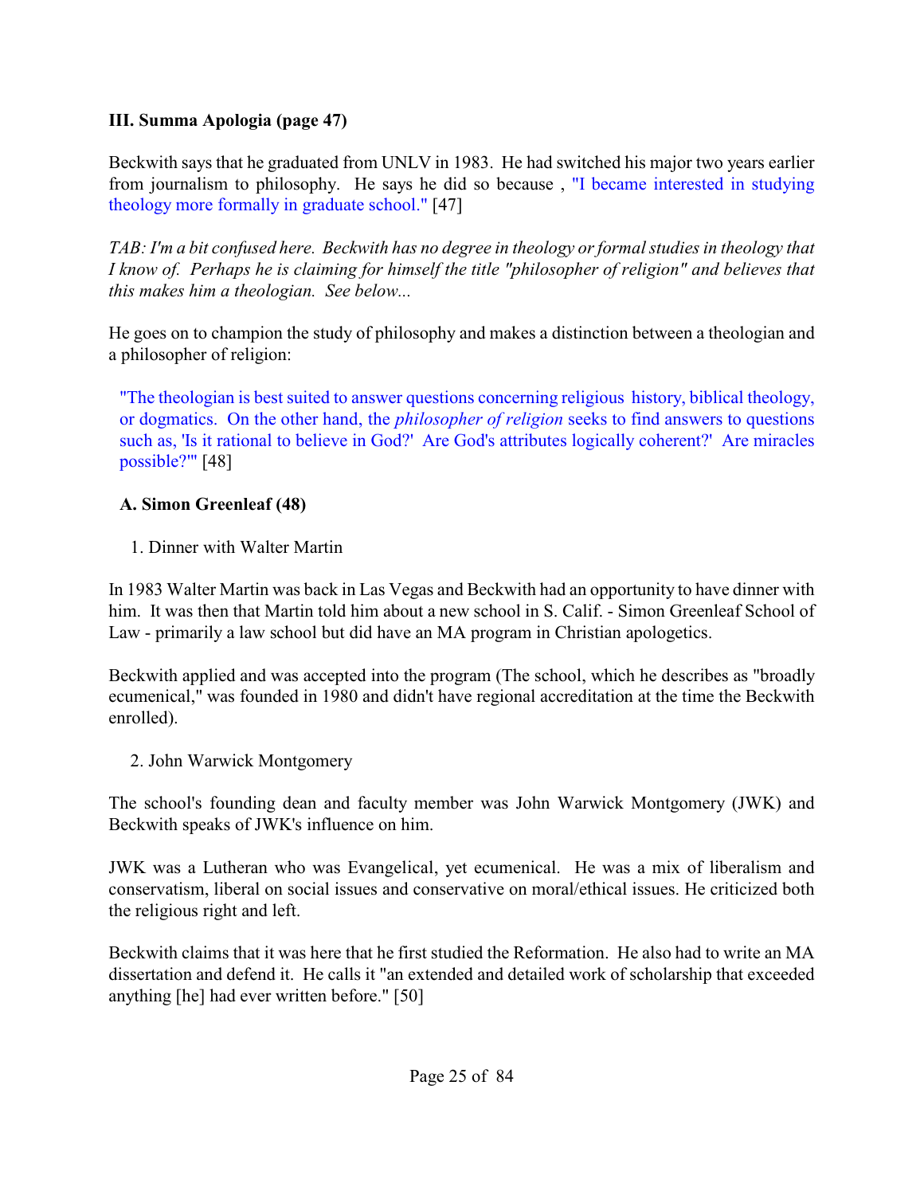**III. Summa Apologia (page 47)**

Beckwith says that he graduated from UNLV in 1983. He had switched his major two years earlier from journalism to philosophy. He says he did so because , "I became interested in studying theology more formally in graduate school." [47]

*TAB: I'm a bit confused here. Beckwith has no degree in theology or formal studies in theology that I know of. Perhaps he is claiming for himself the title "philosopher of religion" and believes that this makes him a theologian. See below...*

He goes on to champion the study of philosophy and makes a distinction between a theologian and a philosopher of religion:

> "The theologian is best suited to answer questions concerning religious history, biblical theology, or dogmatics. On the other hand, the *philosopher of religion* seeks to find answers to questions such as, 'Is it rational to believe in God?' Are God's attributes logically coherent?' Are miracles possible?'" [48]

**A. Simon Greenleaf (48)**

1. Dinner with Walter Martin

In 1983 Walter Martin was back in Las Vegas and Beckwith had an opportunity to have dinner with him. It was then that Martin told him about a new school in S. Calif. - Simon Greenleaf School of Law - primarily a law school but did have an MA program in Christian apologetics.

Beckwith applied and was accepted into the program (The school, which he describes as "broadly ecumenical," was founded in 1980 and didn't have regional accreditation at the time the Beckwith enrolled).

2. John Warwick Montgomery

The school's founding dean and faculty member was John Warwick Montgomery (JWK) and Beckwith speaks of JWK's influence on him.

JWK was a Lutheran who was Evangelical, yet ecumenical. He was a mix of liberalism and conservatism, liberal on social issues and conservative on moral/ethical issues. He criticized both the religious right and left.

Beckwith claims that it was here that he first studied the Reformation. He also had to write an MA dissertation and defend it. He calls it "an extended and detailed work of scholarship that exceeded anything [he] had ever written before." [50]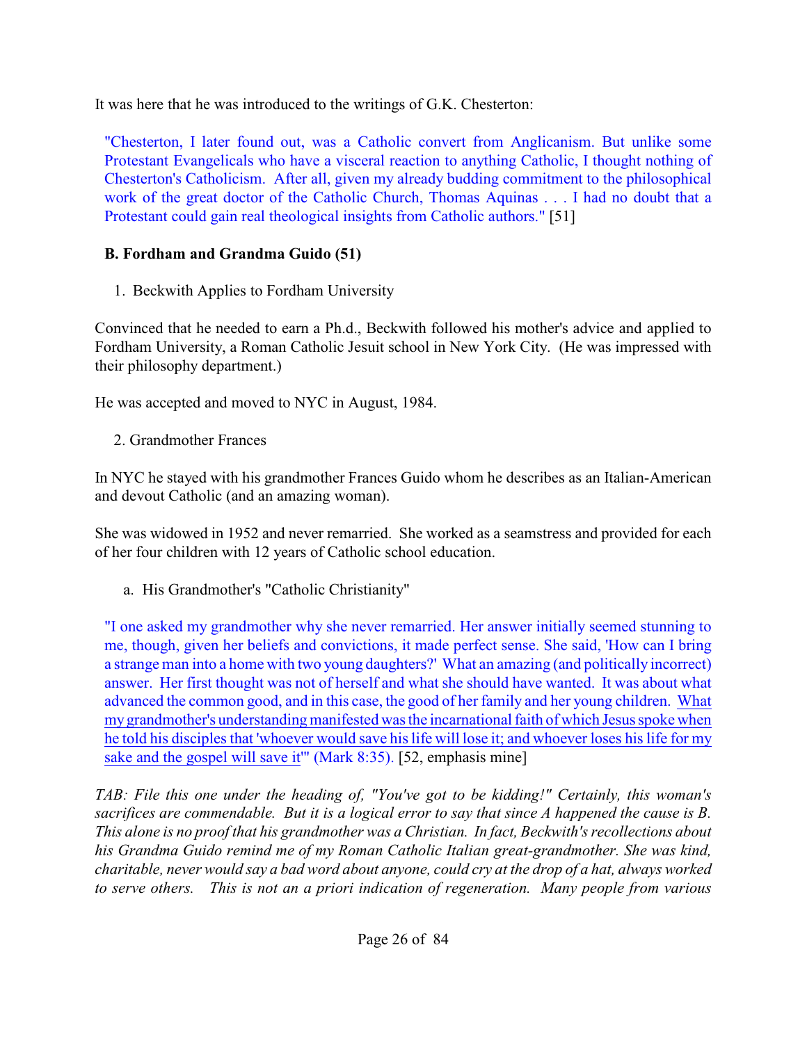It was here that he was introduced to the writings of G.K. Chesterton:

> "Chesterton, I later found out, was a Catholic convert from Anglicanism. But unlike some Protestant Evangelicals who have a visceral reaction to anything Catholic, I thought nothing of Chesterton's Catholicism. After all, given my already budding commitment to the philosophical work of the great doctor of the Catholic Church, Thomas Aquinas . . . I had no doubt that a Protestant could gain real theological insights from Catholic authors." [51]

**B. Fordham and Grandma Guido (51)**

1. Beckwith Applies to Fordham University

Convinced that he needed to earn a Ph.d., Beckwith followed his mother's advice and applied to Fordham University, a Roman Catholic Jesuit school in New York City. (He was impressed with their philosophy department.)

He was accepted and moved to NYC in August, 1984.

2. Grandmother Frances

In NYC he stayed with his grandmother Frances Guido whom he describes as an Italian-American and devout Catholic (and an amazing woman).

She was widowed in 1952 and never remarried. She worked as a seamstress and provided for each of her four children with 12 years of Catholic school education.

a. His Grandmother's "Catholic Christianity"

> "I one asked my grandmother why she never remarried. Her answer initially seemed stunning to me, though, given her beliefs and convictions, it made perfect sense. She said, 'How can I bring a strange man into a home with two young daughters?' What an amazing (and politically incorrect) answer. Her first thought was not of herself and what she should have wanted. It was about what advanced the common good, and in this case, the good of her family and her young children. <u>What my grandmother's understanding manifested was the incarnational faith of which Jesus spoke when he told his disciples that 'whoever would save his life will lose it; and whoever loses his life for my sake and the gospel will save it'</u>" (Mark 8:35). [52, emphasis mine]

*TAB: File this one under the heading of, "You've got to be kidding!" Certainly, this woman's sacrifices are commendable. But it is a logical error to say that since A happened the cause is B. This alone is no proof that his grandmother was a Christian. In fact, Beckwith's recollections about his Grandma Guido remind me of my Roman Catholic Italian great-grandmother. She was kind, charitable, never would say a bad word about anyone, could cry at the drop of a hat, always worked to serve others. This is not an a priori indication of regeneration. Many people from various*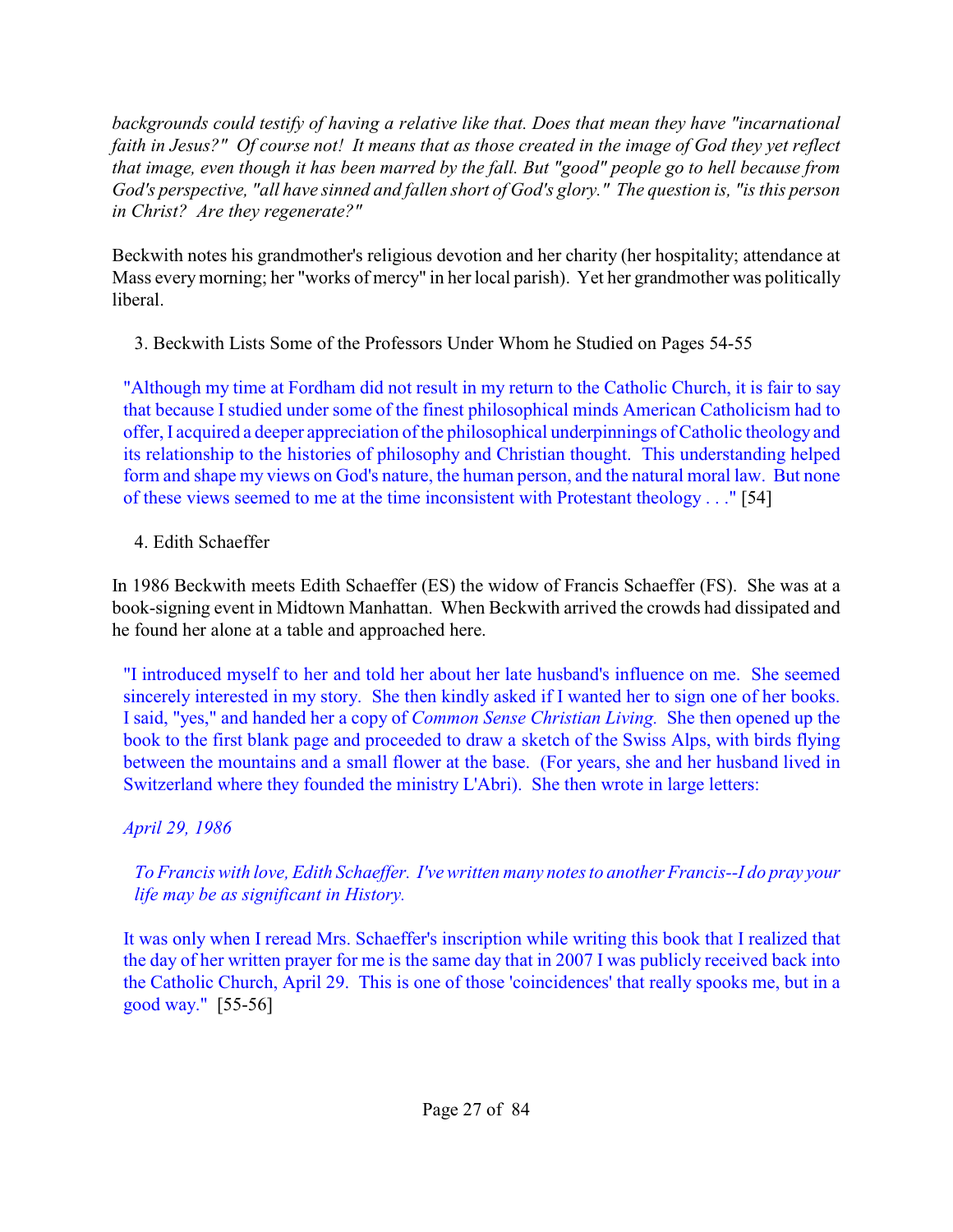*backgrounds could testify of having a relative like that. Does that mean they have "incarnational faith in Jesus?" Of course not! It means that as those created in the image of God they yet reflect that image, even though it has been marred by the fall. But "good" people go to hell because from God's perspective, "all have sinned and fallen short of God's glory." The question is, "is this person in Christ? Are they regenerate?"*

Beckwith notes his grandmother's religious devotion and her charity (her hospitality; attendance at Mass every morning; her "works of mercy" in her local parish). Yet her grandmother was politically liberal.

3. Beckwith Lists Some of the Professors Under Whom he Studied on Pages 54-55

> "Although my time at Fordham did not result in my return to the Catholic Church, it is fair to say that because I studied under some of the finest philosophical minds American Catholicism had to offer, I acquired a deeper appreciation of the philosophical underpinnings of Catholic theology and its relationship to the histories of philosophy and Christian thought. This understanding helped form and shape my views on God's nature, the human person, and the natural moral law. But none of these views seemed to me at the time inconsistent with Protestant theology . . ." [54]

4. Edith Schaeffer

In 1986 Beckwith meets Edith Schaeffer (ES) the widow of Francis Schaeffer (FS). She was at a book-signing event in Midtown Manhattan. When Beckwith arrived the crowds had dissipated and he found her alone at a table and approached here.

> "I introduced myself to her and told her about her late husband's influence on me. She seemed sincerely interested in my story. She then kindly asked if I wanted her to sign one of her books. I said, "yes," and handed her a copy of *Common Sense Christian Living.* She then opened up the book to the first blank page and proceeded to draw a sketch of the Swiss Alps, with birds flying between the mountains and a small flower at the base. (For years, she and her husband lived in Switzerland where they founded the ministry L'Abri). She then wrote in large letters:
>
> *April 29, 1986*
>
> > *To Francis with love, Edith Schaeffer. I've written many notes to another Francis--I do pray your life may be as significant in History.*
>
> It was only when I reread Mrs. Schaeffer's inscription while writing this book that I realized that the day of her written prayer for me is the same day that in 2007 I was publicly received back into the Catholic Church, April 29. This is one of those 'coincidences' that really spooks me, but in a good way." [55-56]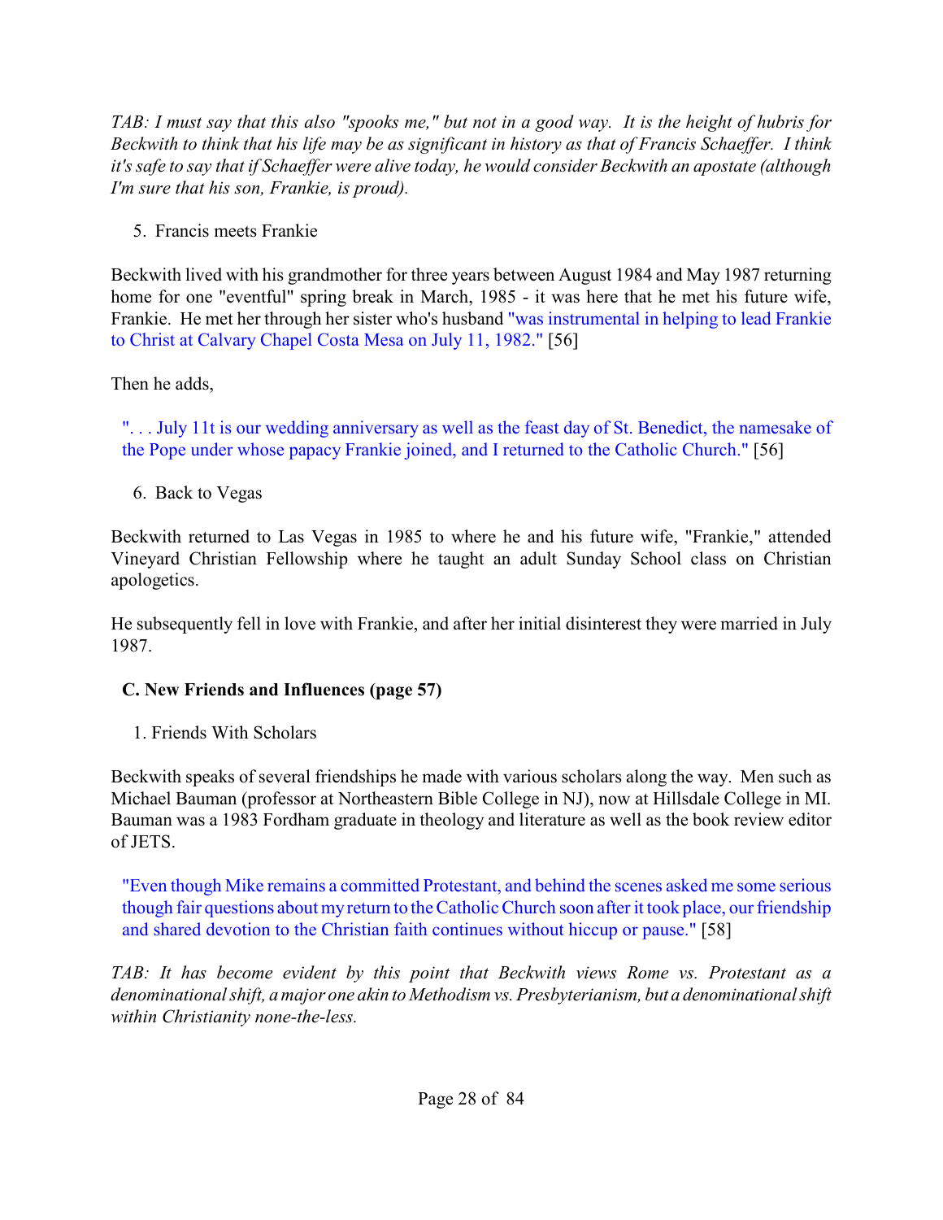*TAB: I must say that this also "spooks me," but not in a good way. It is the height of hubris for Beckwith to think that his life may be as significant in history as that of Francis Schaeffer. I think it's safe to say that if Schaeffer were alive today, he would consider Beckwith an apostate (although I'm sure that his son, Frankie, is proud).*

5. Francis meets Frankie

Beckwith lived with his grandmother for three years between August 1984 and May 1987 returning home for one "eventful" spring break in March, 1985 - it was here that he met his future wife, Frankie. He met her through her sister who's husband "was instrumental in helping to lead Frankie to Christ at Calvary Chapel Costa Mesa on July 11, 1982." [56]

Then he adds,

> ". . . July 11t is our wedding anniversary as well as the feast day of St. Benedict, the namesake of the Pope under whose papacy Frankie joined, and I returned to the Catholic Church." [56]

6. Back to Vegas

Beckwith returned to Las Vegas in 1985 to where he and his future wife, "Frankie," attended Vineyard Christian Fellowship where he taught an adult Sunday School class on Christian apologetics.

He subsequently fell in love with Frankie, and after her initial disinterest they were married in July 1987.

### C. New Friends and Influences (page 57)

1. Friends With Scholars

Beckwith speaks of several friendships he made with various scholars along the way. Men such as Michael Bauman (professor at Northeastern Bible College in NJ), now at Hillsdale College in MI. Bauman was a 1983 Fordham graduate in theology and literature as well as the book review editor of JETS.

> "Even though Mike remains a committed Protestant, and behind the scenes asked me some serious though fair questions about my return to the Catholic Church soon after it took place, our friendship and shared devotion to the Christian faith continues without hiccup or pause." [58]

*TAB: It has become evident by this point that Beckwith views Rome vs. Protestant as a denominational shift, a major one akin to Methodism vs. Presbyterianism, but a denominational shift within Christianity none-the-less.*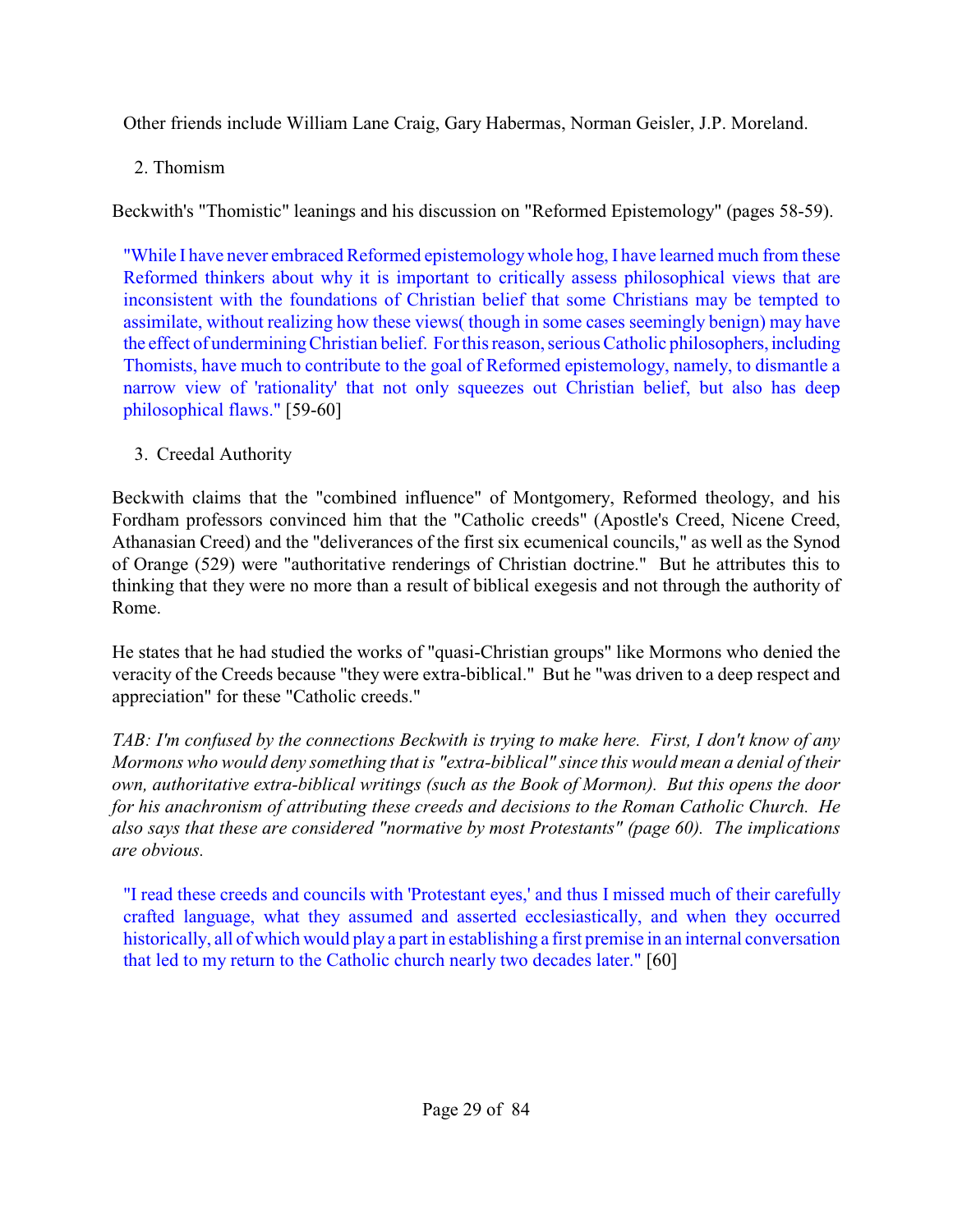Other friends include William Lane Craig, Gary Habermas, Norman Geisler, J.P. Moreland.

2. Thomism

Beckwith's "Thomistic" leanings and his discussion on "Reformed Epistemology" (pages 58-59).

> "While I have never embraced Reformed epistemology whole hog, I have learned much from these Reformed thinkers about why it is important to critically assess philosophical views that are inconsistent with the foundations of Christian belief that some Christians may be tempted to assimilate, without realizing how these views( though in some cases seemingly benign) may have the effect of undermining Christian belief. For this reason, serious Catholic philosophers, including Thomists, have much to contribute to the goal of Reformed epistemology, namely, to dismantle a narrow view of 'rationality' that not only squeezes out Christian belief, but also has deep philosophical flaws." [59-60]

3. Creedal Authority

Beckwith claims that the "combined influence" of Montgomery, Reformed theology, and his Fordham professors convinced him that the "Catholic creeds" (Apostle's Creed, Nicene Creed, Athanasian Creed) and the "deliverances of the first six ecumenical councils," as well as the Synod of Orange (529) were "authoritative renderings of Christian doctrine." But he attributes this to thinking that they were no more than a result of biblical exegesis and not through the authority of Rome.

He states that he had studied the works of "quasi-Christian groups" like Mormons who denied the veracity of the Creeds because "they were extra-biblical." But he "was driven to a deep respect and appreciation" for these "Catholic creeds."

*TAB: I'm confused by the connections Beckwith is trying to make here. First, I don't know of any Mormons who would deny something that is "extra-biblical" since this would mean a denial of their own, authoritative extra-biblical writings (such as the Book of Mormon). But this opens the door for his anachronism of attributing these creeds and decisions to the Roman Catholic Church. He also says that these are considered "normative by most Protestants" (page 60). The implications are obvious.*

> "I read these creeds and councils with 'Protestant eyes,' and thus I missed much of their carefully crafted language, what they assumed and asserted ecclesiastically, and when they occurred historically, all of which would play a part in establishing a first premise in an internal conversation that led to my return to the Catholic church nearly two decades later." [60]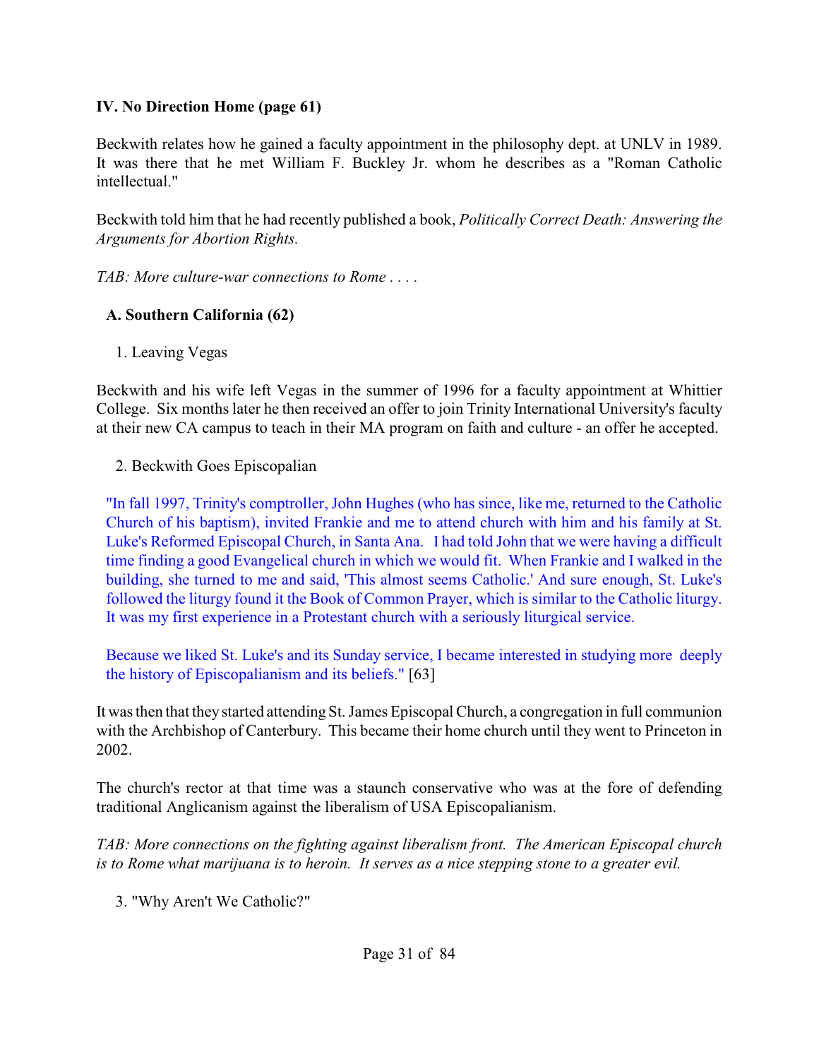## IV. No Direction Home (page 61)

Beckwith relates how he gained a faculty appointment in the philosophy dept. at UNLV in 1989. It was there that he met William F. Buckley Jr. whom he describes as a "Roman Catholic intellectual."

Beckwith told him that he had recently published a book, *Politically Correct Death: Answering the Arguments for Abortion Rights.*

*TAB: More culture-war connections to Rome . . . .*

### A. Southern California (62)

1. Leaving Vegas

Beckwith and his wife left Vegas in the summer of 1996 for a faculty appointment at Whittier College. Six months later he then received an offer to join Trinity International University's faculty at their new CA campus to teach in their MA program on faith and culture - an offer he accepted.

2. Beckwith Goes Episcopalian

> "In fall 1997, Trinity's comptroller, John Hughes (who has since, like me, returned to the Catholic Church of his baptism), invited Frankie and me to attend church with him and his family at St. Luke's Reformed Episcopal Church, in Santa Ana. I had told John that we were having a difficult time finding a good Evangelical church in which we would fit. When Frankie and I walked in the building, she turned to me and said, 'This almost seems Catholic.' And sure enough, St. Luke's followed the liturgy found it the Book of Common Prayer, which is similar to the Catholic liturgy. It was my first experience in a Protestant church with a seriously liturgical service.
>
> Because we liked St. Luke's and its Sunday service, I became interested in studying more deeply the history of Episcopalianism and its beliefs." [63]

It was then that they started attending St. James Episcopal Church, a congregation in full communion with the Archbishop of Canterbury. This became their home church until they went to Princeton in 2002.

The church's rector at that time was a staunch conservative who was at the fore of defending traditional Anglicanism against the liberalism of USA Episcopalianism.

*TAB: More connections on the fighting against liberalism front. The American Episcopal church is to Rome what marijuana is to heroin. It serves as a nice stepping stone to a greater evil.*

3. "Why Aren't We Catholic?"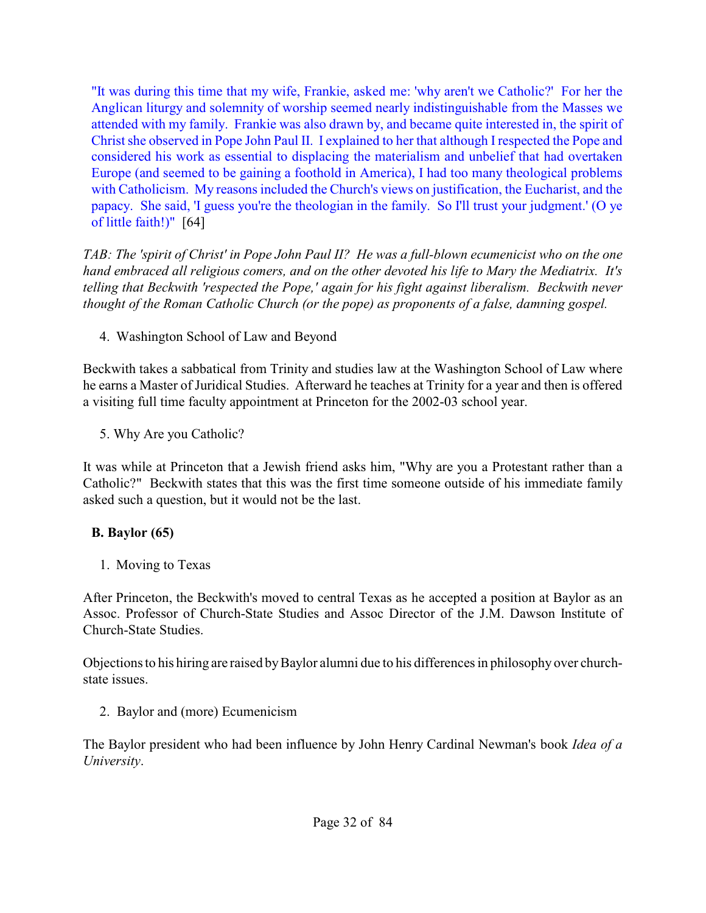"It was during this time that my wife, Frankie, asked me: 'why aren't we Catholic?' For her the Anglican liturgy and solemnity of worship seemed nearly indistinguishable from the Masses we attended with my family. Frankie was also drawn by, and became quite interested in, the spirit of Christ she observed in Pope John Paul II. I explained to her that although I respected the Pope and considered his work as essential to displacing the materialism and unbelief that had overtaken Europe (and seemed to be gaining a foothold in America), I had too many theological problems with Catholicism. My reasons included the Church's views on justification, the Eucharist, and the papacy. She said, 'I guess you're the theologian in the family. So I'll trust your judgment.' (O ye of little faith!)" [64]

*TAB: The 'spirit of Christ' in Pope John Paul II? He was a full-blown ecumenicist who on the one hand embraced all religious comers, and on the other devoted his life to Mary the Mediatrix. It's telling that Beckwith 'respected the Pope,' again for his fight against liberalism. Beckwith never thought of the Roman Catholic Church (or the pope) as proponents of a false, damning gospel.*

4. Washington School of Law and Beyond

Beckwith takes a sabbatical from Trinity and studies law at the Washington School of Law where he earns a Master of Juridical Studies. Afterward he teaches at Trinity for a year and then is offered a visiting full time faculty appointment at Princeton for the 2002-03 school year.

5. Why Are you Catholic?

It was while at Princeton that a Jewish friend asks him, "Why are you a Protestant rather than a Catholic?" Beckwith states that this was the first time someone outside of his immediate family asked such a question, but it would not be the last.

**B. Baylor (65)**

1. Moving to Texas

After Princeton, the Beckwith's moved to central Texas as he accepted a position at Baylor as an Assoc. Professor of Church-State Studies and Assoc Director of the J.M. Dawson Institute of Church-State Studies.

Objections to his hiring are raised by Baylor alumni due to his differences in philosophy over church-state issues.

2. Baylor and (more) Ecumenicism

The Baylor president who had been influence by John Henry Cardinal Newman's book *Idea of a University*.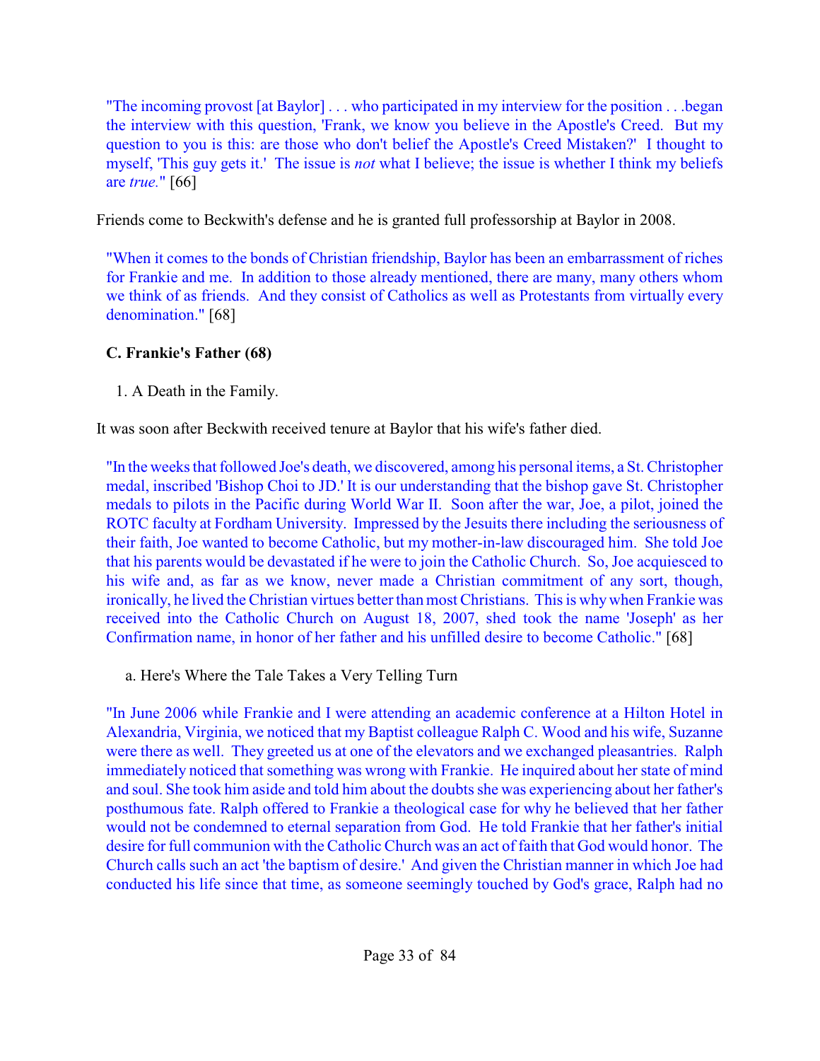"The incoming provost [at Baylor] . . . who participated in my interview for the position . . .began the interview with this question, 'Frank, we know you believe in the Apostle's Creed. But my question to you is this: are those who don't belief the Apostle's Creed Mistaken?' I thought to myself, 'This guy gets it.' The issue is *not* what I believe; the issue is whether I think my beliefs are *true.*" [66]

Friends come to Beckwith's defense and he is granted full professorship at Baylor in 2008.

"When it comes to the bonds of Christian friendship, Baylor has been an embarrassment of riches for Frankie and me. In addition to those already mentioned, there are many, many others whom we think of as friends. And they consist of Catholics as well as Protestants from virtually every denomination." [68]

**C. Frankie's Father (68)**

1. A Death in the Family.

It was soon after Beckwith received tenure at Baylor that his wife's father died.

"In the weeks that followed Joe's death, we discovered, among his personal items, a St. Christopher medal, inscribed 'Bishop Choi to JD.' It is our understanding that the bishop gave St. Christopher medals to pilots in the Pacific during World War II. Soon after the war, Joe, a pilot, joined the ROTC faculty at Fordham University. Impressed by the Jesuits there including the seriousness of their faith, Joe wanted to become Catholic, but my mother-in-law discouraged him. She told Joe that his parents would be devastated if he were to join the Catholic Church. So, Joe acquiesced to his wife and, as far as we know, never made a Christian commitment of any sort, though, ironically, he lived the Christian virtues better than most Christians. This is why when Frankie was received into the Catholic Church on August 18, 2007, shed took the name 'Joseph' as her Confirmation name, in honor of her father and his unfilled desire to become Catholic." [68]

a. Here's Where the Tale Takes a Very Telling Turn

"In June 2006 while Frankie and I were attending an academic conference at a Hilton Hotel in Alexandria, Virginia, we noticed that my Baptist colleague Ralph C. Wood and his wife, Suzanne were there as well. They greeted us at one of the elevators and we exchanged pleasantries. Ralph immediately noticed that something was wrong with Frankie. He inquired about her state of mind and soul. She took him aside and told him about the doubts she was experiencing about her father's posthumous fate. Ralph offered to Frankie a theological case for why he believed that her father would not be condemned to eternal separation from God. He told Frankie that her father's initial desire for full communion with the Catholic Church was an act of faith that God would honor. The Church calls such an act 'the baptism of desire.' And given the Christian manner in which Joe had conducted his life since that time, as someone seemingly touched by God's grace, Ralph had no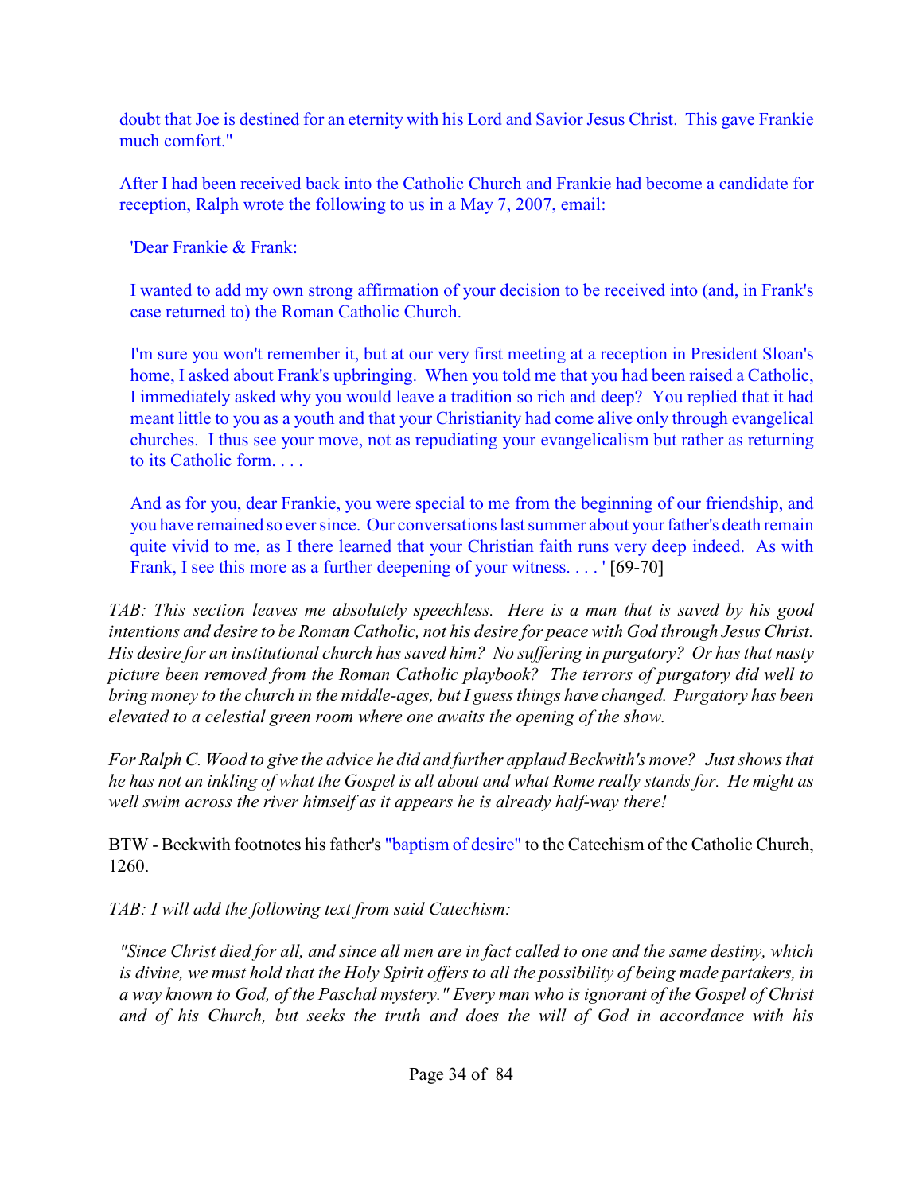doubt that Joe is destined for an eternity with his Lord and Savior Jesus Christ. This gave Frankie much comfort."

After I had been received back into the Catholic Church and Frankie had become a candidate for reception, Ralph wrote the following to us in a May 7, 2007, email:

> 'Dear Frankie & Frank:
>
> I wanted to add my own strong affirmation of your decision to be received into (and, in Frank's case returned to) the Roman Catholic Church.
>
> I'm sure you won't remember it, but at our very first meeting at a reception in President Sloan's home, I asked about Frank's upbringing. When you told me that you had been raised a Catholic, I immediately asked why you would leave a tradition so rich and deep? You replied that it had meant little to you as a youth and that your Christianity had come alive only through evangelical churches. I thus see your move, not as repudiating your evangelicalism but rather as returning to its Catholic form. . . .
>
> And as for you, dear Frankie, you were special to me from the beginning of our friendship, and you have remained so ever since. Our conversations last summer about your father's death remain quite vivid to me, as I there learned that your Christian faith runs very deep indeed. As with Frank, I see this more as a further deepening of your witness. . . . ' [69-70]

*TAB: This section leaves me absolutely speechless. Here is a man that is saved by his good intentions and desire to be Roman Catholic, not his desire for peace with God through Jesus Christ. His desire for an institutional church has saved him? No suffering in purgatory? Or has that nasty picture been removed from the Roman Catholic playbook? The terrors of purgatory did well to bring money to the church in the middle-ages, but I guess things have changed. Purgatory has been elevated to a celestial green room where one awaits the opening of the show.*

*For Ralph C. Wood to give the advice he did and further applaud Beckwith's move? Just shows that he has not an inkling of what the Gospel is all about and what Rome really stands for. He might as well swim across the river himself as it appears he is already half-way there!*

BTW - Beckwith footnotes his father's "baptism of desire" to the Catechism of the Catholic Church, 1260.

*TAB: I will add the following text from said Catechism:*

> *"Since Christ died for all, and since all men are in fact called to one and the same destiny, which is divine, we must hold that the Holy Spirit offers to all the possibility of being made partakers, in a way known to God, of the Paschal mystery." Every man who is ignorant of the Gospel of Christ and of his Church, but seeks the truth and does the will of God in accordance with his*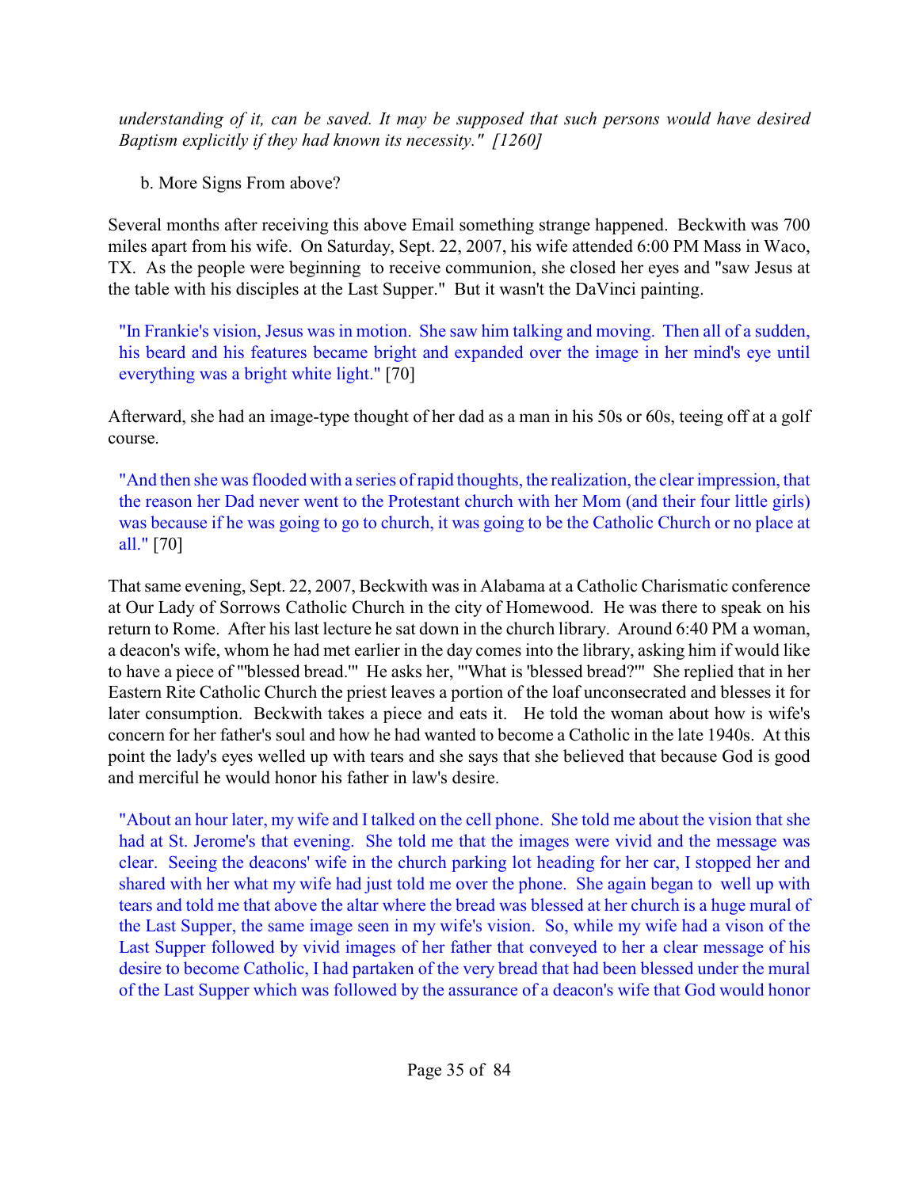*understanding of it, can be saved. It may be supposed that such persons would have desired Baptism explicitly if they had known its necessity." [1260]*

b. More Signs From above?

Several months after receiving this above Email something strange happened. Beckwith was 700 miles apart from his wife. On Saturday, Sept. 22, 2007, his wife attended 6:00 PM Mass in Waco, TX. As the people were beginning to receive communion, she closed her eyes and "saw Jesus at the table with his disciples at the Last Supper." But it wasn't the DaVinci painting.

> "In Frankie's vision, Jesus was in motion. She saw him talking and moving. Then all of a sudden, his beard and his features became bright and expanded over the image in her mind's eye until everything was a bright white light." [70]

Afterward, she had an image-type thought of her dad as a man in his 50s or 60s, teeing off at a golf course.

> "And then she was flooded with a series of rapid thoughts, the realization, the clear impression, that the reason her Dad never went to the Protestant church with her Mom (and their four little girls) was because if he was going to go to church, it was going to be the Catholic Church or no place at all." [70]

That same evening, Sept. 22, 2007, Beckwith was in Alabama at a Catholic Charismatic conference at Our Lady of Sorrows Catholic Church in the city of Homewood. He was there to speak on his return to Rome. After his last lecture he sat down in the church library. Around 6:40 PM a woman, a deacon's wife, whom he had met earlier in the day comes into the library, asking him if would like to have a piece of "'blessed bread.'" He asks her, "'What is 'blessed bread?'" She replied that in her Eastern Rite Catholic Church the priest leaves a portion of the loaf unconsecrated and blesses it for later consumption. Beckwith takes a piece and eats it. He told the woman about how is wife's concern for her father's soul and how he had wanted to become a Catholic in the late 1940s. At this point the lady's eyes welled up with tears and she says that she believed that because God is good and merciful he would honor his father in law's desire.

> "About an hour later, my wife and I talked on the cell phone. She told me about the vision that she had at St. Jerome's that evening. She told me that the images were vivid and the message was clear. Seeing the deacons' wife in the church parking lot heading for her car, I stopped her and shared with her what my wife had just told me over the phone. She again began to well up with tears and told me that above the altar where the bread was blessed at her church is a huge mural of the Last Supper, the same image seen in my wife's vision. So, while my wife had a vison of the Last Supper followed by vivid images of her father that conveyed to her a clear message of his desire to become Catholic, I had partaken of the very bread that had been blessed under the mural of the Last Supper which was followed by the assurance of a deacon's wife that God would honor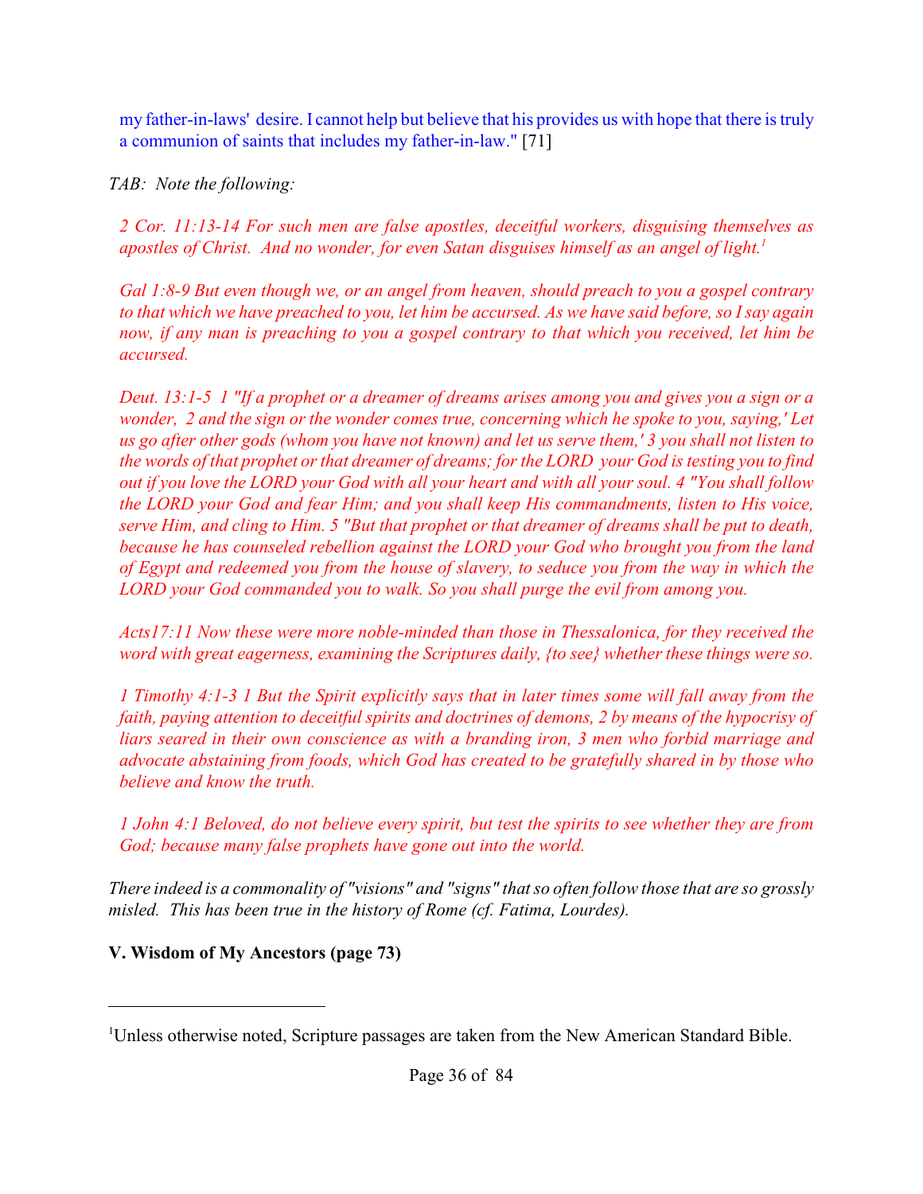my father-in-laws' desire. I cannot help but believe that his provides us with hope that there is truly a communion of saints that includes my father-in-law." [71]

*TAB: Note the following:*

> *2 Cor. 11:13-14 For such men are false apostles, deceitful workers, disguising themselves as apostles of Christ. And no wonder, for even Satan disguises himself as an angel of light.*[1]
>
> *Gal 1:8-9 But even though we, or an angel from heaven, should preach to you a gospel contrary to that which we have preached to you, let him be accursed. As we have said before, so I say again now, if any man is preaching to you a gospel contrary to that which you received, let him be accursed.*
>
> *Deut. 13:1-5 1 "If a prophet or a dreamer of dreams arises among you and gives you a sign or a wonder, 2 and the sign or the wonder comes true, concerning which he spoke to you, saying,' Let us go after other gods (whom you have not known) and let us serve them,' 3 you shall not listen to the words of that prophet or that dreamer of dreams; for the LORD your God is testing you to find out if you love the LORD your God with all your heart and with all your soul. 4 "You shall follow the LORD your God and fear Him; and you shall keep His commandments, listen to His voice, serve Him, and cling to Him. 5 "But that prophet or that dreamer of dreams shall be put to death, because he has counseled rebellion against the LORD your God who brought you from the land of Egypt and redeemed you from the house of slavery, to seduce you from the way in which the LORD your God commanded you to walk. So you shall purge the evil from among you.*
>
> *Acts17:11 Now these were more noble-minded than those in Thessalonica, for they received the word with great eagerness, examining the Scriptures daily, {to see} whether these things were so.*
>
> *1 Timothy 4:1-3 1 But the Spirit explicitly says that in later times some will fall away from the faith, paying attention to deceitful spirits and doctrines of demons, 2 by means of the hypocrisy of liars seared in their own conscience as with a branding iron, 3 men who forbid marriage and advocate abstaining from foods, which God has created to be gratefully shared in by those who believe and know the truth.*
>
> *1 John 4:1 Beloved, do not believe every spirit, but test the spirits to see whether they are from God; because many false prophets have gone out into the world.*

*There indeed is a commonality of "visions" and "signs" that so often follow those that are so grossly misled. This has been true in the history of Rome (cf. Fatima, Lourdes).*

**V. Wisdom of My Ancestors (page 73)**

---

[1]Unless otherwise noted, Scripture passages are taken from the New American Standard Bible.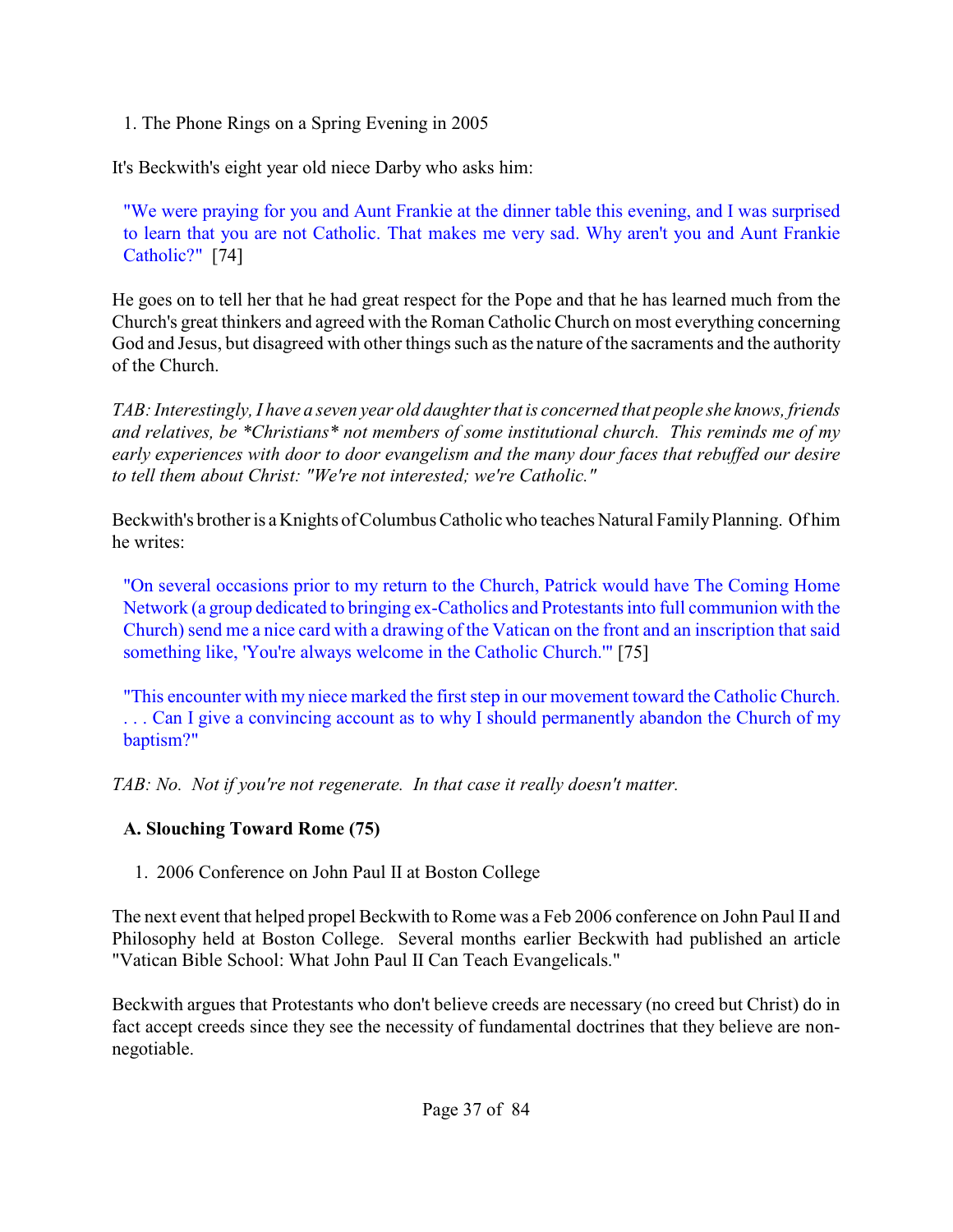1. The Phone Rings on a Spring Evening in 2005

It's Beckwith's eight year old niece Darby who asks him:

> "We were praying for you and Aunt Frankie at the dinner table this evening, and I was surprised to learn that you are not Catholic. That makes me very sad. Why aren't you and Aunt Frankie Catholic?" [74]

He goes on to tell her that he had great respect for the Pope and that he has learned much from the Church's great thinkers and agreed with the Roman Catholic Church on most everything concerning God and Jesus, but disagreed with other things such as the nature of the sacraments and the authority of the Church.

*TAB: Interestingly, I have a seven year old daughter that is concerned that people she knows, friends and relatives, be *Christians* not members of some institutional church. This reminds me of my early experiences with door to door evangelism and the many dour faces that rebuffed our desire to tell them about Christ: "We're not interested; we're Catholic."*

Beckwith's brother is a Knights of Columbus Catholic who teaches Natural Family Planning. Of him he writes:

> "On several occasions prior to my return to the Church, Patrick would have The Coming Home Network (a group dedicated to bringing ex-Catholics and Protestants into full communion with the Church) send me a nice card with a drawing of the Vatican on the front and an inscription that said something like, 'You're always welcome in the Catholic Church.'" [75]

> "This encounter with my niece marked the first step in our movement toward the Catholic Church. . . . Can I give a convincing account as to why I should permanently abandon the Church of my baptism?"

*TAB: No. Not if you're not regenerate. In that case it really doesn't matter.*

**A. Slouching Toward Rome (75)**

1. 2006 Conference on John Paul II at Boston College

The next event that helped propel Beckwith to Rome was a Feb 2006 conference on John Paul II and Philosophy held at Boston College. Several months earlier Beckwith had published an article "Vatican Bible School: What John Paul II Can Teach Evangelicals."

Beckwith argues that Protestants who don't believe creeds are necessary (no creed but Christ) do in fact accept creeds since they see the necessity of fundamental doctrines that they believe are non-negotiable.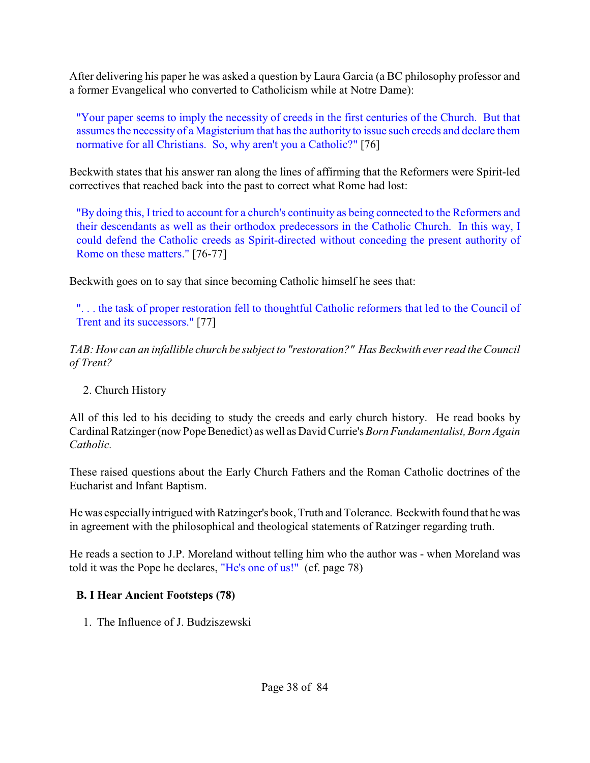After delivering his paper he was asked a question by Laura Garcia (a BC philosophy professor and a former Evangelical who converted to Catholicism while at Notre Dame):

> "Your paper seems to imply the necessity of creeds in the first centuries of the Church. But that assumes the necessity of a Magisterium that has the authority to issue such creeds and declare them normative for all Christians. So, why aren't you a Catholic?" [76]

Beckwith states that his answer ran along the lines of affirming that the Reformers were Spirit-led correctives that reached back into the past to correct what Rome had lost:

> "By doing this, I tried to account for a church's continuity as being connected to the Reformers and their descendants as well as their orthodox predecessors in the Catholic Church. In this way, I could defend the Catholic creeds as Spirit-directed without conceding the present authority of Rome on these matters." [76-77]

Beckwith goes on to say that since becoming Catholic himself he sees that:

> ". . . the task of proper restoration fell to thoughtful Catholic reformers that led to the Council of Trent and its successors." [77]

*TAB: How can an infallible church be subject to "restoration?" Has Beckwith ever read the Council of Trent?*

2. Church History

All of this led to his deciding to study the creeds and early church history. He read books by Cardinal Ratzinger (now Pope Benedict) as well as David Currie's *Born Fundamentalist, Born Again Catholic.*

These raised questions about the Early Church Fathers and the Roman Catholic doctrines of the Eucharist and Infant Baptism.

He was especially intrigued with Ratzinger's book, Truth and Tolerance. Beckwith found that he was in agreement with the philosophical and theological statements of Ratzinger regarding truth.

He reads a section to J.P. Moreland without telling him who the author was - when Moreland was told it was the Pope he declares, "He's one of us!" (cf. page 78)

**B. I Hear Ancient Footsteps (78)**

1. The Influence of J. Budziszewski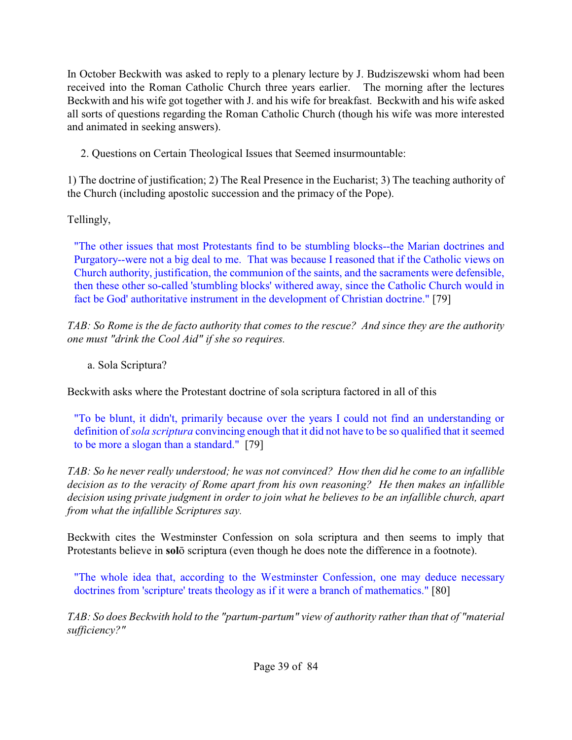In October Beckwith was asked to reply to a plenary lecture by J. Budziszewski whom had been received into the Roman Catholic Church three years earlier. The morning after the lectures Beckwith and his wife got together with J. and his wife for breakfast. Beckwith and his wife asked all sorts of questions regarding the Roman Catholic Church (though his wife was more interested and animated in seeking answers).

2. Questions on Certain Theological Issues that Seemed insurmountable:

1) The doctrine of justification; 2) The Real Presence in the Eucharist; 3) The teaching authority of the Church (including apostolic succession and the primacy of the Pope).

Tellingly,

> "The other issues that most Protestants find to be stumbling blocks--the Marian doctrines and Purgatory--were not a big deal to me. That was because I reasoned that if the Catholic views on Church authority, justification, the communion of the saints, and the sacraments were defensible, then these other so-called 'stumbling blocks' withered away, since the Catholic Church would in fact be God' authoritative instrument in the development of Christian doctrine." [79]

*TAB: So Rome is the de facto authority that comes to the rescue? And since they are the authority one must "drink the Cool Aid" if she so requires.*

a. Sola Scriptura?

Beckwith asks where the Protestant doctrine of sola scriptura factored in all of this

> "To be blunt, it didn't, primarily because over the years I could not find an understanding or definition of *sola scriptura* convincing enough that it did not have to be so qualified that it seemed to be more a slogan than a standard." [79]

*TAB: So he never really understood; he was not convinced? How then did he come to an infallible decision as to the veracity of Rome apart from his own reasoning? He then makes an infallible decision using private judgment in order to join what he believes to be an infallible church, apart from what the infallible Scriptures say.*

Beckwith cites the Westminster Confession on sola scriptura and then seems to imply that Protestants believe in **solō** scriptura (even though he does note the difference in a footnote).

> "The whole idea that, according to the Westminster Confession, one may deduce necessary doctrines from 'scripture' treats theology as if it were a branch of mathematics." [80]

*TAB: So does Beckwith hold to the "partum-partum" view of authority rather than that of "material sufficiency?"*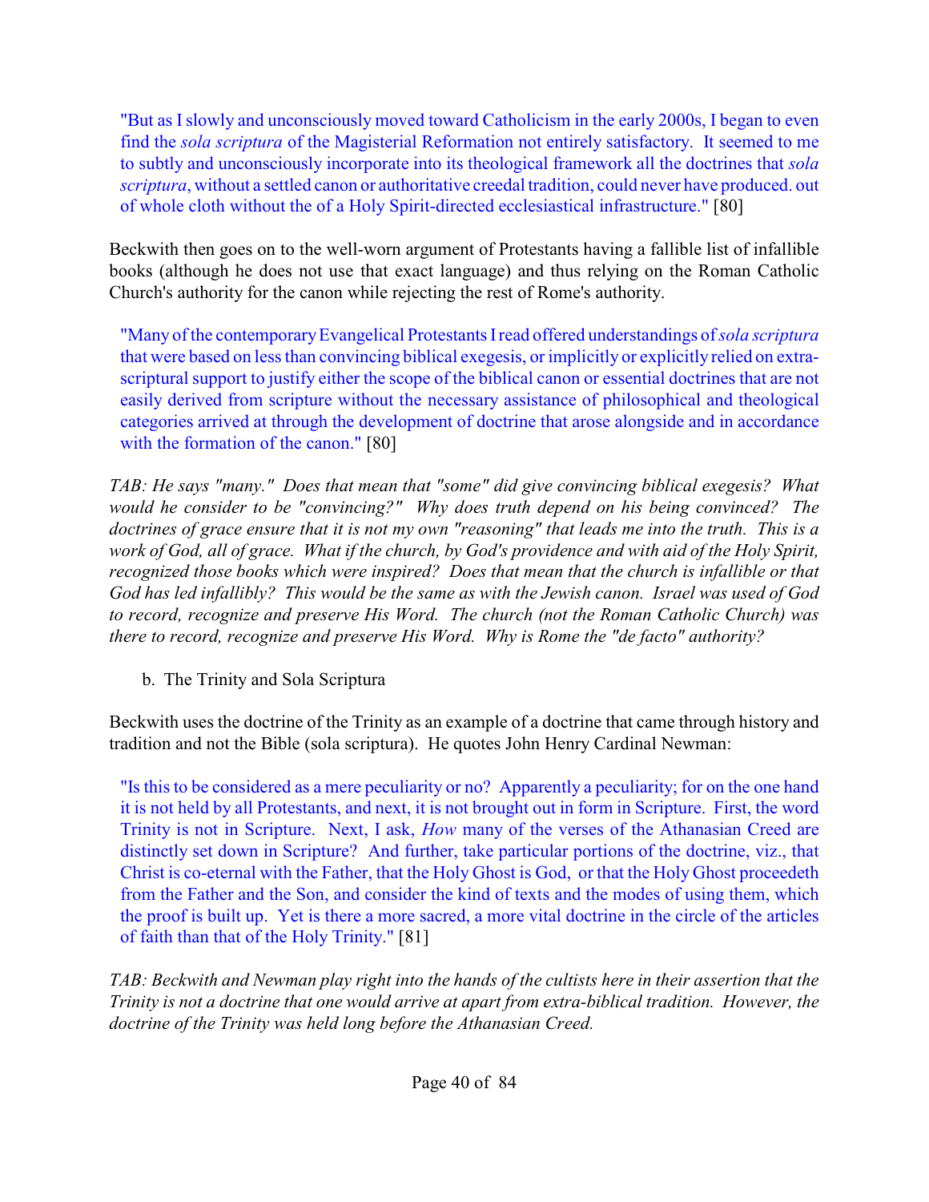> "But as I slowly and unconsciously moved toward Catholicism in the early 2000s, I began to even find the *sola scriptura* of the Magisterial Reformation not entirely satisfactory. It seemed to me to subtly and unconsciously incorporate into its theological framework all the doctrines that *sola scriptura*, without a settled canon or authoritative creedal tradition, could never have produced. out of whole cloth without the of a Holy Spirit-directed ecclesiastical infrastructure." [80]

Beckwith then goes on to the well-worn argument of Protestants having a fallible list of infallible books (although he does not use that exact language) and thus relying on the Roman Catholic Church's authority for the canon while rejecting the rest of Rome's authority.

> "Many of the contemporary Evangelical Protestants I read offered understandings of *sola scriptura* that were based on less than convincing biblical exegesis, or implicitly or explicitly relied on extra-scriptural support to justify either the scope of the biblical canon or essential doctrines that are not easily derived from scripture without the necessary assistance of philosophical and theological categories arrived at through the development of doctrine that arose alongside and in accordance with the formation of the canon." [80]

*TAB: He says "many." Does that mean that "some" did give convincing biblical exegesis? What would he consider to be "convincing?" Why does truth depend on his being convinced? The doctrines of grace ensure that it is not my own "reasoning" that leads me into the truth. This is a work of God, all of grace. What if the church, by God's providence and with aid of the Holy Spirit, recognized those books which were inspired? Does that mean that the church is infallible or that God has led infallibly? This would be the same as with the Jewish canon. Israel was used of God to record, recognize and preserve His Word. The church (not the Roman Catholic Church) was there to record, recognize and preserve His Word. Why is Rome the "de facto" authority?*

b. The Trinity and Sola Scriptura

Beckwith uses the doctrine of the Trinity as an example of a doctrine that came through history and tradition and not the Bible (sola scriptura). He quotes John Henry Cardinal Newman:

> "Is this to be considered as a mere peculiarity or no? Apparently a peculiarity; for on the one hand it is not held by all Protestants, and next, it is not brought out in form in Scripture. First, the word Trinity is not in Scripture. Next, I ask, *How* many of the verses of the Athanasian Creed are distinctly set down in Scripture? And further, take particular portions of the doctrine, viz., that Christ is co-eternal with the Father, that the Holy Ghost is God, or that the Holy Ghost proceedeth from the Father and the Son, and consider the kind of texts and the modes of using them, which the proof is built up. Yet is there a more sacred, a more vital doctrine in the circle of the articles of faith than that of the Holy Trinity." [81]

*TAB: Beckwith and Newman play right into the hands of the cultists here in their assertion that the Trinity is not a doctrine that one would arrive at apart from extra-biblical tradition. However, the doctrine of the Trinity was held long before the Athanasian Creed.*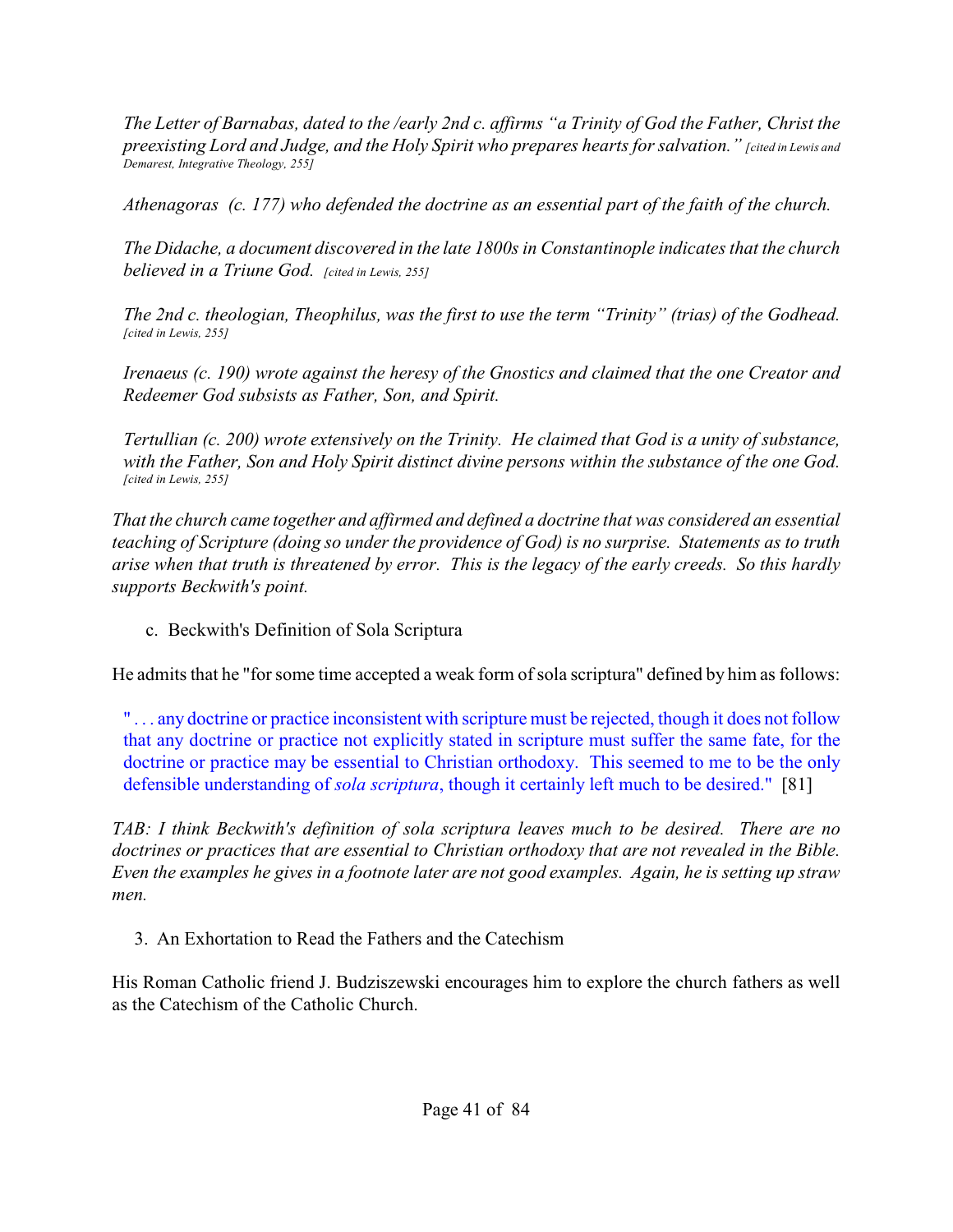> *The Letter of Barnabas, dated to the /early 2nd c. affirms "a Trinity of God the Father, Christ the preexisting Lord and Judge, and the Holy Spirit who prepares hearts for salvation." [cited in Lewis and Demarest, Integrative Theology, 255]*
>
> *Athenagoras (c. 177) who defended the doctrine as an essential part of the faith of the church.*
>
> *The Didache, a document discovered in the late 1800s in Constantinople indicates that the church believed in a Triune God. [cited in Lewis, 255]*
>
> *The 2nd c. theologian, Theophilus, was the first to use the term "Trinity" (trias) of the Godhead. [cited in Lewis, 255]*
>
> *Irenaeus (c. 190) wrote against the heresy of the Gnostics and claimed that the one Creator and Redeemer God subsists as Father, Son, and Spirit.*
>
> *Tertullian (c. 200) wrote extensively on the Trinity. He claimed that God is a unity of substance, with the Father, Son and Holy Spirit distinct divine persons within the substance of the one God. [cited in Lewis, 255]*

*That the church came together and affirmed and defined a doctrine that was considered an essential teaching of Scripture (doing so under the providence of God) is no surprise. Statements as to truth arise when that truth is threatened by error. This is the legacy of the early creeds. So this hardly supports Beckwith's point.*

c. Beckwith's Definition of Sola Scriptura

He admits that he "for some time accepted a weak form of sola scriptura" defined by him as follows:

> " . . . any doctrine or practice inconsistent with scripture must be rejected, though it does not follow that any doctrine or practice not explicitly stated in scripture must suffer the same fate, for the doctrine or practice may be essential to Christian orthodoxy. This seemed to me to be the only defensible understanding of *sola scriptura*, though it certainly left much to be desired." [81]

*TAB: I think Beckwith's definition of sola scriptura leaves much to be desired. There are no doctrines or practices that are essential to Christian orthodoxy that are not revealed in the Bible. Even the examples he gives in a footnote later are not good examples. Again, he is setting up straw men.*

3. An Exhortation to Read the Fathers and the Catechism

His Roman Catholic friend J. Budziszewski encourages him to explore the church fathers as well as the Catechism of the Catholic Church.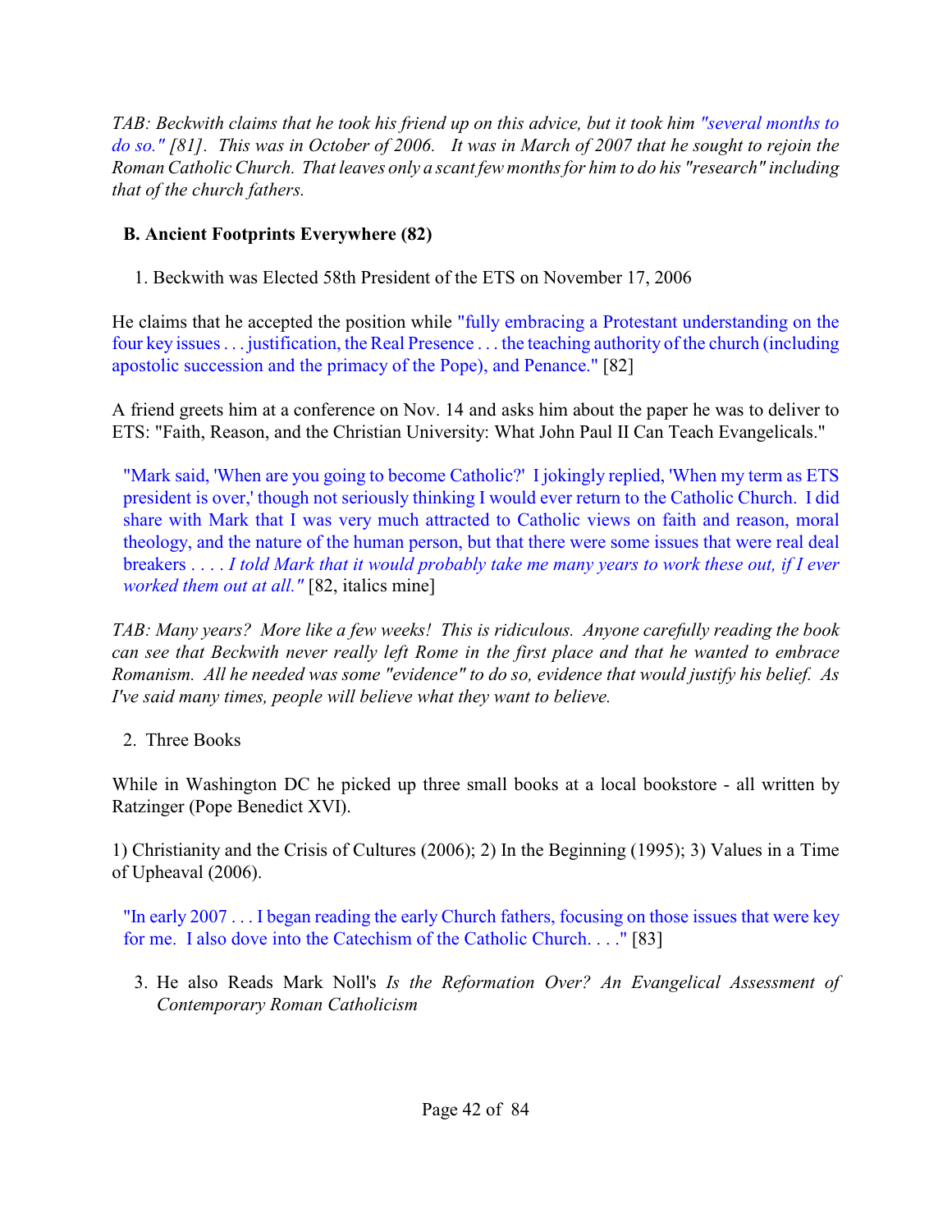*TAB: Beckwith claims that he took his friend up on this advice, but it took him "several months to do so." [81]. This was in October of 2006. It was in March of 2007 that he sought to rejoin the Roman Catholic Church. That leaves only a scant few months for him to do his "research" including that of the church fathers.*

**B. Ancient Footprints Everywhere (82)**

1. Beckwith was Elected 58th President of the ETS on November 17, 2006

He claims that he accepted the position while "fully embracing a Protestant understanding on the four key issues . . . justification, the Real Presence . . . the teaching authority of the church (including apostolic succession and the primacy of the Pope), and Penance." [82]

A friend greets him at a conference on Nov. 14 and asks him about the paper he was to deliver to ETS: "Faith, Reason, and the Christian University: What John Paul II Can Teach Evangelicals."

> "Mark said, 'When are you going to become Catholic?' I jokingly replied, 'When my term as ETS president is over,' though not seriously thinking I would ever return to the Catholic Church. I did share with Mark that I was very much attracted to Catholic views on faith and reason, moral theology, and the nature of the human person, but that there were some issues that were real deal breakers . . . . *I told Mark that it would probably take me many years to work these out, if I ever worked them out at all."* [82, italics mine]

*TAB: Many years? More like a few weeks! This is ridiculous. Anyone carefully reading the book can see that Beckwith never really left Rome in the first place and that he wanted to embrace Romanism. All he needed was some "evidence" to do so, evidence that would justify his belief. As I've said many times, people will believe what they want to believe.*

2. Three Books

While in Washington DC he picked up three small books at a local bookstore - all written by Ratzinger (Pope Benedict XVI).

1) Christianity and the Crisis of Cultures (2006); 2) In the Beginning (1995); 3) Values in a Time of Upheaval (2006).

> "In early 2007 . . . I began reading the early Church fathers, focusing on those issues that were key for me. I also dove into the Catechism of the Catholic Church. . . ." [83]

3. He also Reads Mark Noll's *Is the Reformation Over? An Evangelical Assessment of Contemporary Roman Catholicism*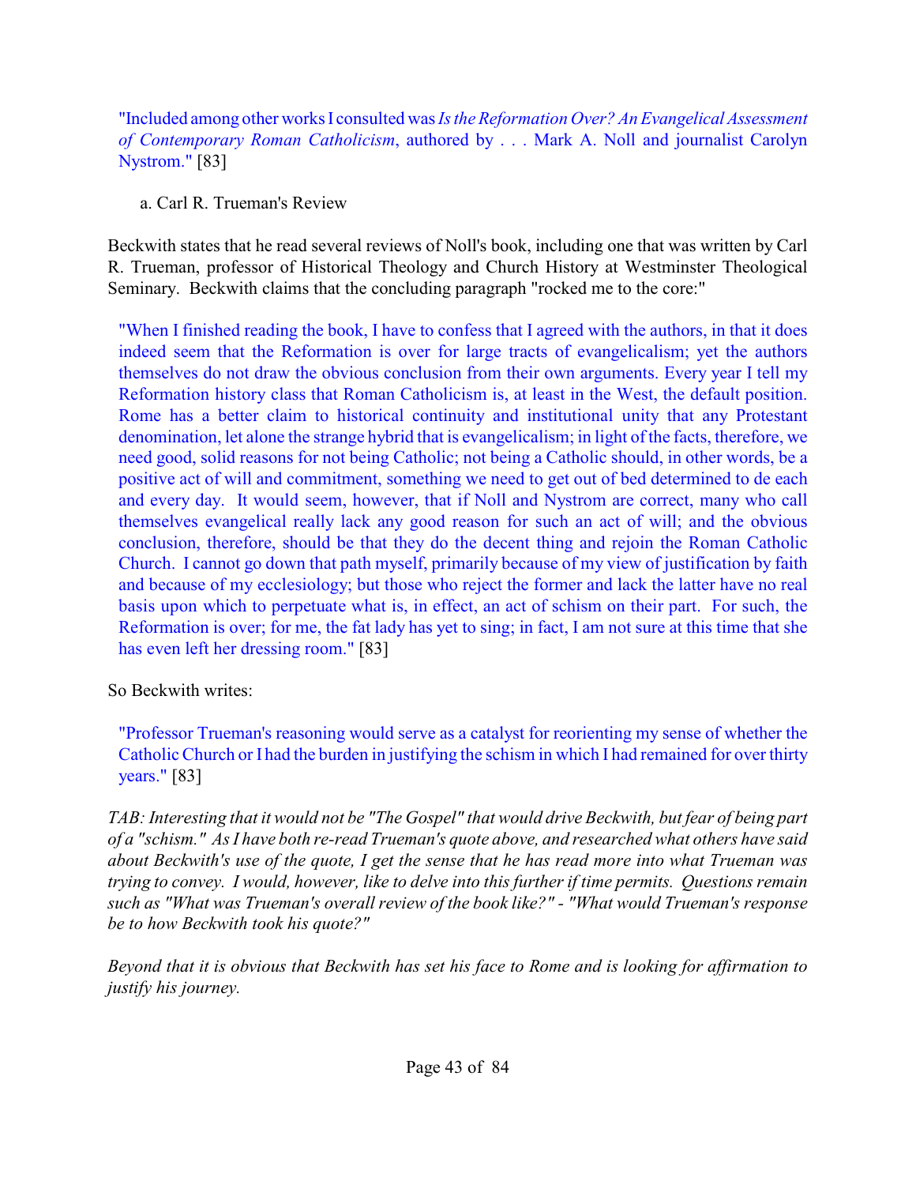> "Included among other works I consulted was *Is the Reformation Over? An Evangelical Assessment of Contemporary Roman Catholicism*, authored by . . . Mark A. Noll and journalist Carolyn Nystrom." [83]

a. Carl R. Trueman's Review

Beckwith states that he read several reviews of Noll's book, including one that was written by Carl R. Trueman, professor of Historical Theology and Church History at Westminster Theological Seminary. Beckwith claims that the concluding paragraph "rocked me to the core:"

> "When I finished reading the book, I have to confess that I agreed with the authors, in that it does indeed seem that the Reformation is over for large tracts of evangelicalism; yet the authors themselves do not draw the obvious conclusion from their own arguments. Every year I tell my Reformation history class that Roman Catholicism is, at least in the West, the default position. Rome has a better claim to historical continuity and institutional unity that any Protestant denomination, let alone the strange hybrid that is evangelicalism; in light of the facts, therefore, we need good, solid reasons for not being Catholic; not being a Catholic should, in other words, be a positive act of will and commitment, something we need to get out of bed determined to de each and every day. It would seem, however, that if Noll and Nystrom are correct, many who call themselves evangelical really lack any good reason for such an act of will; and the obvious conclusion, therefore, should be that they do the decent thing and rejoin the Roman Catholic Church. I cannot go down that path myself, primarily because of my view of justification by faith and because of my ecclesiology; but those who reject the former and lack the latter have no real basis upon which to perpetuate what is, in effect, an act of schism on their part. For such, the Reformation is over; for me, the fat lady has yet to sing; in fact, I am not sure at this time that she has even left her dressing room." [83]

So Beckwith writes:

> "Professor Trueman's reasoning would serve as a catalyst for reorienting my sense of whether the Catholic Church or I had the burden in justifying the schism in which I had remained for over thirty years." [83]

*TAB: Interesting that it would not be "The Gospel" that would drive Beckwith, but fear of being part of a "schism." As I have both re-read Trueman's quote above, and researched what others have said about Beckwith's use of the quote, I get the sense that he has read more into what Trueman was trying to convey. I would, however, like to delve into this further if time permits. Questions remain such as "What was Trueman's overall review of the book like?" - "What would Trueman's response be to how Beckwith took his quote?"*

*Beyond that it is obvious that Beckwith has set his face to Rome and is looking for affirmation to justify his journey.*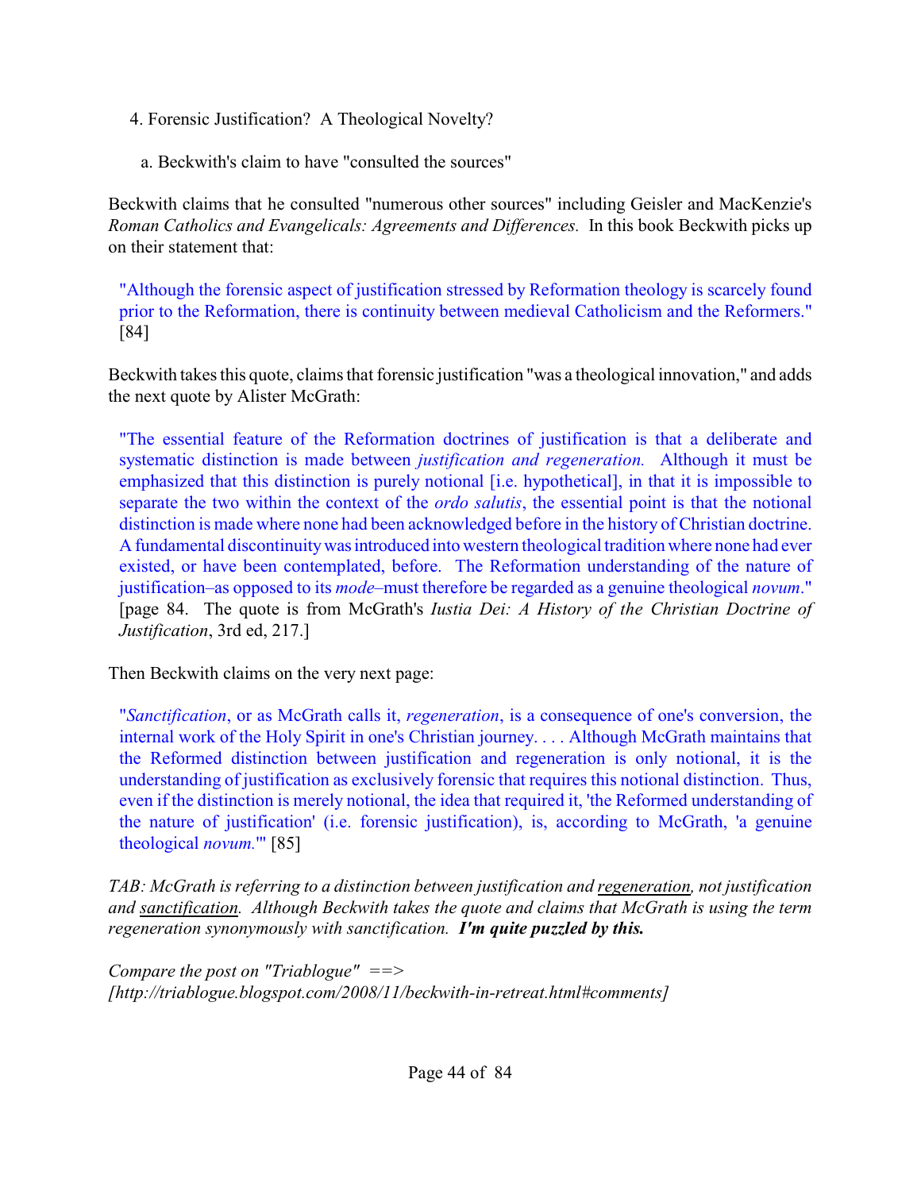4. Forensic Justification? A Theological Novelty?

a. Beckwith's claim to have "consulted the sources"

Beckwith claims that he consulted "numerous other sources" including Geisler and MacKenzie's *Roman Catholics and Evangelicals: Agreements and Differences.* In this book Beckwith picks up on their statement that:

> "Although the forensic aspect of justification stressed by Reformation theology is scarcely found prior to the Reformation, there is continuity between medieval Catholicism and the Reformers." [84]

Beckwith takes this quote, claims that forensic justification "was a theological innovation," and adds the next quote by Alister McGrath:

> "The essential feature of the Reformation doctrines of justification is that a deliberate and systematic distinction is made between *justification and regeneration.* Although it must be emphasized that this distinction is purely notional [i.e. hypothetical], in that it is impossible to separate the two within the context of the *ordo salutis*, the essential point is that the notional distinction is made where none had been acknowledged before in the history of Christian doctrine. A fundamental discontinuity was introduced into western theological tradition where none had ever existed, or have been contemplated, before. The Reformation understanding of the nature of justification–as opposed to its *mode*–must therefore be regarded as a genuine theological *novum*." [page 84. The quote is from McGrath's *Iustia Dei: A History of the Christian Doctrine of Justification*, 3rd ed, 217.]

Then Beckwith claims on the very next page:

> "*Sanctification*, or as McGrath calls it, *regeneration*, is a consequence of one's conversion, the internal work of the Holy Spirit in one's Christian journey. . . . Although McGrath maintains that the Reformed distinction between justification and regeneration is only notional, it is the understanding of justification as exclusively forensic that requires this notional distinction. Thus, even if the distinction is merely notional, the idea that required it, 'the Reformed understanding of the nature of justification' (i.e. forensic justification), is, according to McGrath, 'a genuine theological *novum.*'" [85]

*TAB: McGrath is referring to a distinction between justification and <u>regeneration</u>, not justification and <u>sanctification</u>. Although Beckwith takes the quote and claims that McGrath is using the term regeneration synonymously with sanctification.* ***I'm quite puzzled by this.***

*Compare the post on "Triablogue" ==> [http://triablogue.blogspot.com/2008/11/beckwith-in-retreat.html#comments]*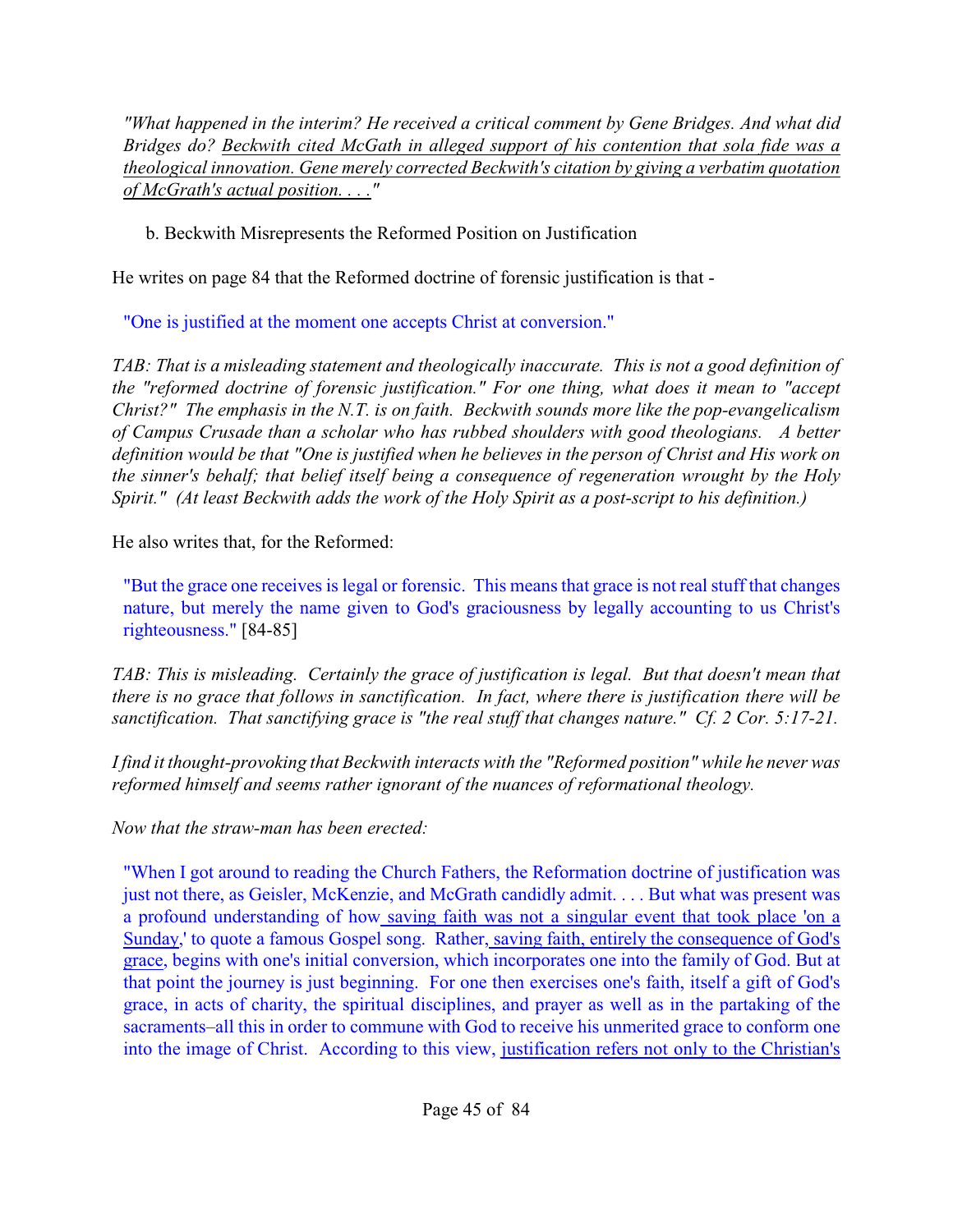*"What happened in the interim? He received a critical comment by Gene Bridges. And what did Bridges do? <u>Beckwith cited McGath in alleged support of his contention that sola fide was a theological innovation. Gene merely corrected Beckwith's citation by giving a verbatim quotation of McGrath's actual position. . . .</u>"*

b. Beckwith Misrepresents the Reformed Position on Justification

He writes on page 84 that the Reformed doctrine of forensic justification is that -

> "One is justified at the moment one accepts Christ at conversion."

*TAB: That is a misleading statement and theologically inaccurate. This is not a good definition of the "reformed doctrine of forensic justification." For one thing, what does it mean to "accept Christ?" The emphasis in the N.T. is on faith. Beckwith sounds more like the pop-evangelicalism of Campus Crusade than a scholar who has rubbed shoulders with good theologians. A better definition would be that "One is justified when he believes in the person of Christ and His work on the sinner's behalf; that belief itself being a consequence of regeneration wrought by the Holy Spirit." (At least Beckwith adds the work of the Holy Spirit as a post-script to his definition.)*

He also writes that, for the Reformed:

> "But the grace one receives is legal or forensic. This means that grace is not real stuff that changes nature, but merely the name given to God's graciousness by legally accounting to us Christ's righteousness." [84-85]

*TAB: This is misleading. Certainly the grace of justification is legal. But that doesn't mean that there is no grace that follows in sanctification. In fact, where there is justification there will be sanctification. That sanctifying grace is "the real stuff that changes nature." Cf. 2 Cor. 5:17-21.*

*I find it thought-provoking that Beckwith interacts with the "Reformed position" while he never was reformed himself and seems rather ignorant of the nuances of reformational theology.*

*Now that the straw-man has been erected:*

> "When I got around to reading the Church Fathers, the Reformation doctrine of justification was just not there, as Geisler, McKenzie, and McGrath candidly admit. . . . But what was present was a profound understanding of how <u>saving faith was not a singular event that took place 'on a Sunday</u>,' to quote a famous Gospel song. Rather, <u>saving faith, entirely the consequence of God's grace</u>, begins with one's initial conversion, which incorporates one into the family of God. But at that point the journey is just beginning. For one then exercises one's faith, itself a gift of God's grace, in acts of charity, the spiritual disciplines, and prayer as well as in the partaking of the sacraments–all this in order to commune with God to receive his unmerited grace to conform one into the image of Christ. According to this view, <u>justification refers not only to the Christian's</u>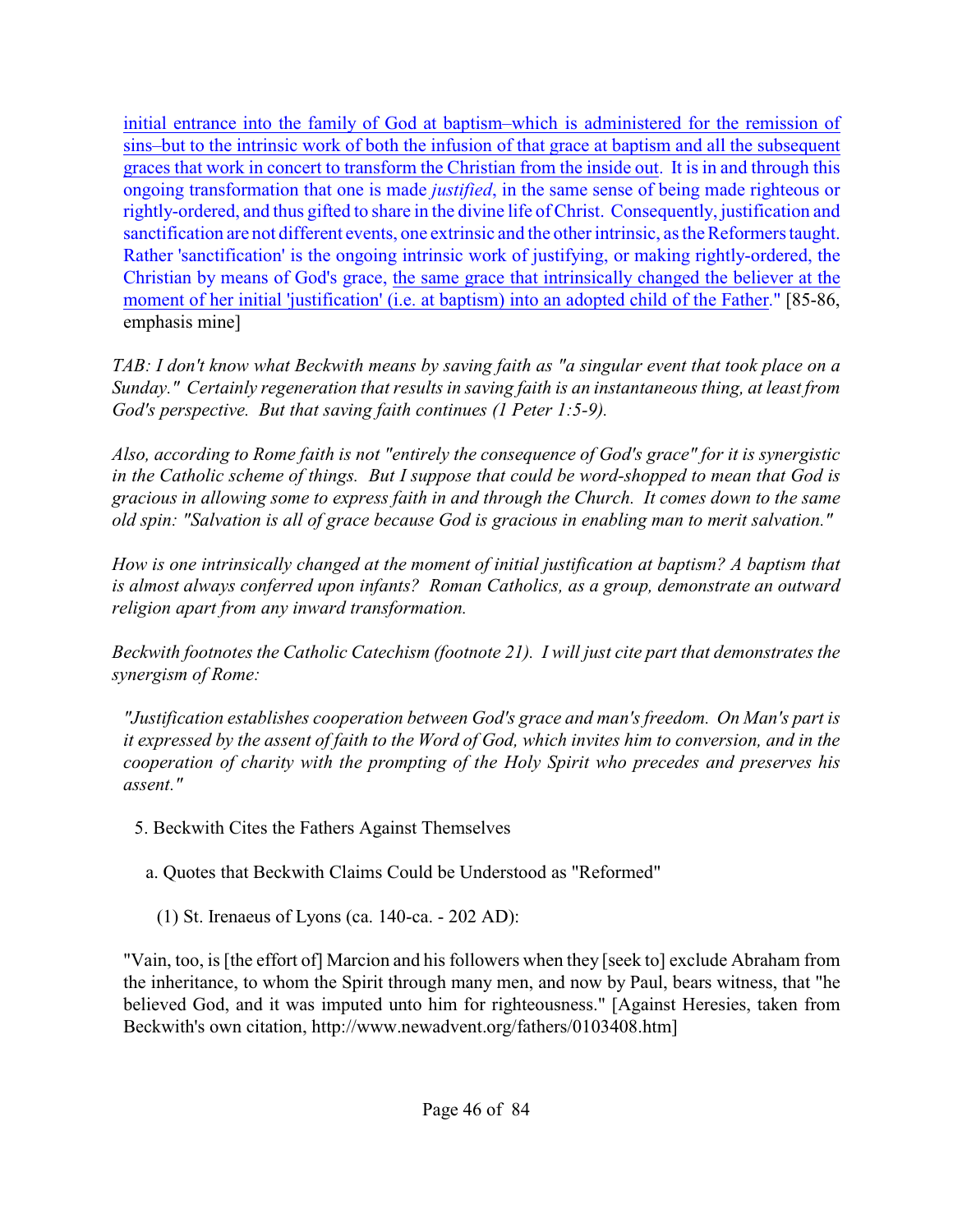initial entrance into the family of God at baptism–which is administered for the remission of sins–but to the intrinsic work of both the infusion of that grace at baptism and all the subsequent graces that work in concert to transform the Christian from the inside out. It is in and through this ongoing transformation that one is made *justified*, in the same sense of being made righteous or rightly-ordered, and thus gifted to share in the divine life of Christ. Consequently, justification and sanctification are not different events, one extrinsic and the other intrinsic, as the Reformers taught. Rather 'sanctification' is the ongoing intrinsic work of justifying, or making rightly-ordered, the Christian by means of God's grace, the same grace that intrinsically changed the believer at the moment of her initial 'justification' (i.e. at baptism) into an adopted child of the Father." [85-86, emphasis mine]

*TAB: I don't know what Beckwith means by saving faith as "a singular event that took place on a Sunday." Certainly regeneration that results in saving faith is an instantaneous thing, at least from God's perspective. But that saving faith continues (1 Peter 1:5-9).*

*Also, according to Rome faith is not "entirely the consequence of God's grace" for it is synergistic in the Catholic scheme of things. But I suppose that could be word-shopped to mean that God is gracious in allowing some to express faith in and through the Church. It comes down to the same old spin: "Salvation is all of grace because God is gracious in enabling man to merit salvation."*

*How is one intrinsically changed at the moment of initial justification at baptism? A baptism that is almost always conferred upon infants? Roman Catholics, as a group, demonstrate an outward religion apart from any inward transformation.*

*Beckwith footnotes the Catholic Catechism (footnote 21). I will just cite part that demonstrates the synergism of Rome:*

> *"Justification establishes cooperation between God's grace and man's freedom. On Man's part is it expressed by the assent of faith to the Word of God, which invites him to conversion, and in the cooperation of charity with the prompting of the Holy Spirit who precedes and preserves his assent."*

5. Beckwith Cites the Fathers Against Themselves

a. Quotes that Beckwith Claims Could be Understood as "Reformed"

(1) St. Irenaeus of Lyons (ca. 140-ca. - 202 AD):

"Vain, too, is [the effort of] Marcion and his followers when they [seek to] exclude Abraham from the inheritance, to whom the Spirit through many men, and now by Paul, bears witness, that "he believed God, and it was imputed unto him for righteousness." [Against Heresies, taken from Beckwith's own citation, http://www.newadvent.org/fathers/0103408.htm]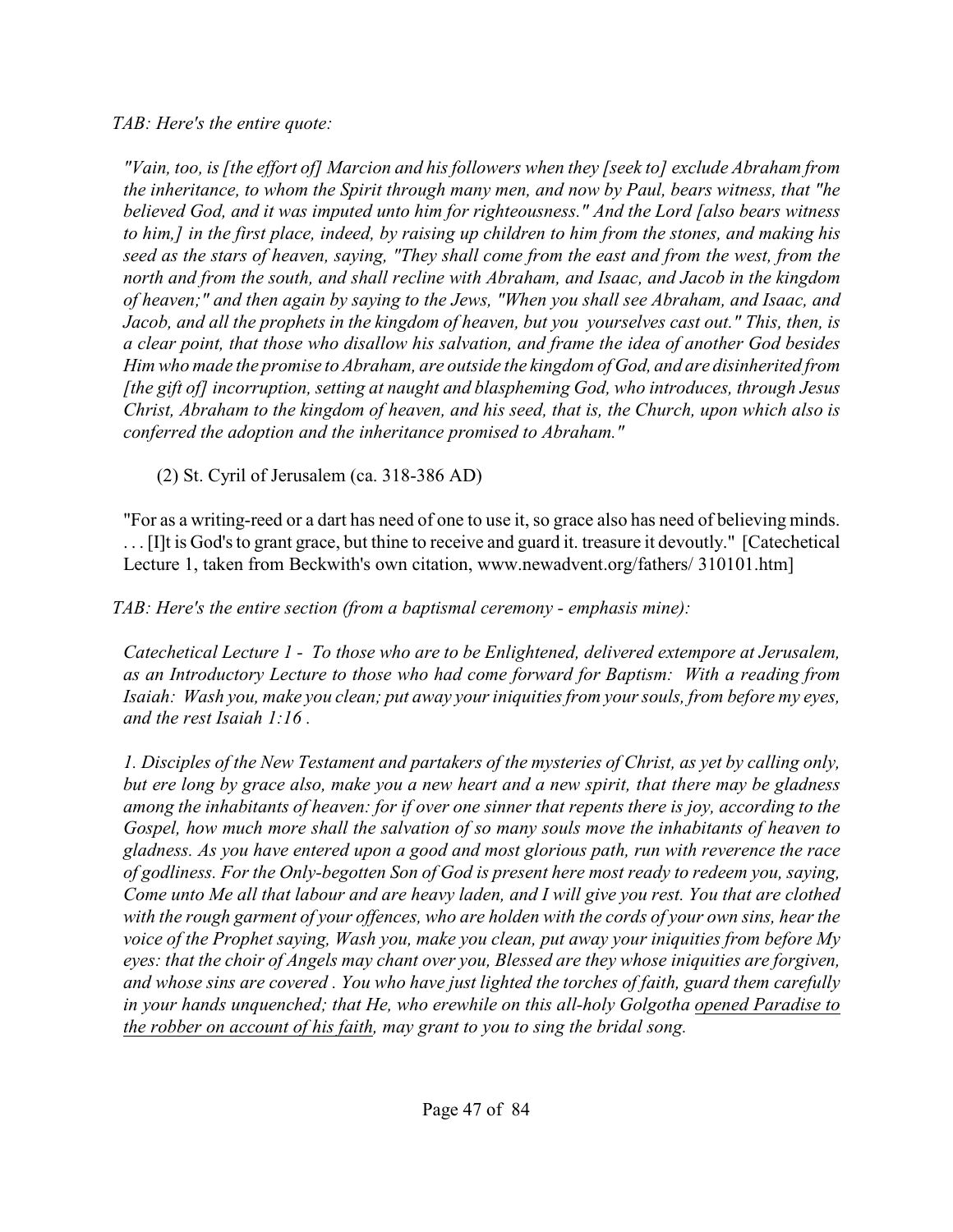*TAB: Here's the entire quote:*

*"Vain, too, is [the effort of] Marcion and his followers when they [seek to] exclude Abraham from the inheritance, to whom the Spirit through many men, and now by Paul, bears witness, that "he believed God, and it was imputed unto him for righteousness." And the Lord [also bears witness to him,] in the first place, indeed, by raising up children to him from the stones, and making his seed as the stars of heaven, saying, "They shall come from the east and from the west, from the north and from the south, and shall recline with Abraham, and Isaac, and Jacob in the kingdom of heaven;" and then again by saying to the Jews, "When you shall see Abraham, and Isaac, and Jacob, and all the prophets in the kingdom of heaven, but you yourselves cast out." This, then, is a clear point, that those who disallow his salvation, and frame the idea of another God besides Him who made the promise to Abraham, are outside the kingdom of God, and are disinherited from [the gift of] incorruption, setting at naught and blaspheming God, who introduces, through Jesus Christ, Abraham to the kingdom of heaven, and his seed, that is, the Church, upon which also is conferred the adoption and the inheritance promised to Abraham."*

(2) St. Cyril of Jerusalem (ca. 318-386 AD)

"For as a writing-reed or a dart has need of one to use it, so grace also has need of believing minds. . . . [I]t is God's to grant grace, but thine to receive and guard it. treasure it devoutly." [Catechetical Lecture 1, taken from Beckwith's own citation, www.newadvent.org/fathers/ 310101.htm]

*TAB: Here's the entire section (from a baptismal ceremony - emphasis mine):*

*Catechetical Lecture 1 - To those who are to be Enlightened, delivered extempore at Jerusalem, as an Introductory Lecture to those who had come forward for Baptism: With a reading from Isaiah: Wash you, make you clean; put away your iniquities from your souls, from before my eyes, and the rest Isaiah 1:16 .*

*1. Disciples of the New Testament and partakers of the mysteries of Christ, as yet by calling only, but ere long by grace also, make you a new heart and a new spirit, that there may be gladness among the inhabitants of heaven: for if over one sinner that repents there is joy, according to the Gospel, how much more shall the salvation of so many souls move the inhabitants of heaven to gladness. As you have entered upon a good and most glorious path, run with reverence the race of godliness. For the Only-begotten Son of God is present here most ready to redeem you, saying, Come unto Me all that labour and are heavy laden, and I will give you rest. You that are clothed with the rough garment of your offences, who are holden with the cords of your own sins, hear the voice of the Prophet saying, Wash you, make you clean, put away your iniquities from before My eyes: that the choir of Angels may chant over you, Blessed are they whose iniquities are forgiven, and whose sins are covered . You who have just lighted the torches of faith, guard them carefully in your hands unquenched; that He, who erewhile on this all-holy Golgotha <u>opened Paradise to the robber on account of his faith</u>, may grant to you to sing the bridal song.*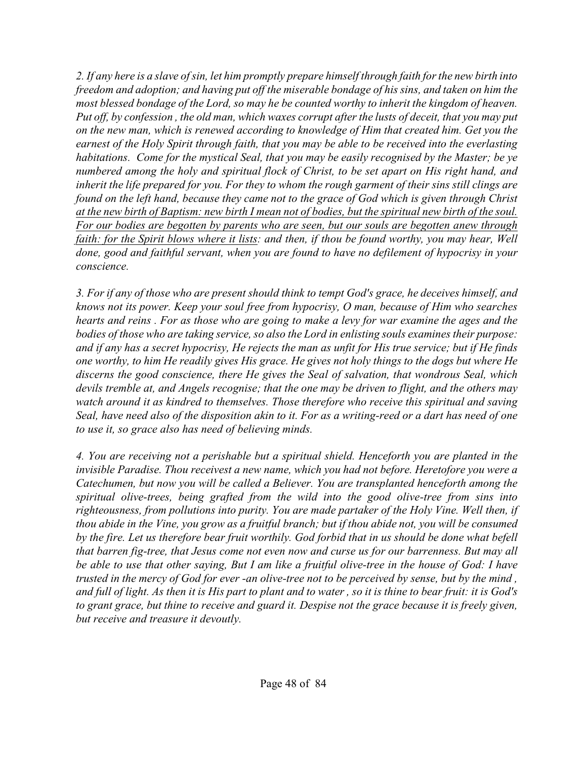*2. If any here is a slave of sin, let him promptly prepare himself through faith for the new birth into freedom and adoption; and having put off the miserable bondage of his sins, and taken on him the most blessed bondage of the Lord, so may he be counted worthy to inherit the kingdom of heaven. Put off, by confession , the old man, which waxes corrupt after the lusts of deceit, that you may put on the new man, which is renewed according to knowledge of Him that created him. Get you the earnest of the Holy Spirit through faith, that you may be able to be received into the everlasting habitations. Come for the mystical Seal, that you may be easily recognised by the Master; be ye numbered among the holy and spiritual flock of Christ, to be set apart on His right hand, and inherit the life prepared for you. For they to whom the rough garment of their sins still clings are found on the left hand, because they came not to the grace of God which is given through Christ <u>at the new birth of Baptism: new birth I mean not of bodies, but the spiritual new birth of the soul. For our bodies are begotten by parents who are seen, but our souls are begotten anew through faith: for the Spirit blows where it lists</u>: and then, if thou be found worthy, you may hear, Well done, good and faithful servant, when you are found to have no defilement of hypocrisy in your conscience.*

*3. For if any of those who are present should think to tempt God's grace, he deceives himself, and knows not its power. Keep your soul free from hypocrisy, O man, because of Him who searches hearts and reins . For as those who are going to make a levy for war examine the ages and the bodies of those who are taking service, so also the Lord in enlisting souls examines their purpose: and if any has a secret hypocrisy, He rejects the man as unfit for His true service; but if He finds one worthy, to him He readily gives His grace. He gives not holy things to the dogs but where He discerns the good conscience, there He gives the Seal of salvation, that wondrous Seal, which devils tremble at, and Angels recognise; that the one may be driven to flight, and the others may watch around it as kindred to themselves. Those therefore who receive this spiritual and saving Seal, have need also of the disposition akin to it. For as a writing-reed or a dart has need of one to use it, so grace also has need of believing minds.*

*4. You are receiving not a perishable but a spiritual shield. Henceforth you are planted in the invisible Paradise. Thou receivest a new name, which you had not before. Heretofore you were a Catechumen, but now you will be called a Believer. You are transplanted henceforth among the spiritual olive-trees, being grafted from the wild into the good olive-tree from sins into righteousness, from pollutions into purity. You are made partaker of the Holy Vine. Well then, if thou abide in the Vine, you grow as a fruitful branch; but if thou abide not, you will be consumed by the fire. Let us therefore bear fruit worthily. God forbid that in us should be done what befell that barren fig-tree, that Jesus come not even now and curse us for our barrenness. But may all be able to use that other saying, But I am like a fruitful olive-tree in the house of God: I have trusted in the mercy of God for ever -an olive-tree not to be perceived by sense, but by the mind , and full of light. As then it is His part to plant and to water , so it is thine to bear fruit: it is God's to grant grace, but thine to receive and guard it. Despise not the grace because it is freely given, but receive and treasure it devoutly.*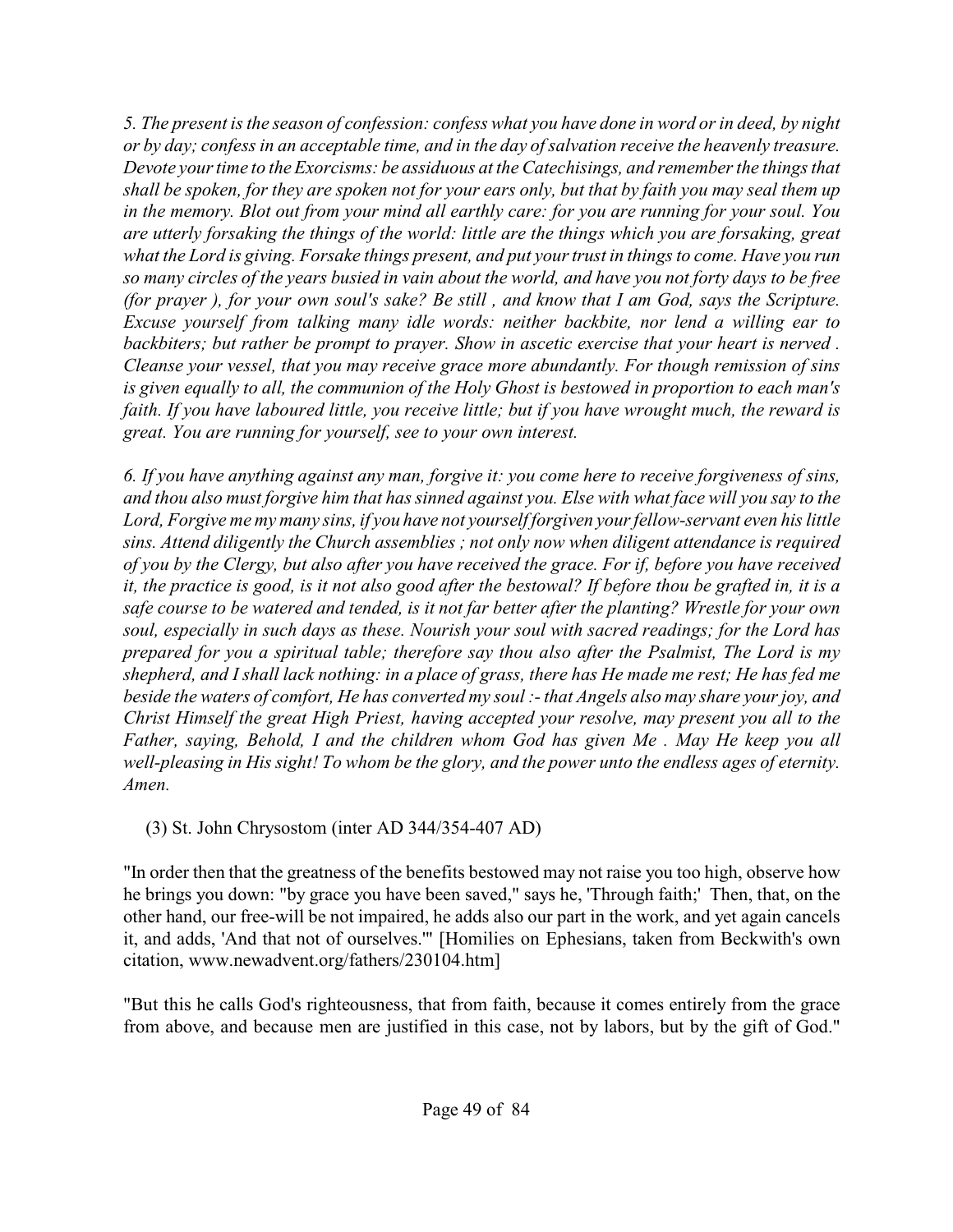*5. The present is the season of confession: confess what you have done in word or in deed, by night or by day; confess in an acceptable time, and in the day of salvation receive the heavenly treasure. Devote your time to the Exorcisms: be assiduous at the Catechisings, and remember the things that shall be spoken, for they are spoken not for your ears only, but that by faith you may seal them up in the memory. Blot out from your mind all earthly care: for you are running for your soul. You are utterly forsaking the things of the world: little are the things which you are forsaking, great what the Lord is giving. Forsake things present, and put your trust in things to come. Have you run so many circles of the years busied in vain about the world, and have you not forty days to be free (for prayer ), for your own soul's sake? Be still , and know that I am God, says the Scripture. Excuse yourself from talking many idle words: neither backbite, nor lend a willing ear to backbiters; but rather be prompt to prayer. Show in ascetic exercise that your heart is nerved . Cleanse your vessel, that you may receive grace more abundantly. For though remission of sins is given equally to all, the communion of the Holy Ghost is bestowed in proportion to each man's faith. If you have laboured little, you receive little; but if you have wrought much, the reward is great. You are running for yourself, see to your own interest.*

*6. If you have anything against any man, forgive it: you come here to receive forgiveness of sins, and thou also must forgive him that has sinned against you. Else with what face will you say to the Lord, Forgive me my many sins, if you have not yourself forgiven your fellow-servant even his little sins. Attend diligently the Church assemblies ; not only now when diligent attendance is required of you by the Clergy, but also after you have received the grace. For if, before you have received it, the practice is good, is it not also good after the bestowal? If before thou be grafted in, it is a safe course to be watered and tended, is it not far better after the planting? Wrestle for your own soul, especially in such days as these. Nourish your soul with sacred readings; for the Lord has prepared for you a spiritual table; therefore say thou also after the Psalmist, The Lord is my shepherd, and I shall lack nothing: in a place of grass, there has He made me rest; He has fed me beside the waters of comfort, He has converted my soul :- that Angels also may share your joy, and Christ Himself the great High Priest, having accepted your resolve, may present you all to the Father, saying, Behold, I and the children whom God has given Me . May He keep you all well-pleasing in His sight! To whom be the glory, and the power unto the endless ages of eternity. Amen.*

(3) St. John Chrysostom (inter AD 344/354-407 AD)

"In order then that the greatness of the benefits bestowed may not raise you too high, observe how he brings you down: "by grace you have been saved," says he, 'Through faith;' Then, that, on the other hand, our free-will be not impaired, he adds also our part in the work, and yet again cancels it, and adds, 'And that not of ourselves.'" [Homilies on Ephesians, taken from Beckwith's own citation, www.newadvent.org/fathers/230104.htm]

"But this he calls God's righteousness, that from faith, because it comes entirely from the grace from above, and because men are justified in this case, not by labors, but by the gift of God."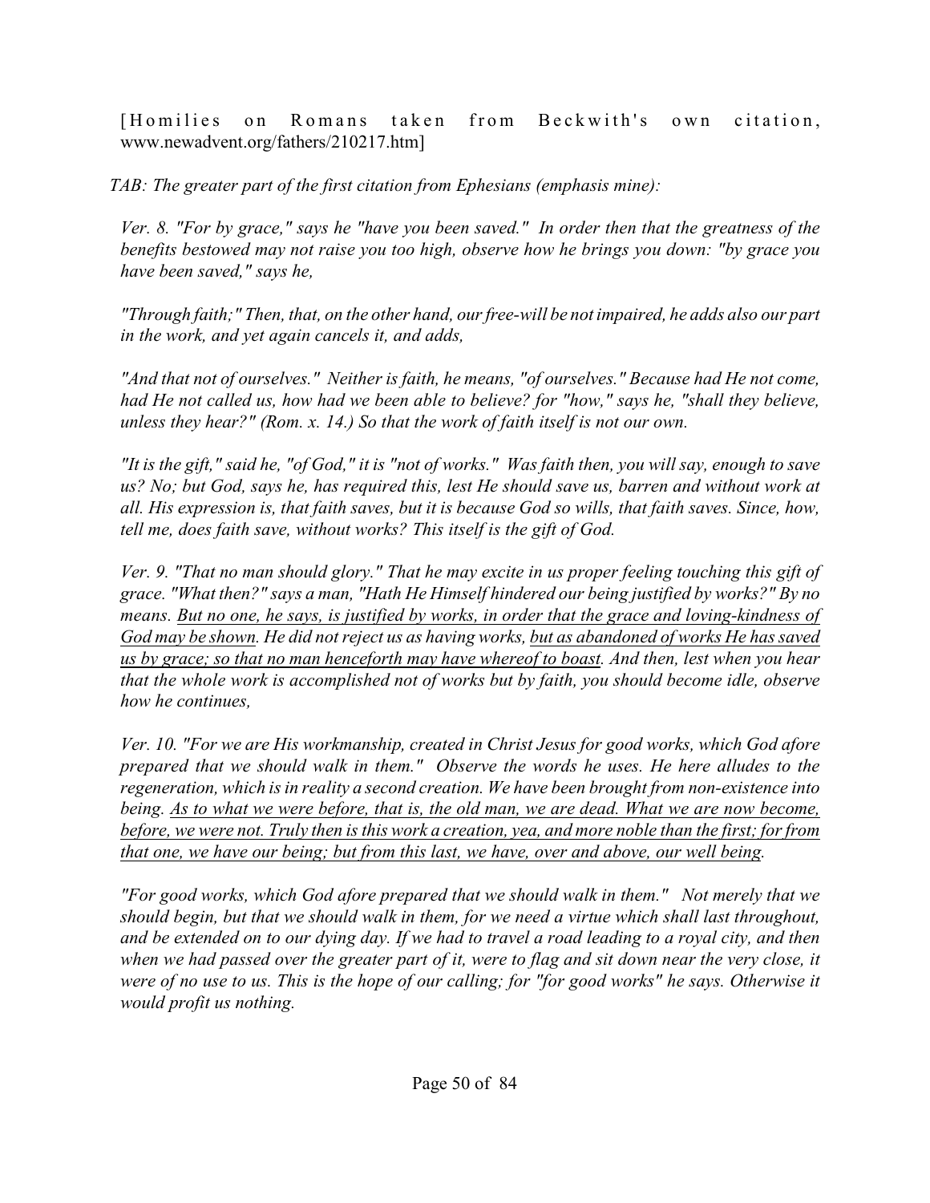[Homilies on Romans taken from Beckwith's own citation, www.newadvent.org/fathers/210217.htm]

*TAB: The greater part of the first citation from Ephesians (emphasis mine):*

*Ver. 8. "For by grace," says he "have you been saved." In order then that the greatness of the benefits bestowed may not raise you too high, observe how he brings you down: "by grace you have been saved," says he,*

*"Through faith;" Then, that, on the other hand, our free-will be not impaired, he adds also our part in the work, and yet again cancels it, and adds,*

*"And that not of ourselves." Neither is faith, he means, "of ourselves." Because had He not come, had He not called us, how had we been able to believe? for "how," says he, "shall they believe, unless they hear?" (Rom. x. 14.) So that the work of faith itself is not our own.*

*"It is the gift," said he, "of God," it is "not of works." Was faith then, you will say, enough to save us? No; but God, says he, has required this, lest He should save us, barren and without work at all. His expression is, that faith saves, but it is because God so wills, that faith saves. Since, how, tell me, does faith save, without works? This itself is the gift of God.*

*Ver. 9. "That no man should glory." That he may excite in us proper feeling touching this gift of grace. "What then?" says a man, "Hath He Himself hindered our being justified by works?" By no means. <u>But no one, he says, is justified by works, in order that the grace and loving-kindness of God may be shown</u>. He did not reject us as having works, <u>but as abandoned of works He has saved us by grace; so that no man henceforth may have whereof to boast</u>. And then, lest when you hear that the whole work is accomplished not of works but by faith, you should become idle, observe how he continues,*

*Ver. 10. "For we are His workmanship, created in Christ Jesus for good works, which God afore prepared that we should walk in them." Observe the words he uses. He here alludes to the regeneration, which is in reality a second creation. We have been brought from non-existence into being. <u>As to what we were before, that is, the old man, we are dead. What we are now become, before, we were not. Truly then is this work a creation, yea, and more noble than the first; for from that one, we have our being; but from this last, we have, over and above, our well being</u>.*

*"For good works, which God afore prepared that we should walk in them." Not merely that we should begin, but that we should walk in them, for we need a virtue which shall last throughout, and be extended on to our dying day. If we had to travel a road leading to a royal city, and then when we had passed over the greater part of it, were to flag and sit down near the very close, it were of no use to us. This is the hope of our calling; for "for good works" he says. Otherwise it would profit us nothing.*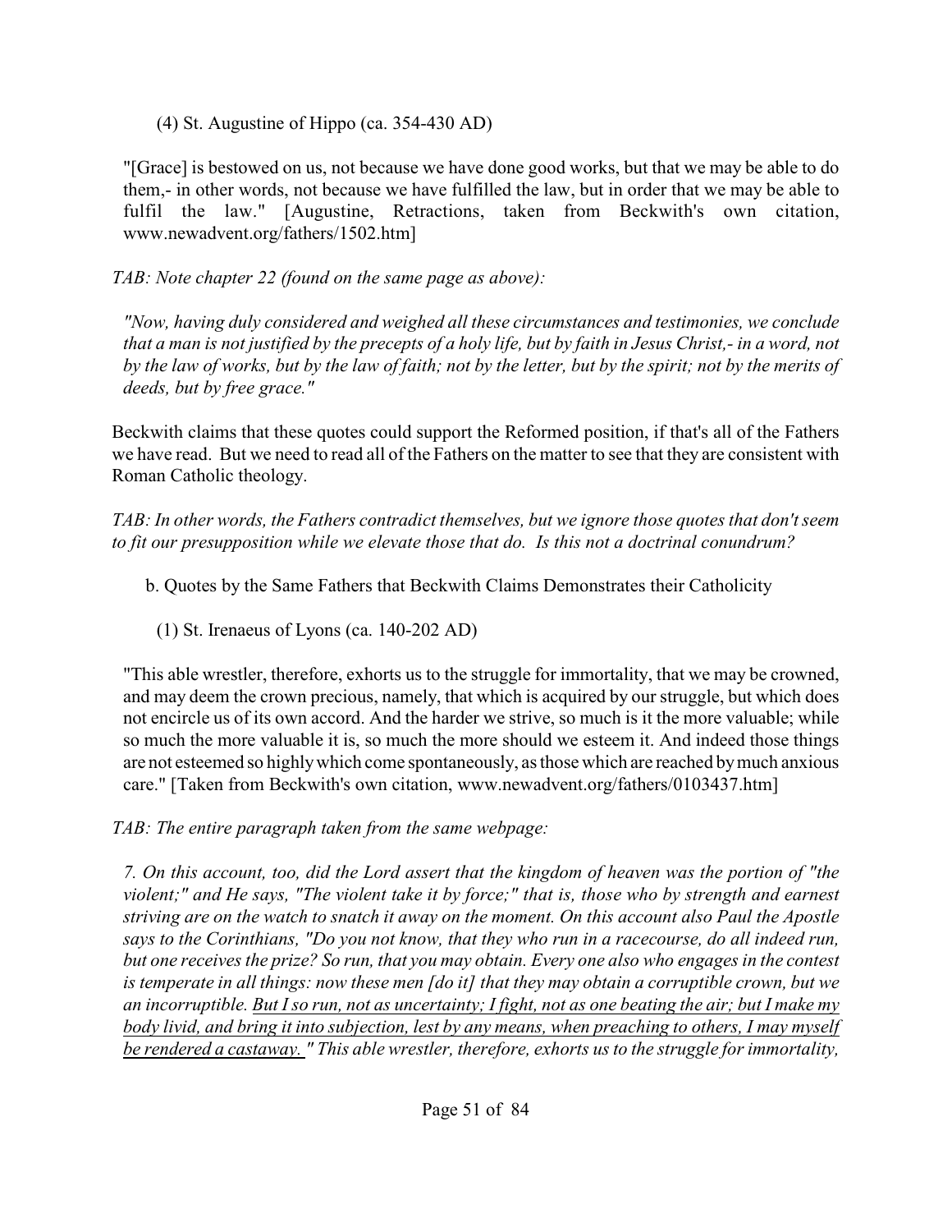(4) St. Augustine of Hippo (ca. 354-430 AD)

"[Grace] is bestowed on us, not because we have done good works, but that we may be able to do them,- in other words, not because we have fulfilled the law, but in order that we may be able to fulfil the law." [Augustine, Retractions, taken from Beckwith's own citation, www.newadvent.org/fathers/1502.htm]

*TAB: Note chapter 22 (found on the same page as above):*

> *"Now, having duly considered and weighed all these circumstances and testimonies, we conclude that a man is not justified by the precepts of a holy life, but by faith in Jesus Christ,- in a word, not by the law of works, but by the law of faith; not by the letter, but by the spirit; not by the merits of deeds, but by free grace."*

Beckwith claims that these quotes could support the Reformed position, if that's all of the Fathers we have read. But we need to read all of the Fathers on the matter to see that they are consistent with Roman Catholic theology.

*TAB: In other words, the Fathers contradict themselves, but we ignore those quotes that don't seem to fit our presupposition while we elevate those that do. Is this not a doctrinal conundrum?*

b. Quotes by the Same Fathers that Beckwith Claims Demonstrates their Catholicity

(1) St. Irenaeus of Lyons (ca. 140-202 AD)

"This able wrestler, therefore, exhorts us to the struggle for immortality, that we may be crowned, and may deem the crown precious, namely, that which is acquired by our struggle, but which does not encircle us of its own accord. And the harder we strive, so much is it the more valuable; while so much the more valuable it is, so much the more should we esteem it. And indeed those things are not esteemed so highly which come spontaneously, as those which are reached by much anxious care." [Taken from Beckwith's own citation, www.newadvent.org/fathers/0103437.htm]

*TAB: The entire paragraph taken from the same webpage:*

> *7. On this account, too, did the Lord assert that the kingdom of heaven was the portion of "the violent;" and He says, "The violent take it by force;" that is, those who by strength and earnest striving are on the watch to snatch it away on the moment. On this account also Paul the Apostle says to the Corinthians, "Do you not know, that they who run in a racecourse, do all indeed run, but one receives the prize? So run, that you may obtain. Every one also who engages in the contest is temperate in all things: now these men [do it] that they may obtain a corruptible crown, but we an incorruptible. <u>But I so run, not as uncertainty; I fight, not as one beating the air; but I make my body livid, and bring it into subjection, lest by any means, when preaching to others, I may myself be rendered a castaway.</u>" This able wrestler, therefore, exhorts us to the struggle for immortality,*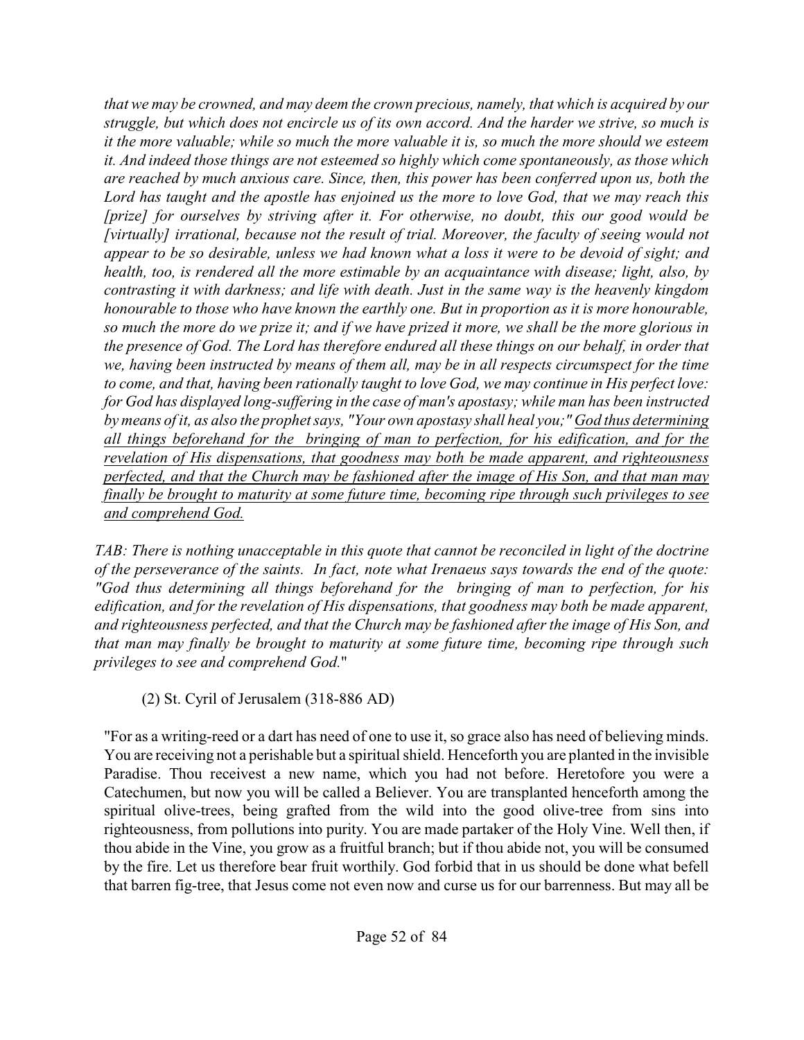*that we may be crowned, and may deem the crown precious, namely, that which is acquired by our struggle, but which does not encircle us of its own accord. And the harder we strive, so much is it the more valuable; while so much the more valuable it is, so much the more should we esteem it. And indeed those things are not esteemed so highly which come spontaneously, as those which are reached by much anxious care. Since, then, this power has been conferred upon us, both the Lord has taught and the apostle has enjoined us the more to love God, that we may reach this [prize] for ourselves by striving after it. For otherwise, no doubt, this our good would be [virtually] irrational, because not the result of trial. Moreover, the faculty of seeing would not appear to be so desirable, unless we had known what a loss it were to be devoid of sight; and health, too, is rendered all the more estimable by an acquaintance with disease; light, also, by contrasting it with darkness; and life with death. Just in the same way is the heavenly kingdom honourable to those who have known the earthly one. But in proportion as it is more honourable, so much the more do we prize it; and if we have prized it more, we shall be the more glorious in the presence of God. The Lord has therefore endured all these things on our behalf, in order that we, having been instructed by means of them all, may be in all respects circumspect for the time to come, and that, having been rationally taught to love God, we may continue in His perfect love: for God has displayed long-suffering in the case of man's apostasy; while man has been instructed by means of it, as also the prophet says, "Your own apostasy shall heal you;" <u>God thus determining all things beforehand for the bringing of man to perfection, for his edification, and for the revelation of His dispensations, that goodness may both be made apparent, and righteousness perfected, and that the Church may be fashioned after the image of His Son, and that man may finally be brought to maturity at some future time, becoming ripe through such privileges to see and comprehend God.</u>*

*TAB: There is nothing unacceptable in this quote that cannot be reconciled in light of the doctrine of the perseverance of the saints. In fact, note what Irenaeus says towards the end of the quote: "God thus determining all things beforehand for the bringing of man to perfection, for his edification, and for the revelation of His dispensations, that goodness may both be made apparent, and righteousness perfected, and that the Church may be fashioned after the image of His Son, and that man may finally be brought to maturity at some future time, becoming ripe through such privileges to see and comprehend God."*

(2) St. Cyril of Jerusalem (318-886 AD)

"For as a writing-reed or a dart has need of one to use it, so grace also has need of believing minds. You are receiving not a perishable but a spiritual shield. Henceforth you are planted in the invisible Paradise. Thou receivest a new name, which you had not before. Heretofore you were a Catechumen, but now you will be called a Believer. You are transplanted henceforth among the spiritual olive-trees, being grafted from the wild into the good olive-tree from sins into righteousness, from pollutions into purity. You are made partaker of the Holy Vine. Well then, if thou abide in the Vine, you grow as a fruitful branch; but if thou abide not, you will be consumed by the fire. Let us therefore bear fruit worthily. God forbid that in us should be done what befell that barren fig-tree, that Jesus come not even now and curse us for our barrenness. But may all be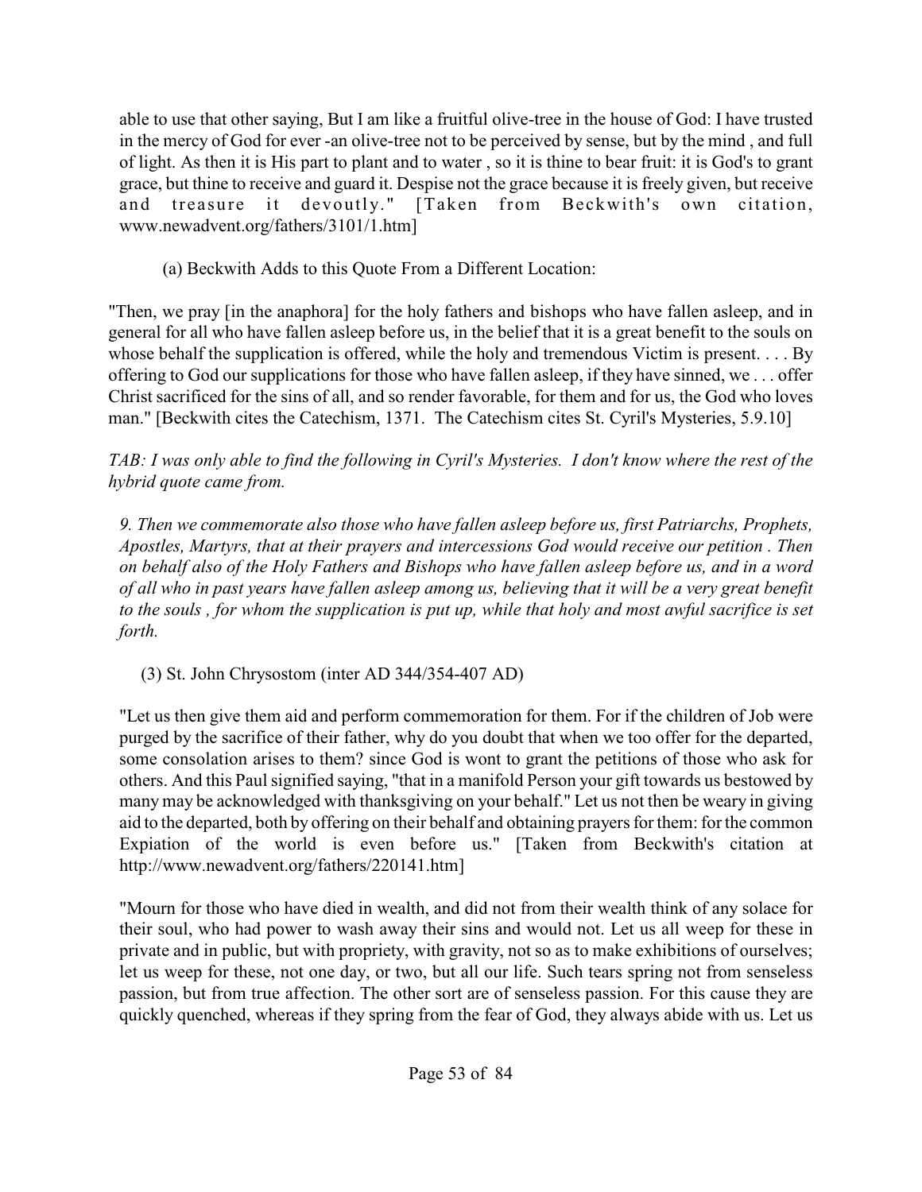able to use that other saying, But I am like a fruitful olive-tree in the house of God: I have trusted in the mercy of God for ever -an olive-tree not to be perceived by sense, but by the mind , and full of light. As then it is His part to plant and to water , so it is thine to bear fruit: it is God's to grant grace, but thine to receive and guard it. Despise not the grace because it is freely given, but receive and treasure it devoutly." [Taken from Beckwith's own citation, www.newadvent.org/fathers/3101/1.htm]

(a) Beckwith Adds to this Quote From a Different Location:

"Then, we pray [in the anaphora] for the holy fathers and bishops who have fallen asleep, and in general for all who have fallen asleep before us, in the belief that it is a great benefit to the souls on whose behalf the supplication is offered, while the holy and tremendous Victim is present. . . . By offering to God our supplications for those who have fallen asleep, if they have sinned, we . . . offer Christ sacrificed for the sins of all, and so render favorable, for them and for us, the God who loves man." [Beckwith cites the Catechism, 1371. The Catechism cites St. Cyril's Mysteries, 5.9.10]

*TAB: I was only able to find the following in Cyril's Mysteries. I don't know where the rest of the hybrid quote came from.*

*9. Then we commemorate also those who have fallen asleep before us, first Patriarchs, Prophets, Apostles, Martyrs, that at their prayers and intercessions God would receive our petition . Then on behalf also of the Holy Fathers and Bishops who have fallen asleep before us, and in a word of all who in past years have fallen asleep among us, believing that it will be a very great benefit to the souls , for whom the supplication is put up, while that holy and most awful sacrifice is set forth.*

(3) St. John Chrysostom (inter AD 344/354-407 AD)

"Let us then give them aid and perform commemoration for them. For if the children of Job were purged by the sacrifice of their father, why do you doubt that when we too offer for the departed, some consolation arises to them? since God is wont to grant the petitions of those who ask for others. And this Paul signified saying, "that in a manifold Person your gift towards us bestowed by many may be acknowledged with thanksgiving on your behalf." Let us not then be weary in giving aid to the departed, both by offering on their behalf and obtaining prayers for them: for the common Expiation of the world is even before us." [Taken from Beckwith's citation at http://www.newadvent.org/fathers/220141.htm]

"Mourn for those who have died in wealth, and did not from their wealth think of any solace for their soul, who had power to wash away their sins and would not. Let us all weep for these in private and in public, but with propriety, with gravity, not so as to make exhibitions of ourselves; let us weep for these, not one day, or two, but all our life. Such tears spring not from senseless passion, but from true affection. The other sort are of senseless passion. For this cause they are quickly quenched, whereas if they spring from the fear of God, they always abide with us. Let us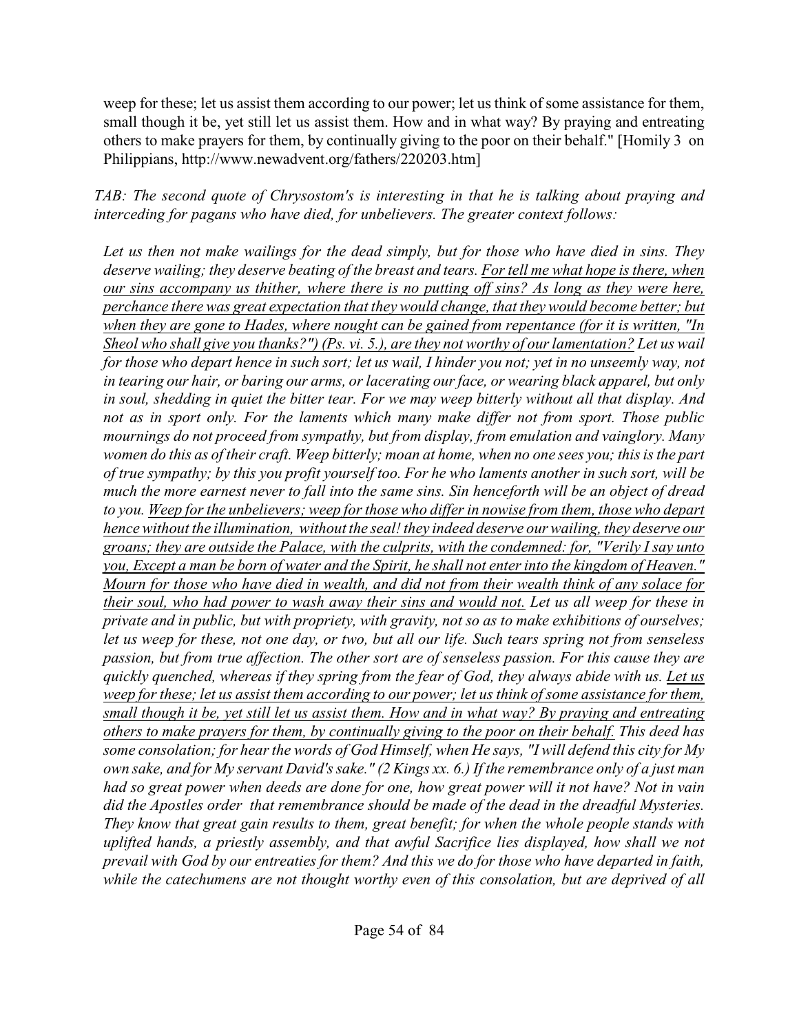weep for these; let us assist them according to our power; let us think of some assistance for them, small though it be, yet still let us assist them. How and in what way? By praying and entreating others to make prayers for them, by continually giving to the poor on their behalf." [Homily 3 on Philippians, http://www.newadvent.org/fathers/220203.htm]

*TAB: The second quote of Chrysostom's is interesting in that he is talking about praying and interceding for pagans who have died, for unbelievers. The greater context follows:*

*Let us then not make wailings for the dead simply, but for those who have died in sins. They deserve wailing; they deserve beating of the breast and tears. <u>For tell me what hope is there, when our sins accompany us thither, where there is no putting off sins? As long as they were here, perchance there was great expectation that they would change, that they would become better; but when they are gone to Hades, where nought can be gained from repentance (for it is written, "In Sheol who shall give you thanks?") (Ps. vi. 5.), are they not worthy of our lamentation?</u> Let us wail for those who depart hence in such sort; let us wail, I hinder you not; yet in no unseemly way, not in tearing our hair, or baring our arms, or lacerating our face, or wearing black apparel, but only in soul, shedding in quiet the bitter tear. For we may weep bitterly without all that display. And not as in sport only. For the laments which many make differ not from sport. Those public mournings do not proceed from sympathy, but from display, from emulation and vainglory. Many women do this as of their craft. Weep bitterly; moan at home, when no one sees you; this is the part of true sympathy; by this you profit yourself too. For he who laments another in such sort, will be much the more earnest never to fall into the same sins. Sin henceforth will be an object of dread to you. <u>Weep for the unbelievers; weep for those who differ in nowise from them, those who depart hence without the illumination, without the seal! they indeed deserve our wailing, they deserve our groans; they are outside the Palace, with the culprits, with the condemned: for, "Verily I say unto you, Except a man be born of water and the Spirit, he shall not enter into the kingdom of Heaven." Mourn for those who have died in wealth, and did not from their wealth think of any solace for their soul, who had power to wash away their sins and would not.</u> Let us all weep for these in private and in public, but with propriety, with gravity, not so as to make exhibitions of ourselves; let us weep for these, not one day, or two, but all our life. Such tears spring not from senseless passion, but from true affection. The other sort are of senseless passion. For this cause they are quickly quenched, whereas if they spring from the fear of God, they always abide with us. <u>Let us weep for these; let us assist them according to our power; let us think of some assistance for them, small though it be, yet still let us assist them. How and in what way? By praying and entreating others to make prayers for them, by continually giving to the poor on their behalf.</u> This deed has some consolation; for hear the words of God Himself, when He says, "I will defend this city for My own sake, and for My servant David's sake." (2 Kings xx. 6.) If the remembrance only of a just man had so great power when deeds are done for one, how great power will it not have? Not in vain did the Apostles order that remembrance should be made of the dead in the dreadful Mysteries. They know that great gain results to them, great benefit; for when the whole people stands with uplifted hands, a priestly assembly, and that awful Sacrifice lies displayed, how shall we not prevail with God by our entreaties for them? And this we do for those who have departed in faith, while the catechumens are not thought worthy even of this consolation, but are deprived of all*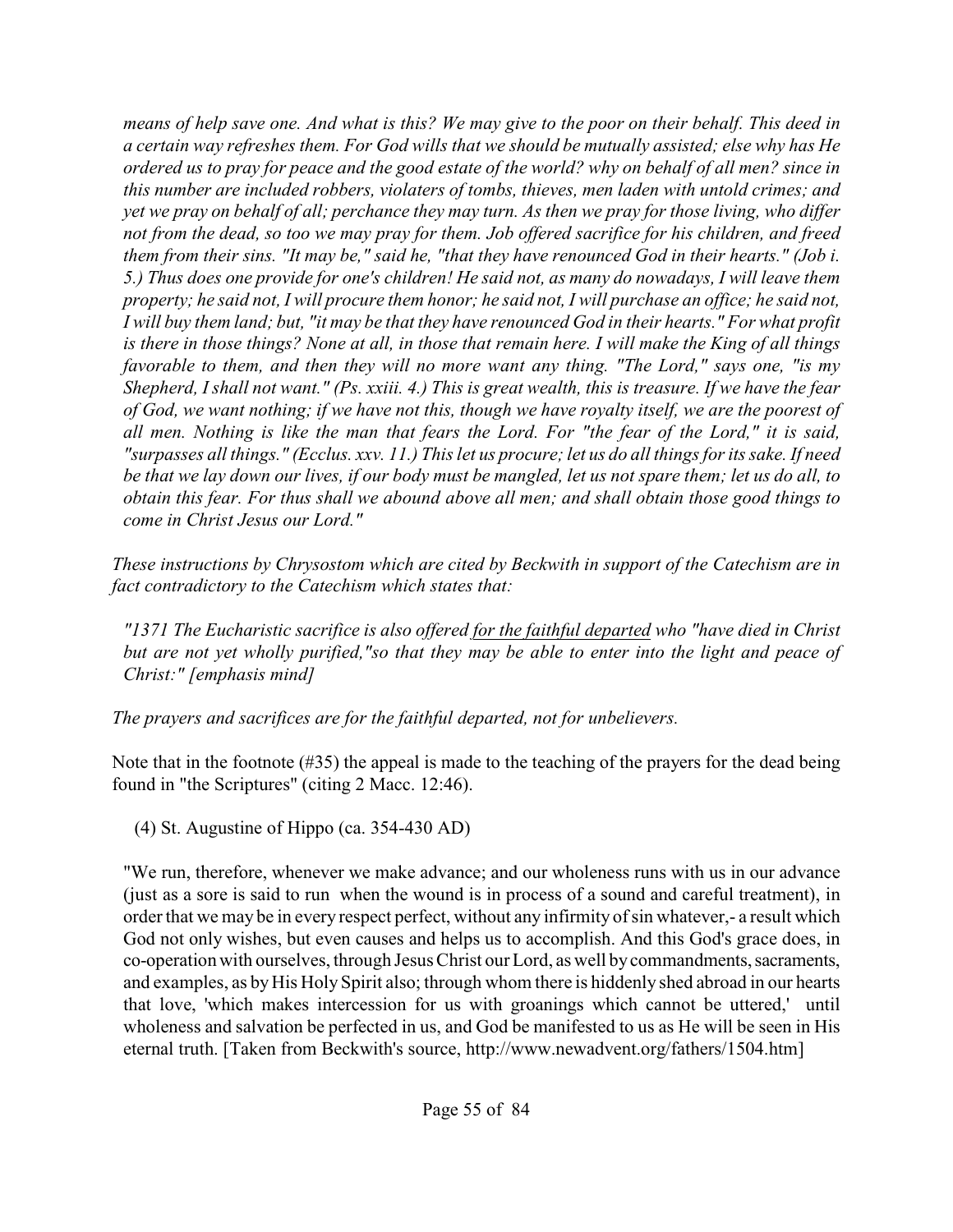> *means of help save one. And what is this? We may give to the poor on their behalf. This deed in a certain way refreshes them. For God wills that we should be mutually assisted; else why has He ordered us to pray for peace and the good estate of the world? why on behalf of all men? since in this number are included robbers, violaters of tombs, thieves, men laden with untold crimes; and yet we pray on behalf of all; perchance they may turn. As then we pray for those living, who differ not from the dead, so too we may pray for them. Job offered sacrifice for his children, and freed them from their sins. "It may be," said he, "that they have renounced God in their hearts." (Job i. 5.) Thus does one provide for one's children! He said not, as many do nowadays, I will leave them property; he said not, I will procure them honor; he said not, I will purchase an office; he said not, I will buy them land; but, "it may be that they have renounced God in their hearts." For what profit is there in those things? None at all, in those that remain here. I will make the King of all things favorable to them, and then they will no more want any thing. "The Lord," says one, "is my Shepherd, I shall not want." (Ps. xxiii. 4.) This is great wealth, this is treasure. If we have the fear of God, we want nothing; if we have not this, though we have royalty itself, we are the poorest of all men. Nothing is like the man that fears the Lord. For "the fear of the Lord," it is said, "surpasses all things." (Ecclus. xxv. 11.) This let us procure; let us do all things for its sake. If need be that we lay down our lives, if our body must be mangled, let us not spare them; let us do all, to obtain this fear. For thus shall we abound above all men; and shall obtain those good things to come in Christ Jesus our Lord."*

*These instructions by Chrysostom which are cited by Beckwith in support of the Catechism are in fact contradictory to the Catechism which states that:*

> *"1371 The Eucharistic sacrifice is also offered <u>for the faithful departed</u> who "have died in Christ but are not yet wholly purified,"so that they may be able to enter into the light and peace of Christ:" [emphasis mind]*

*The prayers and sacrifices are for the faithful departed, not for unbelievers.*

Note that in the footnote (#35) the appeal is made to the teaching of the prayers for the dead being found in "the Scriptures" (citing 2 Macc. 12:46).

(4) St. Augustine of Hippo (ca. 354-430 AD)

> "We run, therefore, whenever we make advance; and our wholeness runs with us in our advance (just as a sore is said to run when the wound is in process of a sound and careful treatment), in order that we may be in every respect perfect, without any infirmity of sin whatever,- a result which God not only wishes, but even causes and helps us to accomplish. And this God's grace does, in co-operation with ourselves, through Jesus Christ our Lord, as well by commandments, sacraments, and examples, as by His Holy Spirit also; through whom there is hiddenly shed abroad in our hearts that love, 'which makes intercession for us with groanings which cannot be uttered,' until wholeness and salvation be perfected in us, and God be manifested to us as He will be seen in His eternal truth. [Taken from Beckwith's source, http://www.newadvent.org/fathers/1504.htm]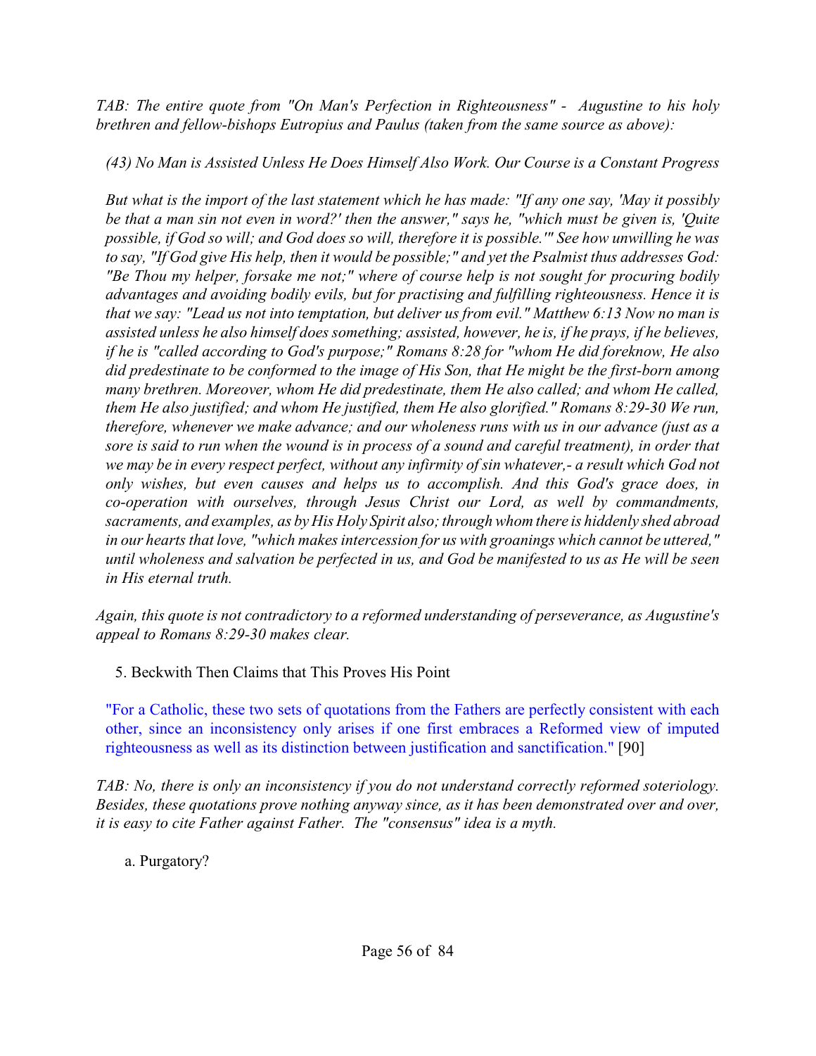*TAB: The entire quote from "On Man's Perfection in Righteousness" - Augustine to his holy brethren and fellow-bishops Eutropius and Paulus (taken from the same source as above):*

> *(43) No Man is Assisted Unless He Does Himself Also Work. Our Course is a Constant Progress*
>
> *But what is the import of the last statement which he has made: "If any one say, 'May it possibly be that a man sin not even in word?' then the answer," says he, "which must be given is, 'Quite possible, if God so will; and God does so will, therefore it is possible.'" See how unwilling he was to say, "If God give His help, then it would be possible;" and yet the Psalmist thus addresses God: "Be Thou my helper, forsake me not;" where of course help is not sought for procuring bodily advantages and avoiding bodily evils, but for practising and fulfilling righteousness. Hence it is that we say: "Lead us not into temptation, but deliver us from evil." Matthew 6:13 Now no man is assisted unless he also himself does something; assisted, however, he is, if he prays, if he believes, if he is "called according to God's purpose;" Romans 8:28 for "whom He did foreknow, He also did predestinate to be conformed to the image of His Son, that He might be the first-born among many brethren. Moreover, whom He did predestinate, them He also called; and whom He called, them He also justified; and whom He justified, them He also glorified." Romans 8:29-30 We run, therefore, whenever we make advance; and our wholeness runs with us in our advance (just as a sore is said to run when the wound is in process of a sound and careful treatment), in order that we may be in every respect perfect, without any infirmity of sin whatever,- a result which God not only wishes, but even causes and helps us to accomplish. And this God's grace does, in co-operation with ourselves, through Jesus Christ our Lord, as well by commandments, sacraments, and examples, as by His Holy Spirit also; through whom there is hiddenly shed abroad in our hearts that love, "which makes intercession for us with groanings which cannot be uttered," until wholeness and salvation be perfected in us, and God be manifested to us as He will be seen in His eternal truth.*

*Again, this quote is not contradictory to a reformed understanding of perseverance, as Augustine's appeal to Romans 8:29-30 makes clear.*

5. Beckwith Then Claims that This Proves His Point

> "For a Catholic, these two sets of quotations from the Fathers are perfectly consistent with each other, since an inconsistency only arises if one first embraces a Reformed view of imputed righteousness as well as its distinction between justification and sanctification." [90]

*TAB: No, there is only an inconsistency if you do not understand correctly reformed soteriology. Besides, these quotations prove nothing anyway since, as it has been demonstrated over and over, it is easy to cite Father against Father. The "consensus" idea is a myth.*

a. Purgatory?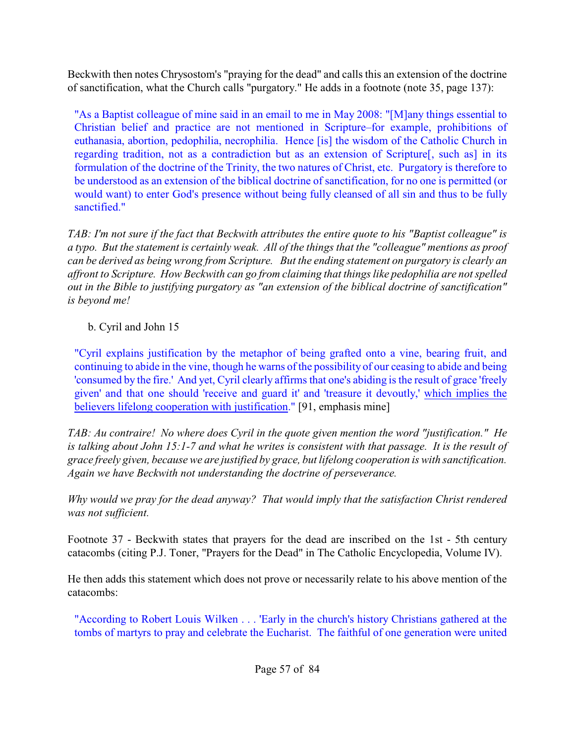Beckwith then notes Chrysostom's "praying for the dead" and calls this an extension of the doctrine of sanctification, what the Church calls "purgatory." He adds in a footnote (note 35, page 137):

> "As a Baptist colleague of mine said in an email to me in May 2008: "[M]any things essential to Christian belief and practice are not mentioned in Scripture–for example, prohibitions of euthanasia, abortion, pedophilia, necrophilia. Hence [is] the wisdom of the Catholic Church in regarding tradition, not as a contradiction but as an extension of Scripture[, such as] in its formulation of the doctrine of the Trinity, the two natures of Christ, etc. Purgatory is therefore to be understood as an extension of the biblical doctrine of sanctification, for no one is permitted (or would want) to enter God's presence without being fully cleansed of all sin and thus to be fully sanctified."

*TAB: I'm not sure if the fact that Beckwith attributes the entire quote to his "Baptist colleague" is a typo. But the statement is certainly weak. All of the things that the "colleague" mentions as proof can be derived as being wrong from Scripture. But the ending statement on purgatory is clearly an affront to Scripture. How Beckwith can go from claiming that things like pedophilia are not spelled out in the Bible to justifying purgatory as "an extension of the biblical doctrine of sanctification" is beyond me!*

b. Cyril and John 15

> "Cyril explains justification by the metaphor of being grafted onto a vine, bearing fruit, and continuing to abide in the vine, though he warns of the possibility of our ceasing to abide and being 'consumed by the fire.' And yet, Cyril clearly affirms that one's abiding is the result of grace 'freely given' and that one should 'receive and guard it' and 'treasure it devoutly,' <u>which implies the believers lifelong cooperation with justification</u>." [91, emphasis mine]

*TAB: Au contraire! No where does Cyril in the quote given mention the word "justification." He is talking about John 15:1-7 and what he writes is consistent with that passage. It is the result of grace freely given, because we are justified by grace, but lifelong cooperation is with sanctification. Again we have Beckwith not understanding the doctrine of perseverance.*

*Why would we pray for the dead anyway? That would imply that the satisfaction Christ rendered was not sufficient.*

Footnote 37 - Beckwith states that prayers for the dead are inscribed on the 1st - 5th century catacombs (citing P.J. Toner, "Prayers for the Dead" in The Catholic Encyclopedia, Volume IV).

He then adds this statement which does not prove or necessarily relate to his above mention of the catacombs:

> "According to Robert Louis Wilken . . . 'Early in the church's history Christians gathered at the tombs of martyrs to pray and celebrate the Eucharist. The faithful of one generation were united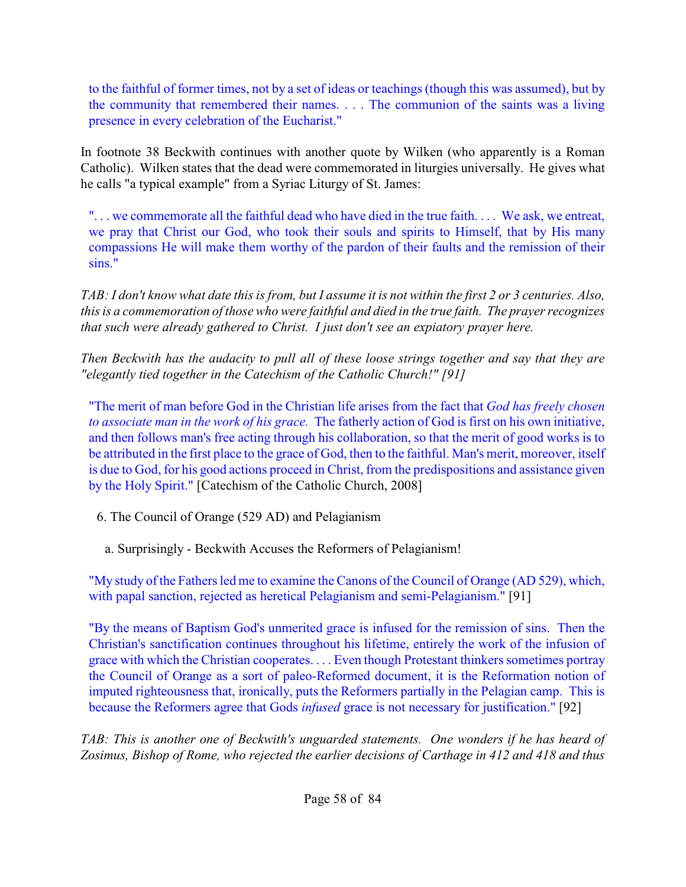> to the faithful of former times, not by a set of ideas or teachings (though this was assumed), but by the community that remembered their names. . . . The communion of the saints was a living presence in every celebration of the Eucharist."

In footnote 38 Beckwith continues with another quote by Wilken (who apparently is a Roman Catholic). Wilken states that the dead were commemorated in liturgies universally. He gives what he calls "a typical example" from a Syriac Liturgy of St. James:

> ". . . we commemorate all the faithful dead who have died in the true faith. . . . We ask, we entreat, we pray that Christ our God, who took their souls and spirits to Himself, that by His many compassions He will make them worthy of the pardon of their faults and the remission of their sins."

*TAB: I don't know what date this is from, but I assume it is not within the first 2 or 3 centuries. Also, this is a commemoration of those who were faithful and died in the true faith. The prayer recognizes that such were already gathered to Christ. I just don't see an expiatory prayer here.*

*Then Beckwith has the audacity to pull all of these loose strings together and say that they are "elegantly tied together in the Catechism of the Catholic Church!" [91]*

> "The merit of man before God in the Christian life arises from the fact that *God has freely chosen to associate man in the work of his grace.* The fatherly action of God is first on his own initiative, and then follows man's free acting through his collaboration, so that the merit of good works is to be attributed in the first place to the grace of God, then to the faithful. Man's merit, moreover, itself is due to God, for his good actions proceed in Christ, from the predispositions and assistance given by the Holy Spirit." [Catechism of the Catholic Church, 2008]

6. The Council of Orange (529 AD) and Pelagianism

   a. Surprisingly - Beckwith Accuses the Reformers of Pelagianism!

> "My study of the Fathers led me to examine the Canons of the Council of Orange (AD 529), which, with papal sanction, rejected as heretical Pelagianism and semi-Pelagianism." [91]

> "By the means of Baptism God's unmerited grace is infused for the remission of sins. Then the Christian's sanctification continues throughout his lifetime, entirely the work of the infusion of grace with which the Christian cooperates. . . . Even though Protestant thinkers sometimes portray the Council of Orange as a sort of paleo-Reformed document, it is the Reformation notion of imputed righteousness that, ironically, puts the Reformers partially in the Pelagian camp. This is because the Reformers agree that Gods *infused* grace is not necessary for justification." [92]

*TAB: This is another one of Beckwith's unguarded statements. One wonders if he has heard of Zosimus, Bishop of Rome, who rejected the earlier decisions of Carthage in 412 and 418 and thus*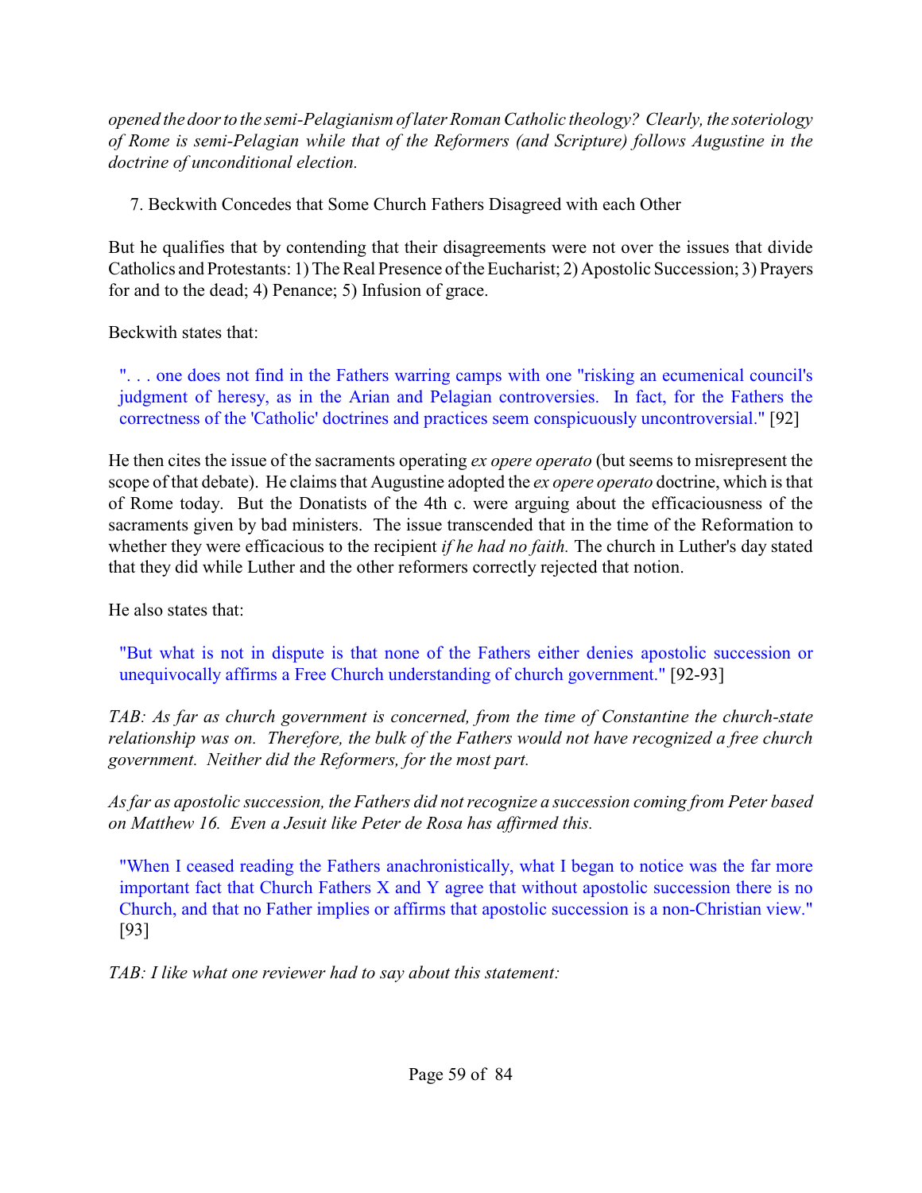*opened the door to the semi-Pelagianism of later Roman Catholic theology? Clearly, the soteriology of Rome is semi-Pelagian while that of the Reformers (and Scripture) follows Augustine in the doctrine of unconditional election.*

7. Beckwith Concedes that Some Church Fathers Disagreed with each Other

But he qualifies that by contending that their disagreements were not over the issues that divide Catholics and Protestants: 1) The Real Presence of the Eucharist; 2) Apostolic Succession; 3) Prayers for and to the dead; 4) Penance; 5) Infusion of grace.

Beckwith states that:

> ". . . one does not find in the Fathers warring camps with one "risking an ecumenical council's judgment of heresy, as in the Arian and Pelagian controversies. In fact, for the Fathers the correctness of the 'Catholic' doctrines and practices seem conspicuously uncontroversial." [92]

He then cites the issue of the sacraments operating *ex opere operato* (but seems to misrepresent the scope of that debate). He claims that Augustine adopted the *ex opere operato* doctrine, which is that of Rome today. But the Donatists of the 4th c. were arguing about the efficaciousness of the sacraments given by bad ministers. The issue transcended that in the time of the Reformation to whether they were efficacious to the recipient *if he had no faith.* The church in Luther's day stated that they did while Luther and the other reformers correctly rejected that notion.

He also states that:

> "But what is not in dispute is that none of the Fathers either denies apostolic succession or unequivocally affirms a Free Church understanding of church government." [92-93]

*TAB: As far as church government is concerned, from the time of Constantine the church-state relationship was on. Therefore, the bulk of the Fathers would not have recognized a free church government. Neither did the Reformers, for the most part.*

*As far as apostolic succession, the Fathers did not recognize a succession coming from Peter based on Matthew 16. Even a Jesuit like Peter de Rosa has affirmed this.*

> "When I ceased reading the Fathers anachronistically, what I began to notice was the far more important fact that Church Fathers X and Y agree that without apostolic succession there is no Church, and that no Father implies or affirms that apostolic succession is a non-Christian view." [93]

*TAB: I like what one reviewer had to say about this statement:*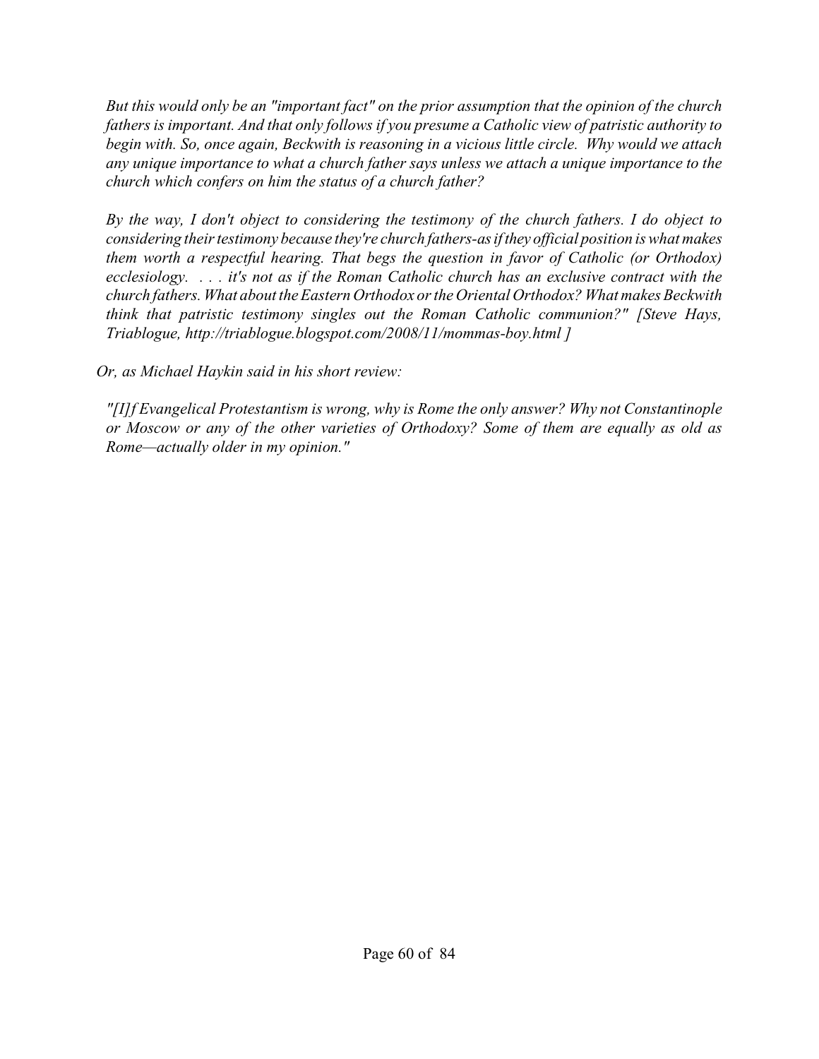*But this would only be an "important fact" on the prior assumption that the opinion of the church fathers is important. And that only follows if you presume a Catholic view of patristic authority to begin with. So, once again, Beckwith is reasoning in a vicious little circle. Why would we attach any unique importance to what a church father says unless we attach a unique importance to the church which confers on him the status of a church father?*

*By the way, I don't object to considering the testimony of the church fathers. I do object to considering their testimony because they're church fathers-as if they official position is what makes them worth a respectful hearing. That begs the question in favor of Catholic (or Orthodox) ecclesiology. . . . it's not as if the Roman Catholic church has an exclusive contract with the church fathers. What about the Eastern Orthodox or the Oriental Orthodox? What makes Beckwith think that patristic testimony singles out the Roman Catholic communion?" [Steve Hays, Triablogue, http://triablogue.blogspot.com/2008/11/mommas-boy.html ]*

*Or, as Michael Haykin said in his short review:*

*"[I]f Evangelical Protestantism is wrong, why is Rome the only answer? Why not Constantinople or Moscow or any of the other varieties of Orthodoxy? Some of them are equally as old as Rome—actually older in my opinion."*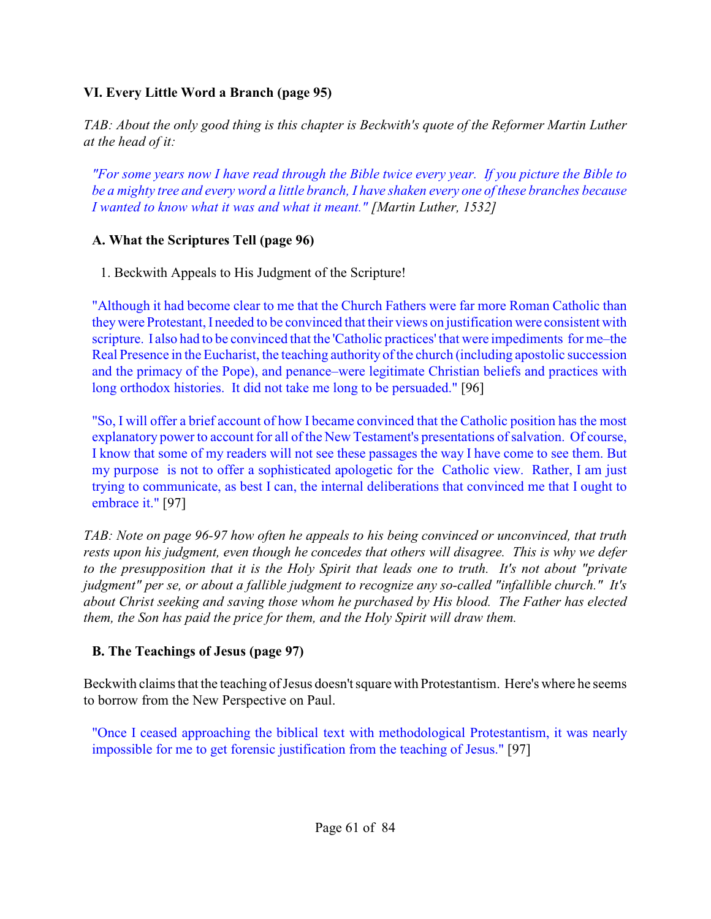## VI. Every Little Word a Branch (page 95)

*TAB: About the only good thing is this chapter is Beckwith's quote of the Reformer Martin Luther at the head of it:*

> *"For some years now I have read through the Bible twice every year. If you picture the Bible to be a mighty tree and every word a little branch, I have shaken every one of these branches because I wanted to know what it was and what it meant." [Martin Luther, 1532]*

### A. What the Scriptures Tell (page 96)

1. Beckwith Appeals to His Judgment of the Scripture!

> "Although it had become clear to me that the Church Fathers were far more Roman Catholic than they were Protestant, I needed to be convinced that their views on justification were consistent with scripture. I also had to be convinced that the 'Catholic practices' that were impediments for me–the Real Presence in the Eucharist, the teaching authority of the church (including apostolic succession and the primacy of the Pope), and penance–were legitimate Christian beliefs and practices with long orthodox histories. It did not take me long to be persuaded." [96]

> "So, I will offer a brief account of how I became convinced that the Catholic position has the most explanatory power to account for all of the New Testament's presentations of salvation. Of course, I know that some of my readers will not see these passages the way I have come to see them. But my purpose is not to offer a sophisticated apologetic for the Catholic view. Rather, I am just trying to communicate, as best I can, the internal deliberations that convinced me that I ought to embrace it." [97]

*TAB: Note on page 96-97 how often he appeals to his being convinced or unconvinced, that truth rests upon his judgment, even though he concedes that others will disagree. This is why we defer to the presupposition that it is the Holy Spirit that leads one to truth. It's not about "private judgment" per se, or about a fallible judgment to recognize any so-called "infallible church." It's about Christ seeking and saving those whom he purchased by His blood. The Father has elected them, the Son has paid the price for them, and the Holy Spirit will draw them.*

### B. The Teachings of Jesus (page 97)

Beckwith claims that the teaching of Jesus doesn't square with Protestantism. Here's where he seems to borrow from the New Perspective on Paul.

> "Once I ceased approaching the biblical text with methodological Protestantism, it was nearly impossible for me to get forensic justification from the teaching of Jesus." [97]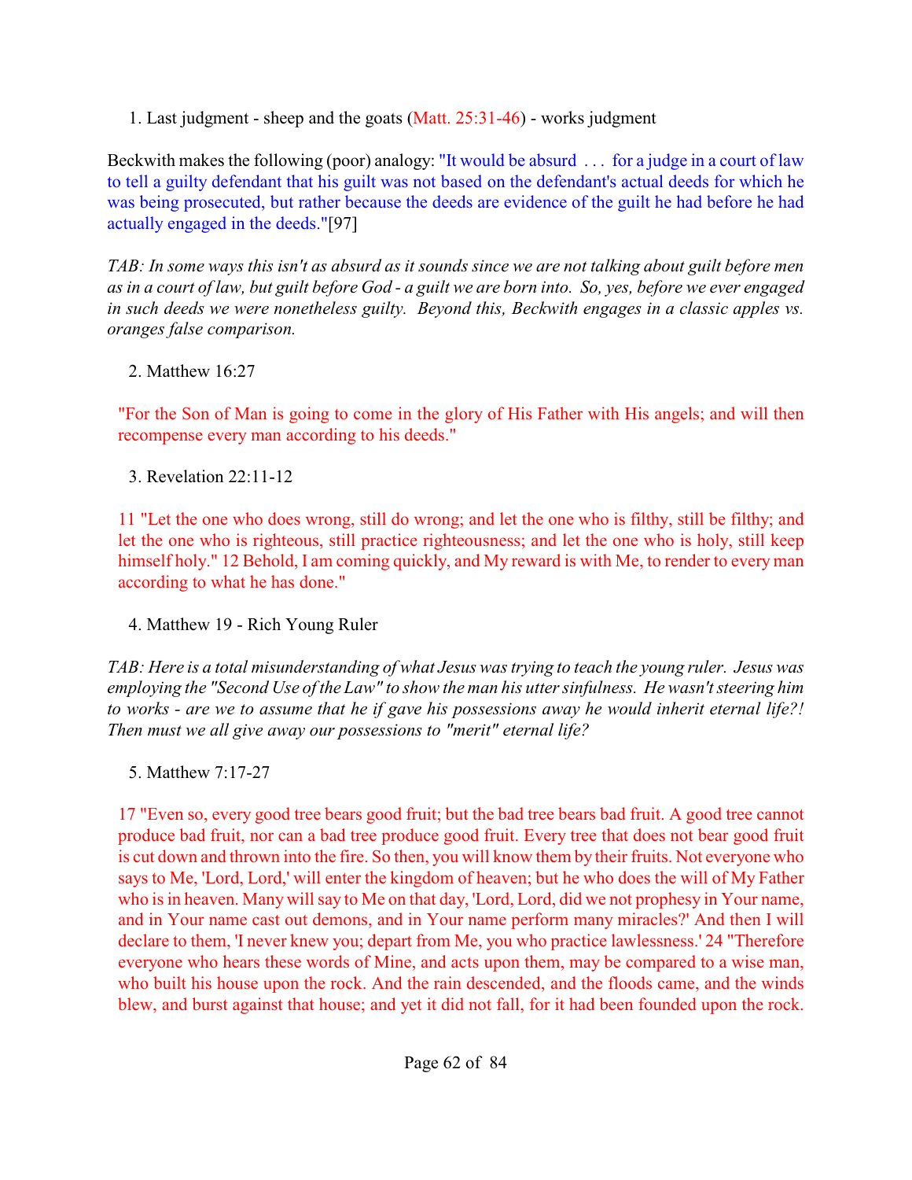1. Last judgment - sheep and the goats (Matt. 25:31-46) - works judgment

Beckwith makes the following (poor) analogy: "It would be absurd . . . for a judge in a court of law to tell a guilty defendant that his guilt was not based on the defendant's actual deeds for which he was being prosecuted, but rather because the deeds are evidence of the guilt he had before he had actually engaged in the deeds."[97]

*TAB: In some ways this isn't as absurd as it sounds since we are not talking about guilt before men as in a court of law, but guilt before God - a guilt we are born into. So, yes, before we ever engaged in such deeds we were nonetheless guilty. Beyond this, Beckwith engages in a classic apples vs. oranges false comparison.*

2. Matthew 16:27

> "For the Son of Man is going to come in the glory of His Father with His angels; and will then recompense every man according to his deeds."

3. Revelation 22:11-12

> 11 "Let the one who does wrong, still do wrong; and let the one who is filthy, still be filthy; and let the one who is righteous, still practice righteousness; and let the one who is holy, still keep himself holy." 12 Behold, I am coming quickly, and My reward is with Me, to render to every man according to what he has done."

4. Matthew 19 - Rich Young Ruler

*TAB: Here is a total misunderstanding of what Jesus was trying to teach the young ruler. Jesus was employing the "Second Use of the Law" to show the man his utter sinfulness. He wasn't steering him to works - are we to assume that he if gave his possessions away he would inherit eternal life?! Then must we all give away our possessions to "merit" eternal life?*

5. Matthew 7:17-27

> 17 "Even so, every good tree bears good fruit; but the bad tree bears bad fruit. A good tree cannot produce bad fruit, nor can a bad tree produce good fruit. Every tree that does not bear good fruit is cut down and thrown into the fire. So then, you will know them by their fruits. Not everyone who says to Me, 'Lord, Lord,' will enter the kingdom of heaven; but he who does the will of My Father who is in heaven. Many will say to Me on that day, 'Lord, Lord, did we not prophesy in Your name, and in Your name cast out demons, and in Your name perform many miracles?' And then I will declare to them, 'I never knew you; depart from Me, you who practice lawlessness.' 24 "Therefore everyone who hears these words of Mine, and acts upon them, may be compared to a wise man, who built his house upon the rock. And the rain descended, and the floods came, and the winds blew, and burst against that house; and yet it did not fall, for it had been founded upon the rock.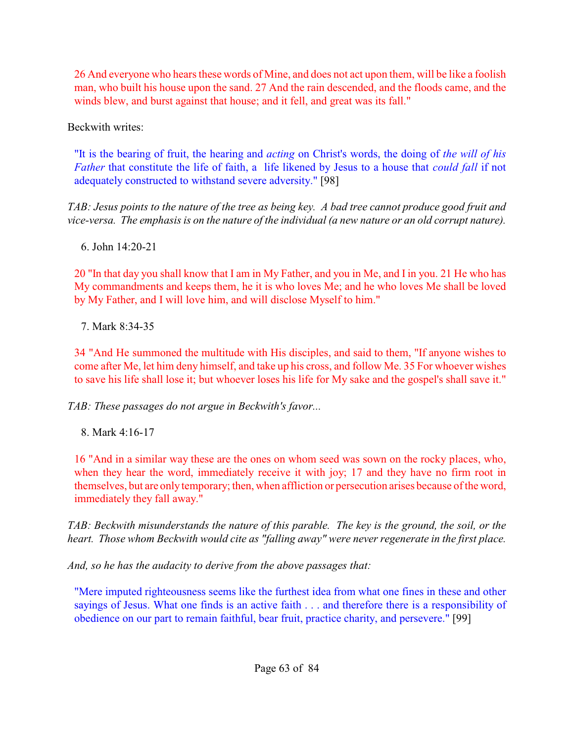> 26 And everyone who hears these words of Mine, and does not act upon them, will be like a foolish man, who built his house upon the sand. 27 And the rain descended, and the floods came, and the winds blew, and burst against that house; and it fell, and great was its fall."

Beckwith writes:

> "It is the bearing of fruit, the hearing and *acting* on Christ's words, the doing of *the will of his Father* that constitute the life of faith, a life likened by Jesus to a house that *could fall* if not adequately constructed to withstand severe adversity." [98]

*TAB: Jesus points to the nature of the tree as being key. A bad tree cannot produce good fruit and vice-versa. The emphasis is on the nature of the individual (a new nature or an old corrupt nature).*

6. John 14:20-21

> 20 "In that day you shall know that I am in My Father, and you in Me, and I in you. 21 He who has My commandments and keeps them, he it is who loves Me; and he who loves Me shall be loved by My Father, and I will love him, and will disclose Myself to him."

7. Mark 8:34-35

> 34 "And He summoned the multitude with His disciples, and said to them, "If anyone wishes to come after Me, let him deny himself, and take up his cross, and follow Me. 35 For whoever wishes to save his life shall lose it; but whoever loses his life for My sake and the gospel's shall save it."

*TAB: These passages do not argue in Beckwith's favor...*

8. Mark 4:16-17

> 16 "And in a similar way these are the ones on whom seed was sown on the rocky places, who, when they hear the word, immediately receive it with joy; 17 and they have no firm root in themselves, but are only temporary; then, when affliction or persecution arises because of the word, immediately they fall away."

*TAB: Beckwith misunderstands the nature of this parable. The key is the ground, the soil, or the heart. Those whom Beckwith would cite as "falling away" were never regenerate in the first place.*

*And, so he has the audacity to derive from the above passages that:*

> "Mere imputed righteousness seems like the furthest idea from what one fines in these and other sayings of Jesus. What one finds is an active faith . . . and therefore there is a responsibility of obedience on our part to remain faithful, bear fruit, practice charity, and persevere." [99]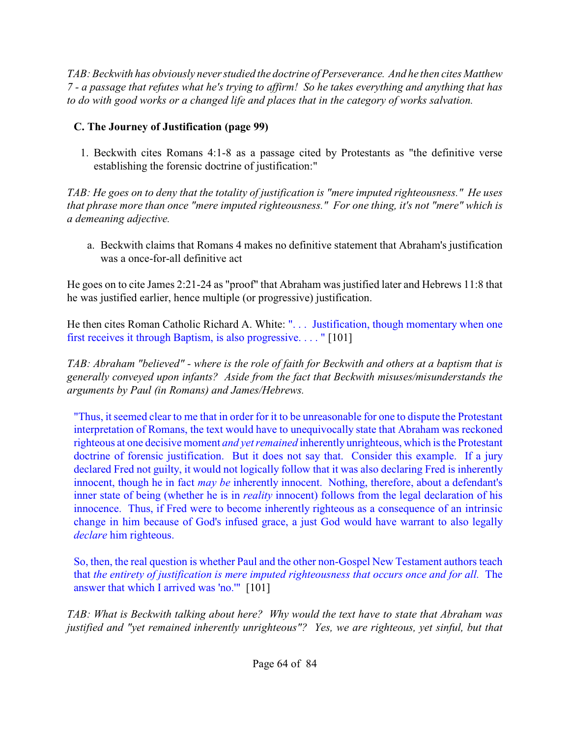*TAB: Beckwith has obviously never studied the doctrine of Perseverance. And he then cites Matthew 7 - a passage that refutes what he's trying to affirm! So he takes everything and anything that has to do with good works or a changed life and places that in the category of works salvation.*

### C. The Journey of Justification (page 99)

1. Beckwith cites Romans 4:1-8 as a passage cited by Protestants as "the definitive verse establishing the forensic doctrine of justification:"

*TAB: He goes on to deny that the totality of justification is "mere imputed righteousness." He uses that phrase more than once "mere imputed righteousness." For one thing, it's not "mere" which is a demeaning adjective.*

   a. Beckwith claims that Romans 4 makes no definitive statement that Abraham's justification was a once-for-all definitive act

He goes on to cite James 2:21-24 as "proof" that Abraham was justified later and Hebrews 11:8 that he was justified earlier, hence multiple (or progressive) justification.

He then cites Roman Catholic Richard A. White: ". . . Justification, though momentary when one first receives it through Baptism, is also progressive. . . . " [101]

*TAB: Abraham "believed" - where is the role of faith for Beckwith and others at a baptism that is generally conveyed upon infants? Aside from the fact that Beckwith misuses/misunderstands the arguments by Paul (in Romans) and James/Hebrews.*

> "Thus, it seemed clear to me that in order for it to be unreasonable for one to dispute the Protestant interpretation of Romans, the text would have to unequivocally state that Abraham was reckoned righteous at one decisive moment *and yet remained* inherently unrighteous, which is the Protestant doctrine of forensic justification. But it does not say that. Consider this example. If a jury declared Fred not guilty, it would not logically follow that it was also declaring Fred is inherently innocent, though he in fact *may be* inherently innocent. Nothing, therefore, about a defendant's inner state of being (whether he is in *reality* innocent) follows from the legal declaration of his innocence. Thus, if Fred were to become inherently righteous as a consequence of an intrinsic change in him because of God's infused grace, a just God would have warrant to also legally *declare* him righteous.
>
> So, then, the real question is whether Paul and the other non-Gospel New Testament authors teach that *the entirety of justification is mere imputed righteousness that occurs once and for all.* The answer that which I arrived was 'no.'" [101]

*TAB: What is Beckwith talking about here? Why would the text have to state that Abraham was justified and "yet remained inherently unrighteous"? Yes, we are righteous, yet sinful, but that*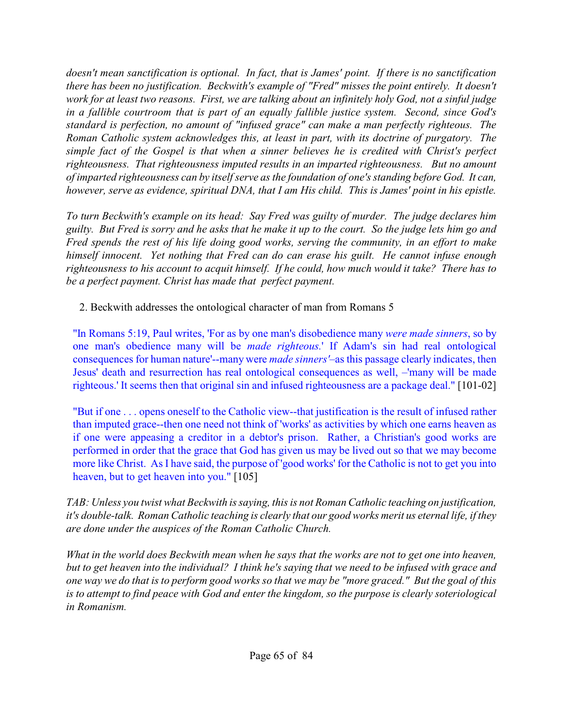*doesn't mean sanctification is optional. In fact, that is James' point. If there is no sanctification there has been no justification. Beckwith's example of "Fred" misses the point entirely. It doesn't work for at least two reasons. First, we are talking about an infinitely holy God, not a sinful judge in a fallible courtroom that is part of an equally fallible justice system. Second, since God's standard is perfection, no amount of "infused grace" can make a man perfectly righteous. The Roman Catholic system acknowledges this, at least in part, with its doctrine of purgatory. The simple fact of the Gospel is that when a sinner believes he is credited with Christ's perfect righteousness. That righteousness imputed results in an imparted righteousness. But no amount of imparted righteousness can by itself serve as the foundation of one's standing before God. It can, however, serve as evidence, spiritual DNA, that I am His child. This is James' point in his epistle.*

*To turn Beckwith's example on its head: Say Fred was guilty of murder. The judge declares him guilty. But Fred is sorry and he asks that he make it up to the court. So the judge lets him go and Fred spends the rest of his life doing good works, serving the community, in an effort to make himself innocent. Yet nothing that Fred can do can erase his guilt. He cannot infuse enough righteousness to his account to acquit himself. If he could, how much would it take? There has to be a perfect payment. Christ has made that perfect payment.*

2. Beckwith addresses the ontological character of man from Romans 5

> "In Romans 5:19, Paul writes, 'For as by one man's disobedience many *were made sinners*, so by one man's obedience many will be *made righteous.*' If Adam's sin had real ontological consequences for human nature'--many were *made sinners'*–as this passage clearly indicates, then Jesus' death and resurrection has real ontological consequences as well, –'many will be made righteous.' It seems then that original sin and infused righteousness are a package deal." [101-02]

> "But if one . . . opens oneself to the Catholic view--that justification is the result of infused rather than imputed grace--then one need not think of 'works' as activities by which one earns heaven as if one were appeasing a creditor in a debtor's prison. Rather, a Christian's good works are performed in order that the grace that God has given us may be lived out so that we may become more like Christ. As I have said, the purpose of 'good works' for the Catholic is not to get you into heaven, but to get heaven into you." [105]

*TAB: Unless you twist what Beckwith is saying, this is not Roman Catholic teaching on justification, it's double-talk. Roman Catholic teaching is clearly that our good works merit us eternal life, if they are done under the auspices of the Roman Catholic Church.*

*What in the world does Beckwith mean when he says that the works are not to get one into heaven, but to get heaven into the individual? I think he's saying that we need to be infused with grace and one way we do that is to perform good works so that we may be "more graced." But the goal of this is to attempt to find peace with God and enter the kingdom, so the purpose is clearly soteriological in Romanism.*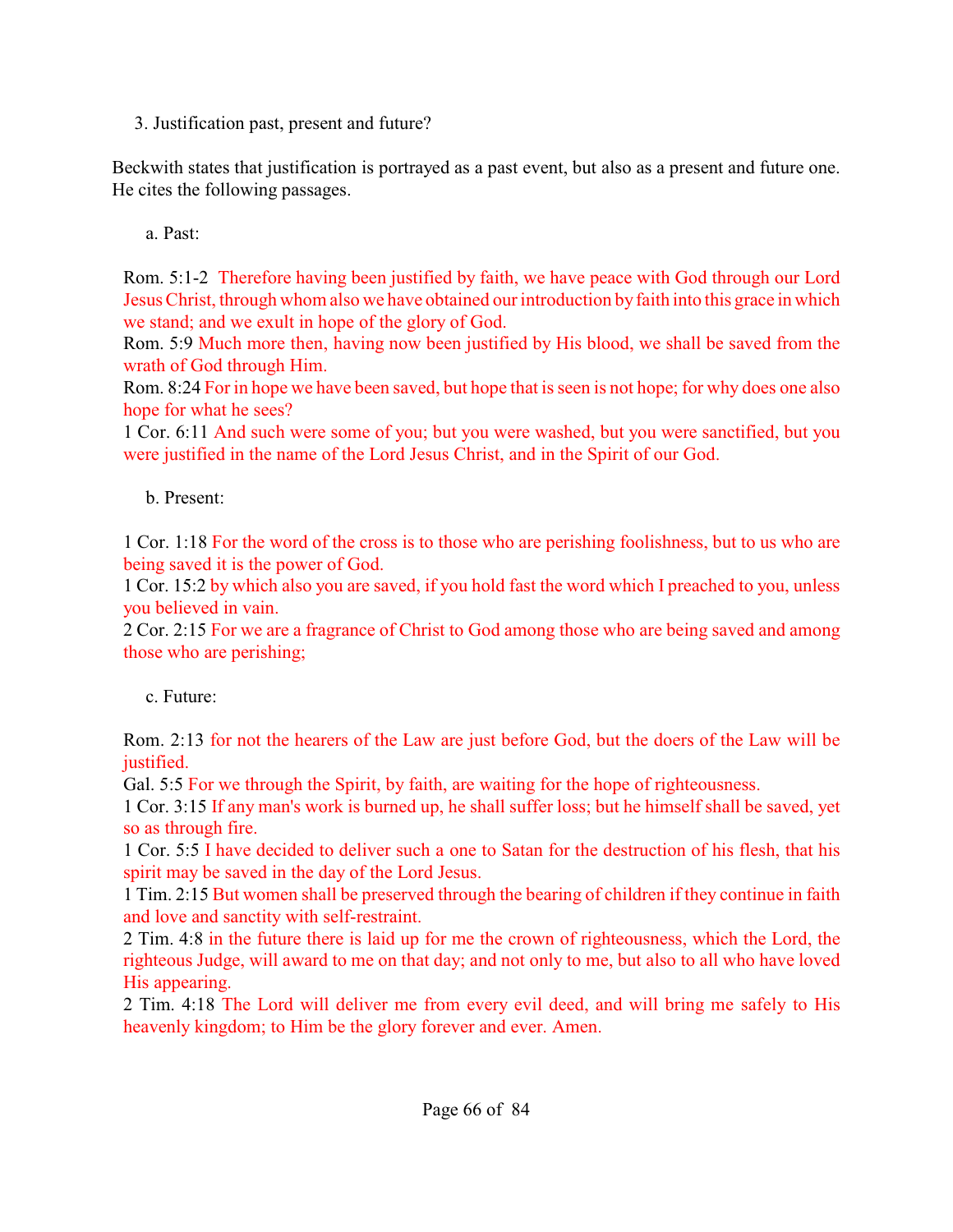3. Justification past, present and future?

Beckwith states that justification is portrayed as a past event, but also as a present and future one. He cites the following passages.

a. Past:

Rom. 5:1-2 Therefore having been justified by faith, we have peace with God through our Lord Jesus Christ, through whom also we have obtained our introduction by faith into this grace in which we stand; and we exult in hope of the glory of God.
Rom. 5:9 Much more then, having now been justified by His blood, we shall be saved from the wrath of God through Him.
Rom. 8:24 For in hope we have been saved, but hope that is seen is not hope; for why does one also hope for what he sees?
1 Cor. 6:11 And such were some of you; but you were washed, but you were sanctified, but you were justified in the name of the Lord Jesus Christ, and in the Spirit of our God.

b. Present:

1 Cor. 1:18 For the word of the cross is to those who are perishing foolishness, but to us who are being saved it is the power of God.
1 Cor. 15:2 by which also you are saved, if you hold fast the word which I preached to you, unless you believed in vain.
2 Cor. 2:15 For we are a fragrance of Christ to God among those who are being saved and among those who are perishing;

c. Future:

Rom. 2:13 for not the hearers of the Law are just before God, but the doers of the Law will be justified.
Gal. 5:5 For we through the Spirit, by faith, are waiting for the hope of righteousness.
1 Cor. 3:15 If any man's work is burned up, he shall suffer loss; but he himself shall be saved, yet so as through fire.
1 Cor. 5:5 I have decided to deliver such a one to Satan for the destruction of his flesh, that his spirit may be saved in the day of the Lord Jesus.
1 Tim. 2:15 But women shall be preserved through the bearing of children if they continue in faith and love and sanctity with self-restraint.
2 Tim. 4:8 in the future there is laid up for me the crown of righteousness, which the Lord, the righteous Judge, will award to me on that day; and not only to me, but also to all who have loved His appearing.
2 Tim. 4:18 The Lord will deliver me from every evil deed, and will bring me safely to His heavenly kingdom; to Him be the glory forever and ever. Amen.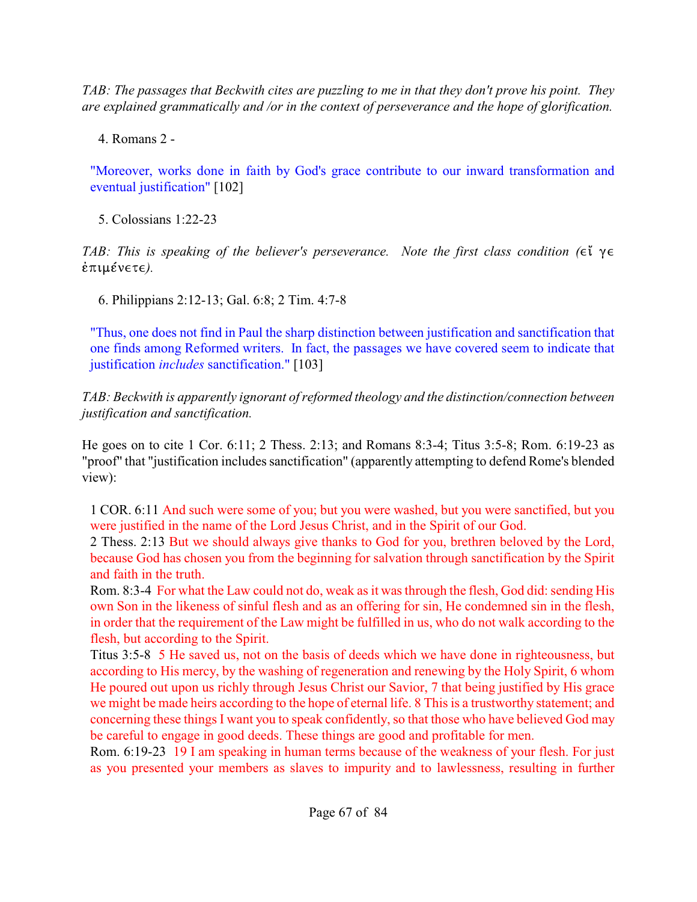*TAB: The passages that Beckwith cites are puzzling to me in that they don't prove his point. They are explained grammatically and /or in the context of perseverance and the hope of glorification.*

4. Romans 2 -

"Moreover, works done in faith by God's grace contribute to our inward transformation and eventual justification" [102]

5. Colossians 1:22-23

*TAB: This is speaking of the believer's perseverance. Note the first class condition (*εἴ γε ἐπιμένετε*).*

6. Philippians 2:12-13; Gal. 6:8; 2 Tim. 4:7-8

"Thus, one does not find in Paul the sharp distinction between justification and sanctification that one finds among Reformed writers. In fact, the passages we have covered seem to indicate that justification *includes* sanctification." [103]

*TAB: Beckwith is apparently ignorant of reformed theology and the distinction/connection between justification and sanctification.*

He goes on to cite 1 Cor. 6:11; 2 Thess. 2:13; and Romans 8:3-4; Titus 3:5-8; Rom. 6:19-23 as "proof" that "justification includes sanctification" (apparently attempting to defend Rome's blended view):

1 COR. 6:11 And such were some of you; but you were washed, but you were sanctified, but you were justified in the name of the Lord Jesus Christ, and in the Spirit of our God.
2 Thess. 2:13 But we should always give thanks to God for you, brethren beloved by the Lord, because God has chosen you from the beginning for salvation through sanctification by the Spirit and faith in the truth.
Rom. 8:3-4 For what the Law could not do, weak as it was through the flesh, God did: sending His own Son in the likeness of sinful flesh and as an offering for sin, He condemned sin in the flesh, in order that the requirement of the Law might be fulfilled in us, who do not walk according to the flesh, but according to the Spirit.
Titus 3:5-8 5 He saved us, not on the basis of deeds which we have done in righteousness, but according to His mercy, by the washing of regeneration and renewing by the Holy Spirit, 6 whom He poured out upon us richly through Jesus Christ our Savior, 7 that being justified by His grace we might be made heirs according to the hope of eternal life. 8 This is a trustworthy statement; and concerning these things I want you to speak confidently, so that those who have believed God may be careful to engage in good deeds. These things are good and profitable for men.
Rom. 6:19-23 19 I am speaking in human terms because of the weakness of your flesh. For just as you presented your members as slaves to impurity and to lawlessness, resulting in further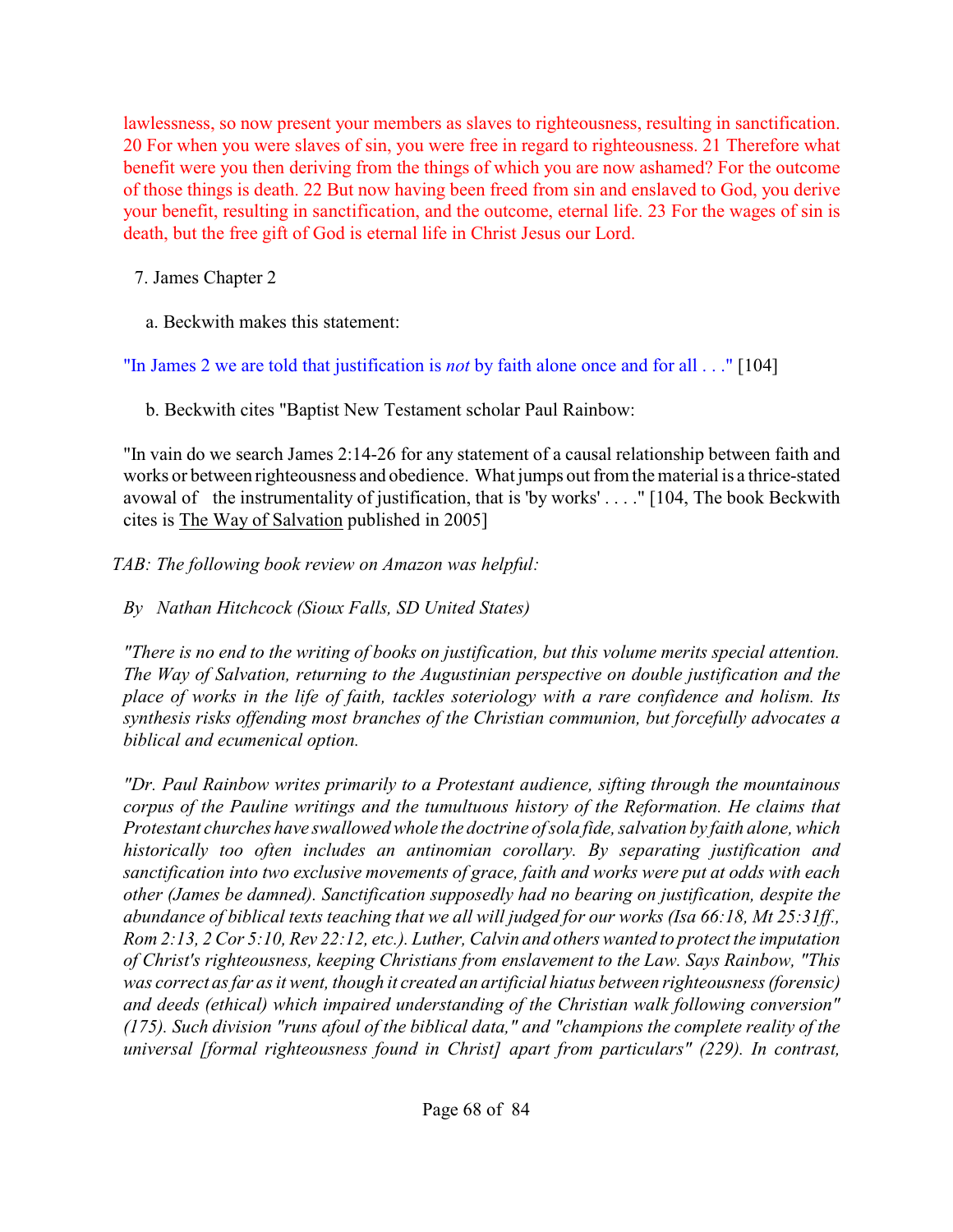lawlessness, so now present your members as slaves to righteousness, resulting in sanctification. 20 For when you were slaves of sin, you were free in regard to righteousness. 21 Therefore what benefit were you then deriving from the things of which you are now ashamed? For the outcome of those things is death. 22 But now having been freed from sin and enslaved to God, you derive your benefit, resulting in sanctification, and the outcome, eternal life. 23 For the wages of sin is death, but the free gift of God is eternal life in Christ Jesus our Lord.

7. James Chapter 2

a. Beckwith makes this statement:

"In James 2 we are told that justification is *not* by faith alone once and for all . . ." [104]

b. Beckwith cites "Baptist New Testament scholar Paul Rainbow:

"In vain do we search James 2:14-26 for any statement of a causal relationship between faith and works or between righteousness and obedience. What jumps out from the material is a thrice-stated avowal of the instrumentality of justification, that is 'by works' . . . ." [104, The book Beckwith cites is The Way of Salvation published in 2005]

*TAB: The following book review on Amazon was helpful:*

*By Nathan Hitchcock (Sioux Falls, SD United States)*

*"There is no end to the writing of books on justification, but this volume merits special attention. The Way of Salvation, returning to the Augustinian perspective on double justification and the place of works in the life of faith, tackles soteriology with a rare confidence and holism. Its synthesis risks offending most branches of the Christian communion, but forcefully advocates a biblical and ecumenical option.*

*"Dr. Paul Rainbow writes primarily to a Protestant audience, sifting through the mountainous corpus of the Pauline writings and the tumultuous history of the Reformation. He claims that Protestant churches have swallowed whole the doctrine of sola fide, salvation by faith alone, which historically too often includes an antinomian corollary. By separating justification and sanctification into two exclusive movements of grace, faith and works were put at odds with each other (James be damned). Sanctification supposedly had no bearing on justification, despite the abundance of biblical texts teaching that we all will judged for our works (Isa 66:18, Mt 25:31ff., Rom 2:13, 2 Cor 5:10, Rev 22:12, etc.). Luther, Calvin and others wanted to protect the imputation of Christ's righteousness, keeping Christians from enslavement to the Law. Says Rainbow, "This was correct as far as it went, though it created an artificial hiatus between righteousness (forensic) and deeds (ethical) which impaired understanding of the Christian walk following conversion" (175). Such division "runs afoul of the biblical data," and "champions the complete reality of the universal [formal righteousness found in Christ] apart from particulars" (229). In contrast,*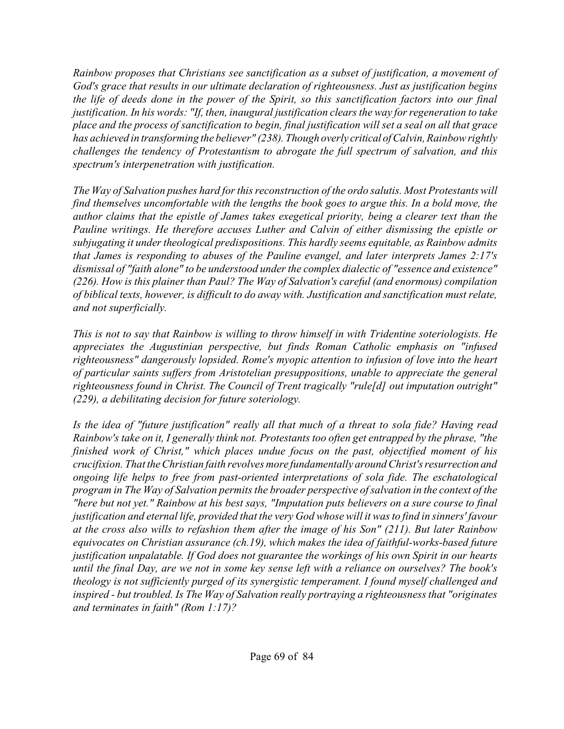*Rainbow proposes that Christians see sanctification as a subset of justification, a movement of God's grace that results in our ultimate declaration of righteousness. Just as justification begins the life of deeds done in the power of the Spirit, so this sanctification factors into our final justification. In his words: "If, then, inaugural justification clears the way for regeneration to take place and the process of sanctification to begin, final justification will set a seal on all that grace has achieved in transforming the believer" (238). Though overly critical of Calvin, Rainbow rightly challenges the tendency of Protestantism to abrogate the full spectrum of salvation, and this spectrum's interpenetration with justification.*

*The Way of Salvation pushes hard for this reconstruction of the ordo salutis. Most Protestants will find themselves uncomfortable with the lengths the book goes to argue this. In a bold move, the author claims that the epistle of James takes exegetical priority, being a clearer text than the Pauline writings. He therefore accuses Luther and Calvin of either dismissing the epistle or subjugating it under theological predispositions. This hardly seems equitable, as Rainbow admits that James is responding to abuses of the Pauline evangel, and later interprets James 2:17's dismissal of "faith alone" to be understood under the complex dialectic of "essence and existence" (226). How is this plainer than Paul? The Way of Salvation's careful (and enormous) compilation of biblical texts, however, is difficult to do away with. Justification and sanctification must relate, and not superficially.*

*This is not to say that Rainbow is willing to throw himself in with Tridentine soteriologists. He appreciates the Augustinian perspective, but finds Roman Catholic emphasis on "infused righteousness" dangerously lopsided. Rome's myopic attention to infusion of love into the heart of particular saints suffers from Aristotelian presuppositions, unable to appreciate the general righteousness found in Christ. The Council of Trent tragically "rule[d] out imputation outright" (229), a debilitating decision for future soteriology.*

*Is the idea of "future justification" really all that much of a threat to sola fide? Having read Rainbow's take on it, I generally think not. Protestants too often get entrapped by the phrase, "the finished work of Christ," which places undue focus on the past, objectified moment of his crucifixion. That the Christian faith revolves more fundamentally around Christ's resurrection and ongoing life helps to free from past-oriented interpretations of sola fide. The eschatological program in The Way of Salvation permits the broader perspective of salvation in the context of the "here but not yet." Rainbow at his best says, "Imputation puts believers on a sure course to final justification and eternal life, provided that the very God whose will it was to find in sinners' favour at the cross also wills to refashion them after the image of his Son" (211). But later Rainbow equivocates on Christian assurance (ch.19), which makes the idea of faithful-works-based future justification unpalatable. If God does not guarantee the workings of his own Spirit in our hearts until the final Day, are we not in some key sense left with a reliance on ourselves? The book's theology is not sufficiently purged of its synergistic temperament. I found myself challenged and inspired - but troubled. Is The Way of Salvation really portraying a righteousness that "originates and terminates in faith" (Rom 1:17)?*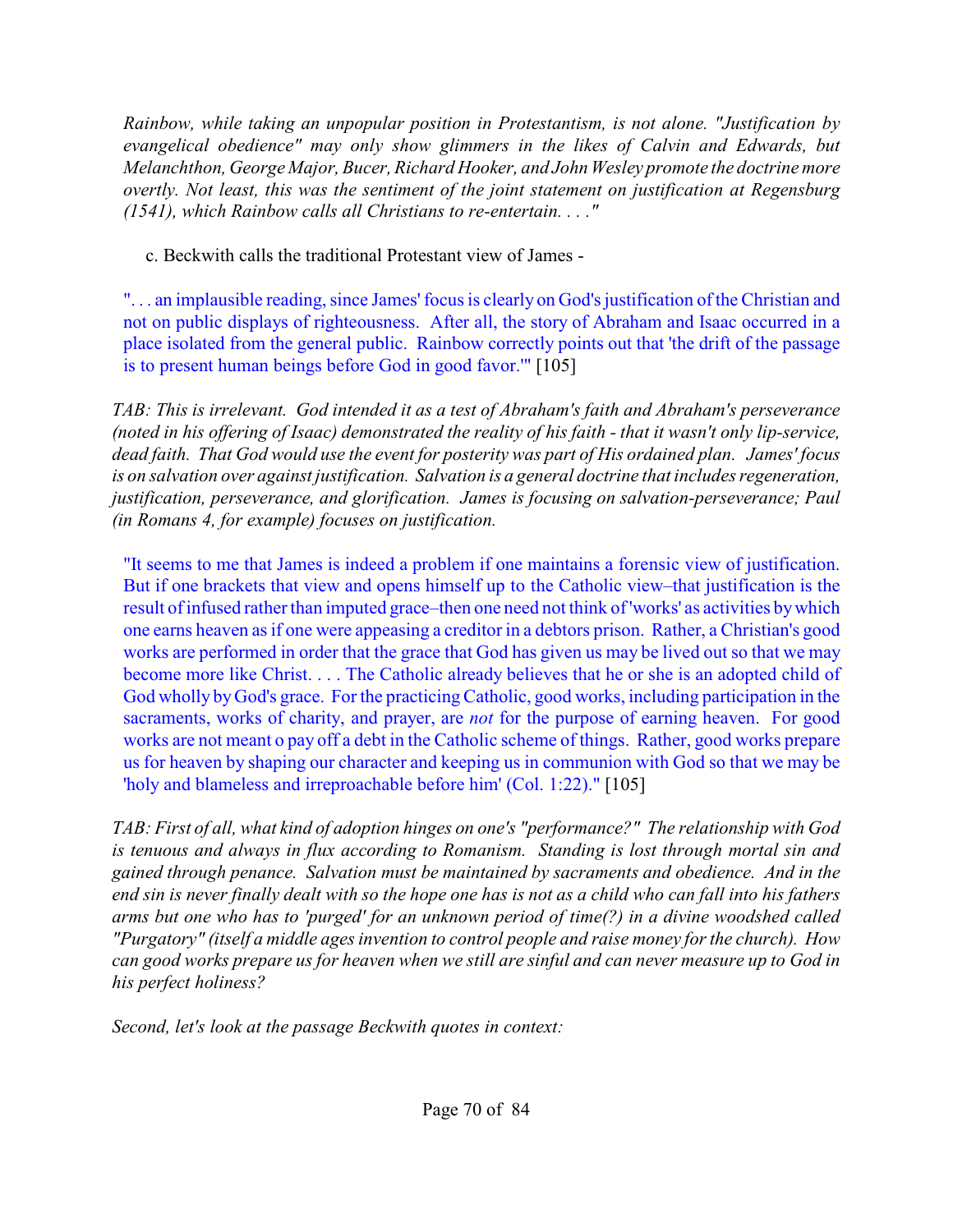*Rainbow, while taking an unpopular position in Protestantism, is not alone. "Justification by evangelical obedience" may only show glimmers in the likes of Calvin and Edwards, but Melanchthon, George Major, Bucer, Richard Hooker, and John Wesley promote the doctrine more overtly. Not least, this was the sentiment of the joint statement on justification at Regensburg (1541), which Rainbow calls all Christians to re-entertain. . . ."*

c. Beckwith calls the traditional Protestant view of James -

> ". . . an implausible reading, since James' focus is clearly on God's justification of the Christian and not on public displays of righteousness. After all, the story of Abraham and Isaac occurred in a place isolated from the general public. Rainbow correctly points out that 'the drift of the passage is to present human beings before God in good favor.'" [105]

*TAB: This is irrelevant. God intended it as a test of Abraham's faith and Abraham's perseverance (noted in his offering of Isaac) demonstrated the reality of his faith - that it wasn't only lip-service, dead faith. That God would use the event for posterity was part of His ordained plan. James' focus is on salvation over against justification. Salvation is a general doctrine that includes regeneration, justification, perseverance, and glorification. James is focusing on salvation-perseverance; Paul (in Romans 4, for example) focuses on justification.*

> "It seems to me that James is indeed a problem if one maintains a forensic view of justification. But if one brackets that view and opens himself up to the Catholic view–that justification is the result of infused rather than imputed grace–then one need not think of 'works' as activities by which one earns heaven as if one were appeasing a creditor in a debtors prison. Rather, a Christian's good works are performed in order that the grace that God has given us may be lived out so that we may become more like Christ. . . . The Catholic already believes that he or she is an adopted child of God wholly by God's grace. For the practicing Catholic, good works, including participation in the sacraments, works of charity, and prayer, are *not* for the purpose of earning heaven. For good works are not meant o pay off a debt in the Catholic scheme of things. Rather, good works prepare us for heaven by shaping our character and keeping us in communion with God so that we may be 'holy and blameless and irreproachable before him' (Col. 1:22)." [105]

*TAB: First of all, what kind of adoption hinges on one's "performance?" The relationship with God is tenuous and always in flux according to Romanism. Standing is lost through mortal sin and gained through penance. Salvation must be maintained by sacraments and obedience. And in the end sin is never finally dealt with so the hope one has is not as a child who can fall into his fathers arms but one who has to 'purged' for an unknown period of time(?) in a divine woodshed called "Purgatory" (itself a middle ages invention to control people and raise money for the church). How can good works prepare us for heaven when we still are sinful and can never measure up to God in his perfect holiness?*

*Second, let's look at the passage Beckwith quotes in context:*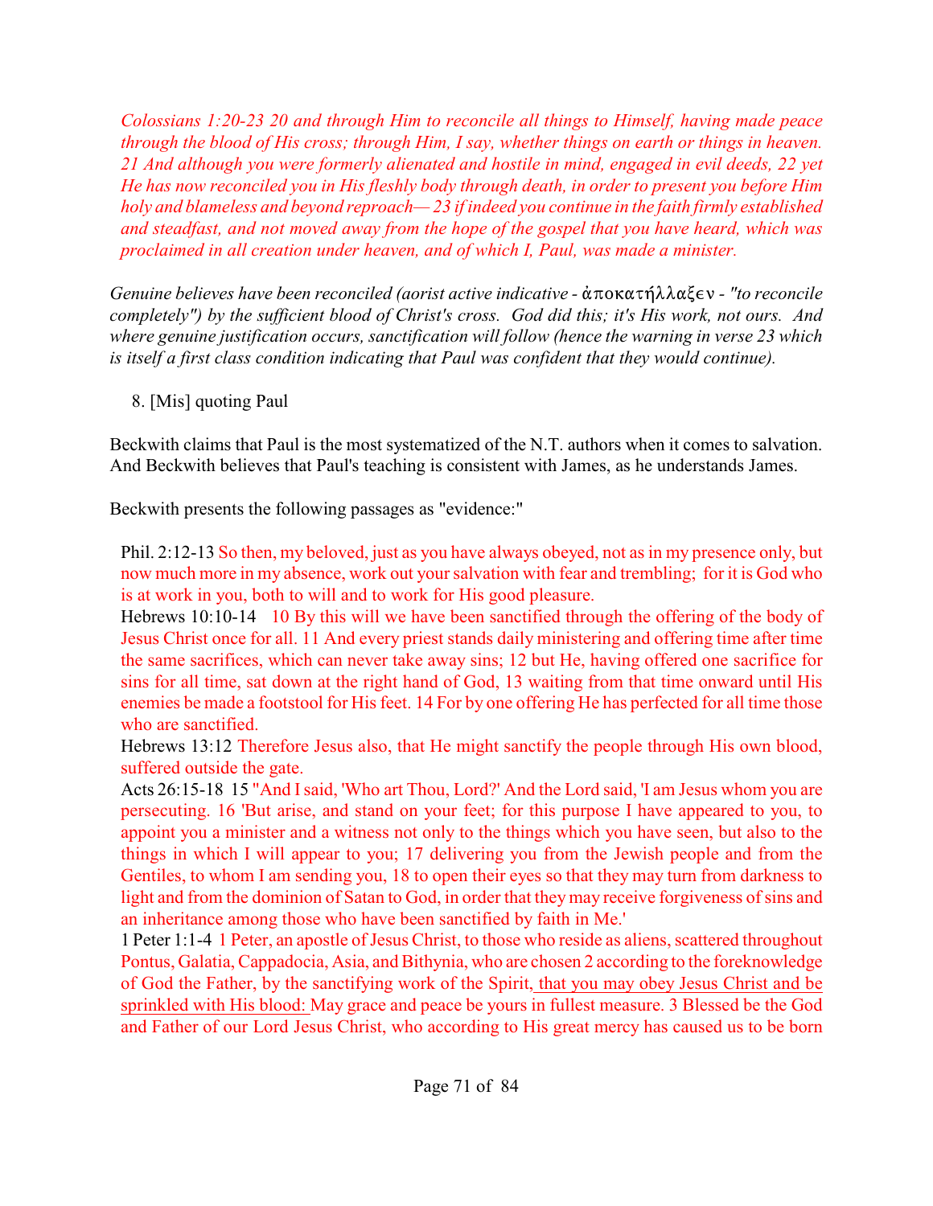*Colossians 1:20-23 20 and through Him to reconcile all things to Himself, having made peace through the blood of His cross; through Him, I say, whether things on earth or things in heaven. 21 And although you were formerly alienated and hostile in mind, engaged in evil deeds, 22 yet He has now reconciled you in His fleshly body through death, in order to present you before Him holy and blameless and beyond reproach— 23 if indeed you continue in the faith firmly established and steadfast, and not moved away from the hope of the gospel that you have heard, which was proclaimed in all creation under heaven, and of which I, Paul, was made a minister.*

*Genuine believes have been reconciled (aorist active indicative - ἀποκατήλλαξεν - "to reconcile completely") by the sufficient blood of Christ's cross. God did this; it's His work, not ours. And where genuine justification occurs, sanctification will follow (hence the warning in verse 23 which is itself a first class condition indicating that Paul was confident that they would continue).*

8. [Mis] quoting Paul

Beckwith claims that Paul is the most systematized of the N.T. authors when it comes to salvation. And Beckwith believes that Paul's teaching is consistent with James, as he understands James.

Beckwith presents the following passages as "evidence:"

Phil. 2:12-13 So then, my beloved, just as you have always obeyed, not as in my presence only, but now much more in my absence, work out your salvation with fear and trembling; for it is God who is at work in you, both to will and to work for His good pleasure.
Hebrews 10:10-14 10 By this will we have been sanctified through the offering of the body of Jesus Christ once for all. 11 And every priest stands daily ministering and offering time after time the same sacrifices, which can never take away sins; 12 but He, having offered one sacrifice for sins for all time, sat down at the right hand of God, 13 waiting from that time onward until His enemies be made a footstool for His feet. 14 For by one offering He has perfected for all time those who are sanctified.
Hebrews 13:12 Therefore Jesus also, that He might sanctify the people through His own blood, suffered outside the gate.
Acts 26:15-18 15 "And I said, 'Who art Thou, Lord?' And the Lord said, 'I am Jesus whom you are persecuting. 16 'But arise, and stand on your feet; for this purpose I have appeared to you, to appoint you a minister and a witness not only to the things which you have seen, but also to the things in which I will appear to you; 17 delivering you from the Jewish people and from the Gentiles, to whom I am sending you, 18 to open their eyes so that they may turn from darkness to light and from the dominion of Satan to God, in order that they may receive forgiveness of sins and an inheritance among those who have been sanctified by faith in Me.'
1 Peter 1:1-4 1 Peter, an apostle of Jesus Christ, to those who reside as aliens, scattered throughout Pontus, Galatia, Cappadocia, Asia, and Bithynia, who are chosen 2 according to the foreknowledge of God the Father, by the sanctifying work of the Spirit, <u>that you may obey Jesus Christ and be sprinkled with His blood:</u> May grace and peace be yours in fullest measure. 3 Blessed be the God and Father of our Lord Jesus Christ, who according to His great mercy has caused us to be born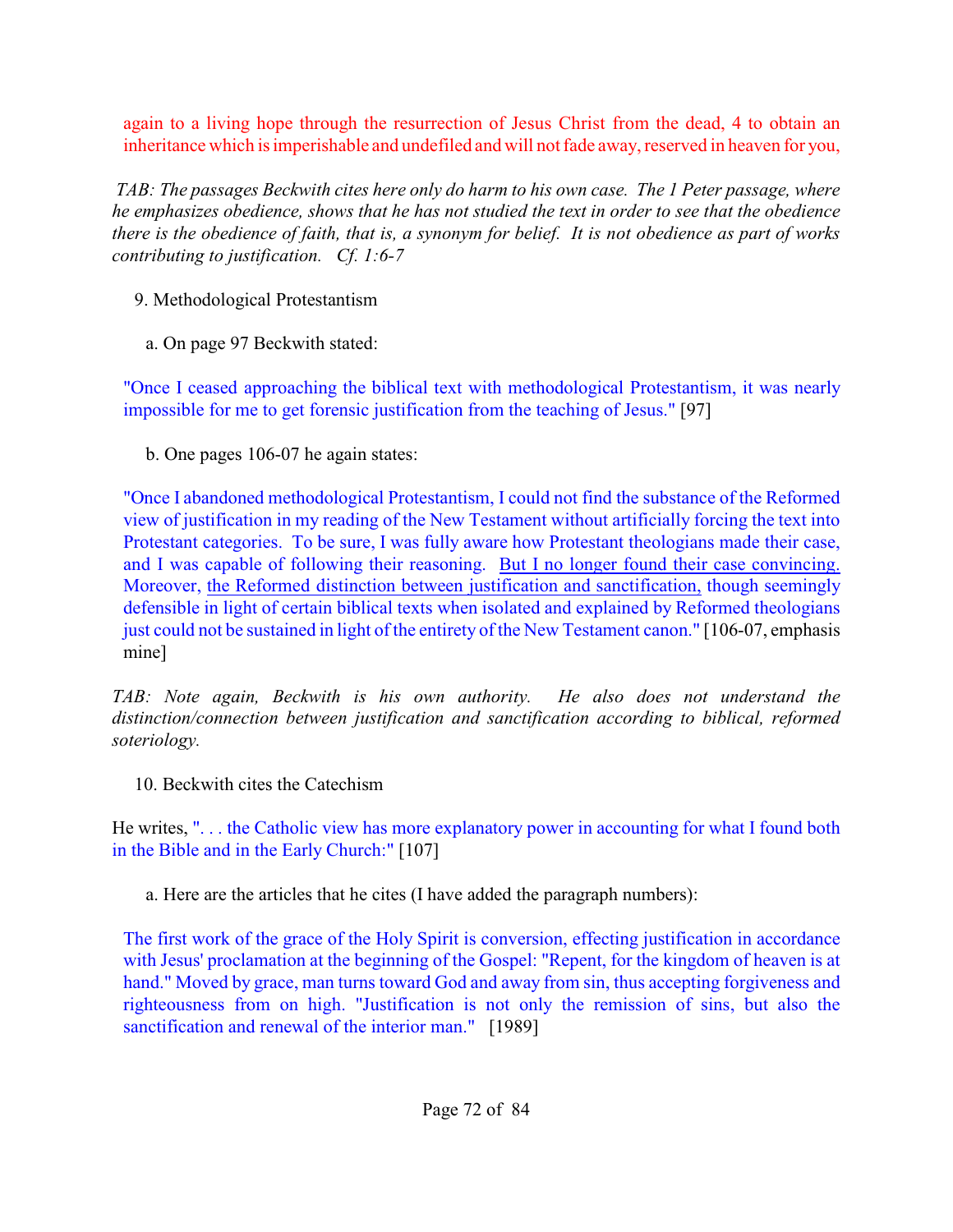again to a living hope through the resurrection of Jesus Christ from the dead, 4 to obtain an inheritance which is imperishable and undefiled and will not fade away, reserved in heaven for you,

*TAB: The passages Beckwith cites here only do harm to his own case. The 1 Peter passage, where he emphasizes obedience, shows that he has not studied the text in order to see that the obedience there is the obedience of faith, that is, a synonym for belief. It is not obedience as part of works contributing to justification. Cf. 1:6-7*

9. Methodological Protestantism

a. On page 97 Beckwith stated:

"Once I ceased approaching the biblical text with methodological Protestantism, it was nearly impossible for me to get forensic justification from the teaching of Jesus." [97]

b. One pages 106-07 he again states:

"Once I abandoned methodological Protestantism, I could not find the substance of the Reformed view of justification in my reading of the New Testament without artificially forcing the text into Protestant categories. To be sure, I was fully aware how Protestant theologians made their case, and I was capable of following their reasoning. <u>But I no longer found their case convincing.</u> Moreover, <u>the Reformed distinction between justification and sanctification,</u> though seemingly defensible in light of certain biblical texts when isolated and explained by Reformed theologians just could not be sustained in light of the entirety of the New Testament canon." [106-07, emphasis mine]

*TAB: Note again, Beckwith is his own authority. He also does not understand the distinction/connection between justification and sanctification according to biblical, reformed soteriology.*

10. Beckwith cites the Catechism

He writes, ". . . the Catholic view has more explanatory power in accounting for what I found both in the Bible and in the Early Church:" [107]

a. Here are the articles that he cites (I have added the paragraph numbers):

The first work of the grace of the Holy Spirit is conversion, effecting justification in accordance with Jesus' proclamation at the beginning of the Gospel: "Repent, for the kingdom of heaven is at hand." Moved by grace, man turns toward God and away from sin, thus accepting forgiveness and righteousness from on high. "Justification is not only the remission of sins, but also the sanctification and renewal of the interior man." [1989]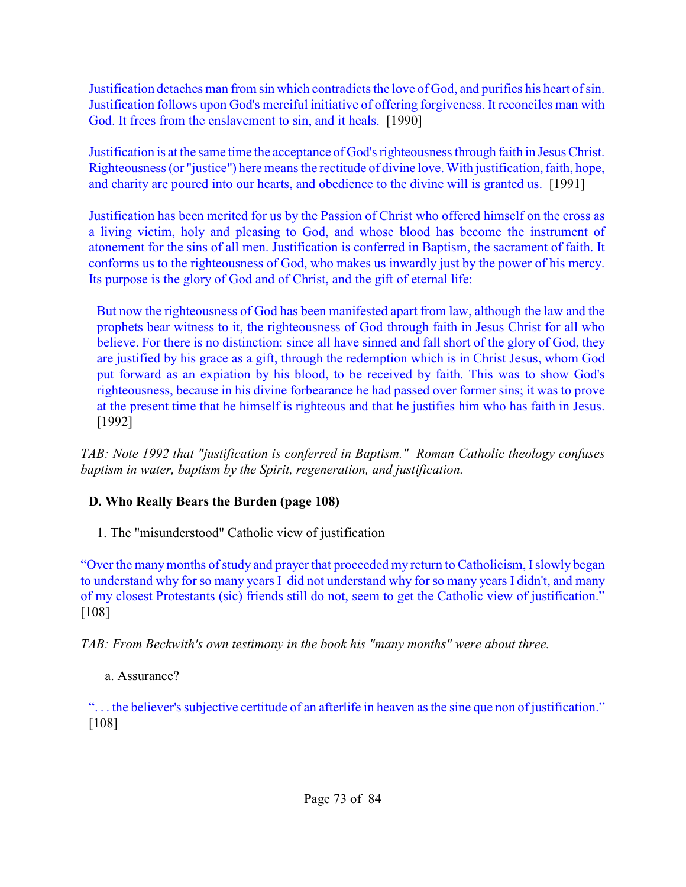Justification detaches man from sin which contradicts the love of God, and purifies his heart of sin. Justification follows upon God's merciful initiative of offering forgiveness. It reconciles man with God. It frees from the enslavement to sin, and it heals. [1990]

Justification is at the same time the acceptance of God's righteousness through faith in Jesus Christ. Righteousness (or "justice") here means the rectitude of divine love. With justification, faith, hope, and charity are poured into our hearts, and obedience to the divine will is granted us. [1991]

Justification has been merited for us by the Passion of Christ who offered himself on the cross as a living victim, holy and pleasing to God, and whose blood has become the instrument of atonement for the sins of all men. Justification is conferred in Baptism, the sacrament of faith. It conforms us to the righteousness of God, who makes us inwardly just by the power of his mercy. Its purpose is the glory of God and of Christ, and the gift of eternal life:

> But now the righteousness of God has been manifested apart from law, although the law and the prophets bear witness to it, the righteousness of God through faith in Jesus Christ for all who believe. For there is no distinction: since all have sinned and fall short of the glory of God, they are justified by his grace as a gift, through the redemption which is in Christ Jesus, whom God put forward as an expiation by his blood, to be received by faith. This was to show God's righteousness, because in his divine forbearance he had passed over former sins; it was to prove at the present time that he himself is righteous and that he justifies him who has faith in Jesus. [1992]

*TAB: Note 1992 that "justification is conferred in Baptism." Roman Catholic theology confuses baptism in water, baptism by the Spirit, regeneration, and justification.*

**D. Who Really Bears the Burden (page 108)**

1. The "misunderstood" Catholic view of justification

"Over the many months of study and prayer that proceeded my return to Catholicism, I slowly began to understand why for so many years I did not understand why for so many years I didn't, and many of my closest Protestants (sic) friends still do not, seem to get the Catholic view of justification." [108]

*TAB: From Beckwith's own testimony in the book his "many months" were about three.*

a. Assurance?

". . . the believer's subjective certitude of an afterlife in heaven as the sine que non of justification." [108]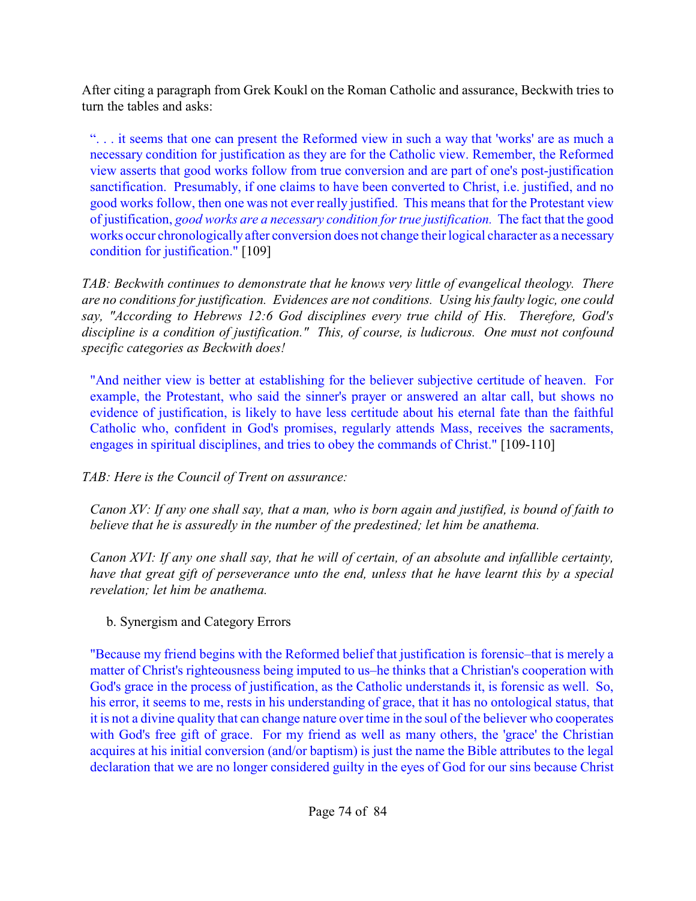After citing a paragraph from Grek Koukl on the Roman Catholic and assurance, Beckwith tries to turn the tables and asks:

> ". . . it seems that one can present the Reformed view in such a way that 'works' are as much a necessary condition for justification as they are for the Catholic view. Remember, the Reformed view asserts that good works follow from true conversion and are part of one's post-justification sanctification. Presumably, if one claims to have been converted to Christ, i.e. justified, and no good works follow, then one was not ever really justified. This means that for the Protestant view of justification, *good works are a necessary condition for true justification.* The fact that the good works occur chronologically after conversion does not change their logical character as a necessary condition for justification." [109]

*TAB: Beckwith continues to demonstrate that he knows very little of evangelical theology. There are no conditions for justification. Evidences are not conditions. Using his faulty logic, one could say, "According to Hebrews 12:6 God disciplines every true child of His. Therefore, God's discipline is a condition of justification." This, of course, is ludicrous. One must not confound specific categories as Beckwith does!*

> "And neither view is better at establishing for the believer subjective certitude of heaven. For example, the Protestant, who said the sinner's prayer or answered an altar call, but shows no evidence of justification, is likely to have less certitude about his eternal fate than the faithful Catholic who, confident in God's promises, regularly attends Mass, receives the sacraments, engages in spiritual disciplines, and tries to obey the commands of Christ." [109-110]

*TAB: Here is the Council of Trent on assurance:*

> *Canon XV: If any one shall say, that a man, who is born again and justified, is bound of faith to believe that he is assuredly in the number of the predestined; let him be anathema.*
>
> *Canon XVI: If any one shall say, that he will of certain, of an absolute and infallible certainty, have that great gift of perseverance unto the end, unless that he have learnt this by a special revelation; let him be anathema.*

b. Synergism and Category Errors

> "Because my friend begins with the Reformed belief that justification is forensic–that is merely a matter of Christ's righteousness being imputed to us–he thinks that a Christian's cooperation with God's grace in the process of justification, as the Catholic understands it, is forensic as well. So, his error, it seems to me, rests in his understanding of grace, that it has no ontological status, that it is not a divine quality that can change nature over time in the soul of the believer who cooperates with God's free gift of grace. For my friend as well as many others, the 'grace' the Christian acquires at his initial conversion (and/or baptism) is just the name the Bible attributes to the legal declaration that we are no longer considered guilty in the eyes of God for our sins because Christ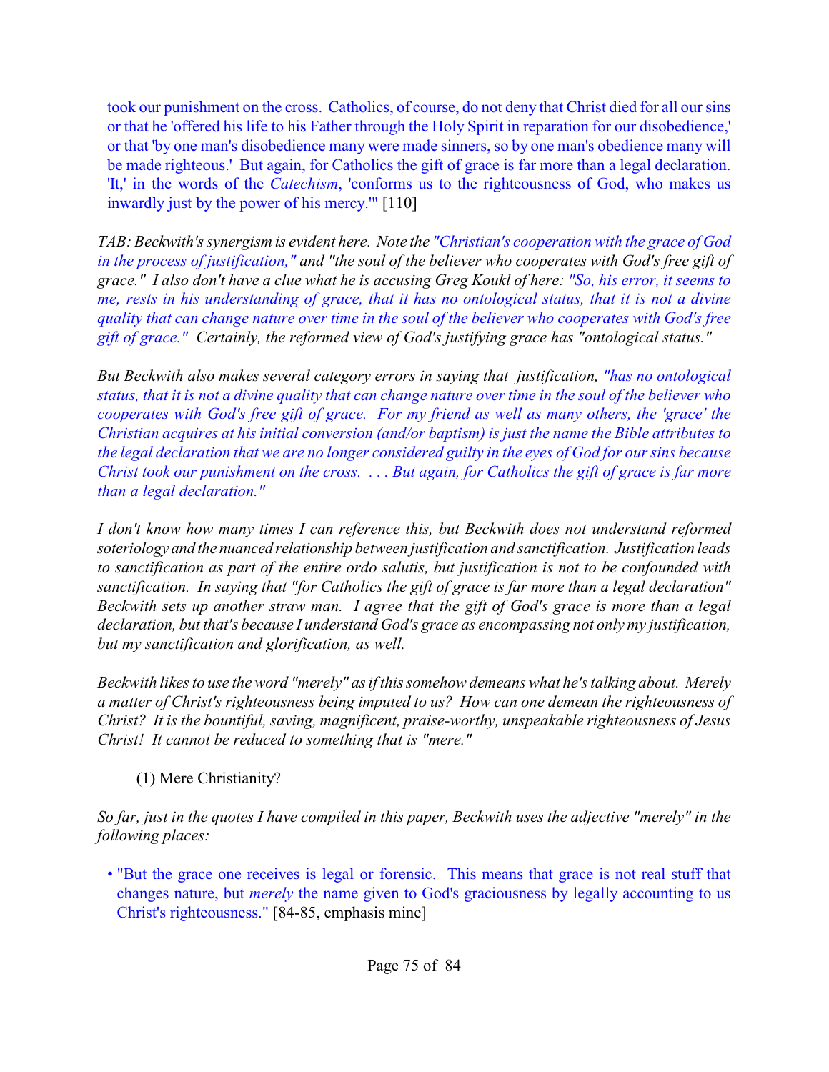took our punishment on the cross. Catholics, of course, do not deny that Christ died for all our sins or that he 'offered his life to his Father through the Holy Spirit in reparation for our disobedience,' or that 'by one man's disobedience many were made sinners, so by one man's obedience many will be made righteous.' But again, for Catholics the gift of grace is far more than a legal declaration. 'It,' in the words of the *Catechism*, 'conforms us to the righteousness of God, who makes us inwardly just by the power of his mercy.'" [110]

*TAB: Beckwith's synergism is evident here. Note the "Christian's cooperation with the grace of God in the process of justification," and "the soul of the believer who cooperates with God's free gift of grace." I also don't have a clue what he is accusing Greg Koukl of here: "So, his error, it seems to me, rests in his understanding of grace, that it has no ontological status, that it is not a divine quality that can change nature over time in the soul of the believer who cooperates with God's free gift of grace." Certainly, the reformed view of God's justifying grace has "ontological status."*

*But Beckwith also makes several category errors in saying that justification, "has no ontological status, that it is not a divine quality that can change nature over time in the soul of the believer who cooperates with God's free gift of grace. For my friend as well as many others, the 'grace' the Christian acquires at his initial conversion (and/or baptism) is just the name the Bible attributes to the legal declaration that we are no longer considered guilty in the eyes of God for our sins because Christ took our punishment on the cross. . . . But again, for Catholics the gift of grace is far more than a legal declaration."*

*I don't know how many times I can reference this, but Beckwith does not understand reformed soteriology and the nuanced relationship between justification and sanctification. Justification leads to sanctification as part of the entire ordo salutis, but justification is not to be confounded with sanctification. In saying that "for Catholics the gift of grace is far more than a legal declaration" Beckwith sets up another straw man. I agree that the gift of God's grace is more than a legal declaration, but that's because I understand God's grace as encompassing not only my justification, but my sanctification and glorification, as well.*

*Beckwith likes to use the word "merely" as if this somehow demeans what he's talking about. Merely a matter of Christ's righteousness being imputed to us? How can one demean the righteousness of Christ? It is the bountiful, saving, magnificent, praise-worthy, unspeakable righteousness of Jesus Christ! It cannot be reduced to something that is "mere."*

(1) Mere Christianity?

*So far, just in the quotes I have compiled in this paper, Beckwith uses the adjective "merely" in the following places:*

- "But the grace one receives is legal or forensic. This means that grace is not real stuff that changes nature, but *merely* the name given to God's graciousness by legally accounting to us Christ's righteousness." [84-85, emphasis mine]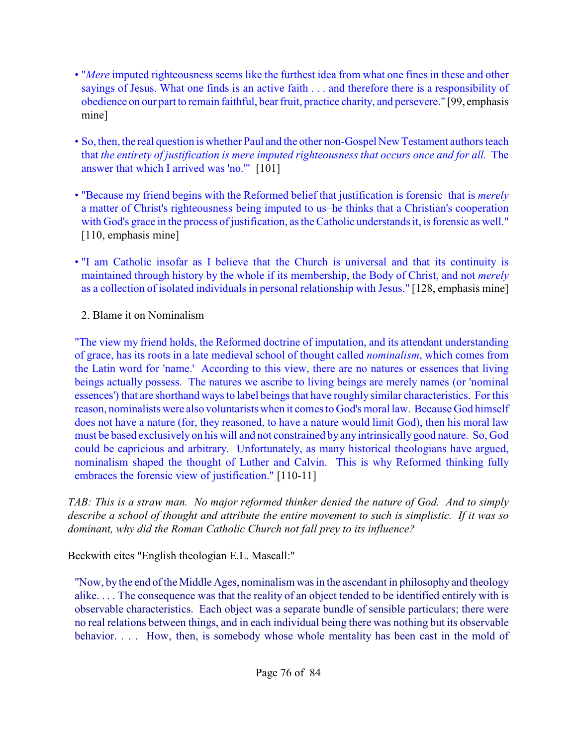- "*Mere* imputed righteousness seems like the furthest idea from what one fines in these and other sayings of Jesus. What one finds is an active faith . . . and therefore there is a responsibility of obedience on our part to remain faithful, bear fruit, practice charity, and persevere." [99, emphasis mine]

- So, then, the real question is whether Paul and the other non-Gospel New Testament authors teach that *the entirety of justification is mere imputed righteousness that occurs once and for all.* The answer that which I arrived was 'no.'" [101]

- "Because my friend begins with the Reformed belief that justification is forensic–that is *merely* a matter of Christ's righteousness being imputed to us–he thinks that a Christian's cooperation with God's grace in the process of justification, as the Catholic understands it, is forensic as well." [110, emphasis mine]

- "I am Catholic insofar as I believe that the Church is universal and that its continuity is maintained through history by the whole if its membership, the Body of Christ, and not *merely* as a collection of isolated individuals in personal relationship with Jesus." [128, emphasis mine]

2. Blame it on Nominalism

> "The view my friend holds, the Reformed doctrine of imputation, and its attendant understanding of grace, has its roots in a late medieval school of thought called *nominalism*, which comes from the Latin word for 'name.' According to this view, there are no natures or essences that living beings actually possess. The natures we ascribe to living beings are merely names (or 'nominal essences') that are shorthand ways to label beings that have roughly similar characteristics. For this reason, nominalists were also voluntarists when it comes to God's moral law. Because God himself does not have a nature (for, they reasoned, to have a nature would limit God), then his moral law must be based exclusively on his will and not constrained by any intrinsically good nature. So, God could be capricious and arbitrary. Unfortunately, as many historical theologians have argued, nominalism shaped the thought of Luther and Calvin. This is why Reformed thinking fully embraces the forensic view of justification." [110-11]

*TAB: This is a straw man. No major reformed thinker denied the nature of God. And to simply describe a school of thought and attribute the entire movement to such is simplistic. If it was so dominant, why did the Roman Catholic Church not fall prey to its influence?*

Beckwith cites "English theologian E.L. Mascall:"

> "Now, by the end of the Middle Ages, nominalism was in the ascendant in philosophy and theology alike. . . . The consequence was that the reality of an object tended to be identified entirely with is observable characteristics. Each object was a separate bundle of sensible particulars; there were no real relations between things, and in each individual being there was nothing but its observable behavior. . . . How, then, is somebody whose whole mentality has been cast in the mold of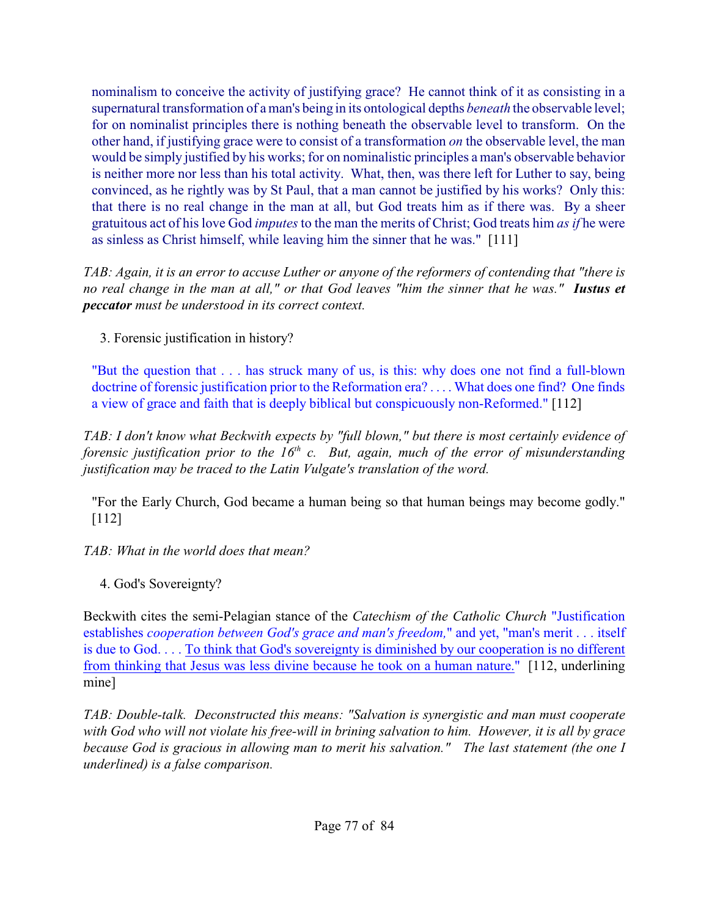nominalism to conceive the activity of justifying grace? He cannot think of it as consisting in a supernatural transformation of a man's being in its ontological depths *beneath* the observable level; for on nominalist principles there is nothing beneath the observable level to transform. On the other hand, if justifying grace were to consist of a transformation *on* the observable level, the man would be simply justified by his works; for on nominalistic principles a man's observable behavior is neither more nor less than his total activity. What, then, was there left for Luther to say, being convinced, as he rightly was by St Paul, that a man cannot be justified by his works? Only this: that there is no real change in the man at all, but God treats him as if there was. By a sheer gratuitous act of his love God *imputes* to the man the merits of Christ; God treats him *as if* he were as sinless as Christ himself, while leaving him the sinner that he was." [111]

*TAB: Again, it is an error to accuse Luther or anyone of the reformers of contending that "there is no real change in the man at all," or that God leaves "him the sinner that he was."* ***Iustus et peccator*** *must be understood in its correct context.*

3. Forensic justification in history?

"But the question that . . . has struck many of us, is this: why does one not find a full-blown doctrine of forensic justification prior to the Reformation era? . . . . What does one find? One finds a view of grace and faith that is deeply biblical but conspicuously non-Reformed." [112]

*TAB: I don't know what Beckwith expects by "full blown," but there is most certainly evidence of forensic justification prior to the 16th c. But, again, much of the error of misunderstanding justification may be traced to the Latin Vulgate's translation of the word.*

"For the Early Church, God became a human being so that human beings may become godly." [112]

*TAB: What in the world does that mean?*

4. God's Sovereignty?

Beckwith cites the semi-Pelagian stance of the *Catechism of the Catholic Church* "Justification establishes *cooperation between God's grace and man's freedom,*" and yet, "man's merit . . . itself is due to God. . . . <u>To think that God's sovereignty is diminished by our cooperation is no different from thinking that Jesus was less divine because he took on a human nature.</u>" [112, underlining mine]

*TAB: Double-talk. Deconstructed this means: "Salvation is synergistic and man must cooperate with God who will not violate his free-will in brining salvation to him. However, it is all by grace because God is gracious in allowing man to merit his salvation." The last statement (the one I underlined) is a false comparison.*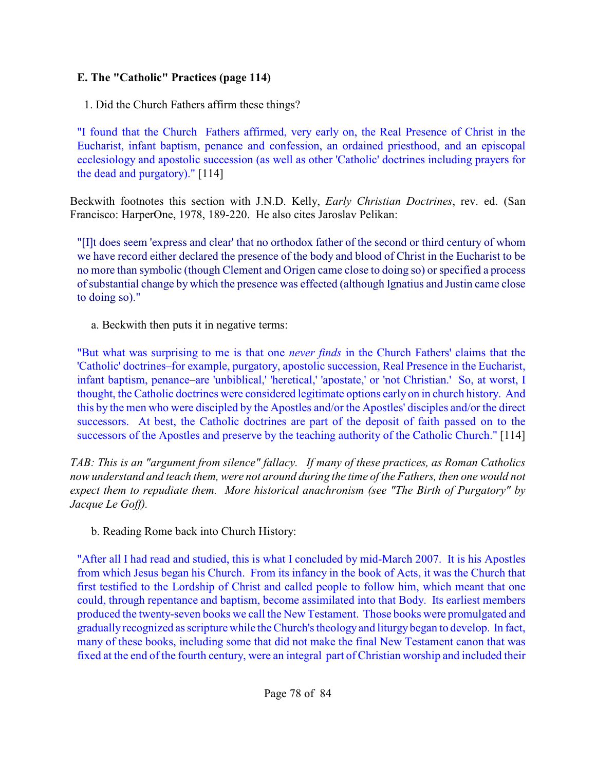**E. The "Catholic" Practices (page 114)**

1. Did the Church Fathers affirm these things?

"I found that the Church Fathers affirmed, very early on, the Real Presence of Christ in the Eucharist, infant baptism, penance and confession, an ordained priesthood, and an episcopal ecclesiology and apostolic succession (as well as other 'Catholic' doctrines including prayers for the dead and purgatory)." [114]

Beckwith footnotes this section with J.N.D. Kelly, *Early Christian Doctrines*, rev. ed. (San Francisco: HarperOne, 1978, 189-220. He also cites Jaroslav Pelikan:

"[I]t does seem 'express and clear' that no orthodox father of the second or third century of whom we have record either declared the presence of the body and blood of Christ in the Eucharist to be no more than symbolic (though Clement and Origen came close to doing so) or specified a process of substantial change by which the presence was effected (although Ignatius and Justin came close to doing so)."

a. Beckwith then puts it in negative terms:

"But what was surprising to me is that one *never finds* in the Church Fathers' claims that the 'Catholic' doctrines–for example, purgatory, apostolic succession, Real Presence in the Eucharist, infant baptism, penance–are 'unbiblical,' 'heretical,' 'apostate,' or 'not Christian.' So, at worst, I thought, the Catholic doctrines were considered legitimate options early on in church history. And this by the men who were discipled by the Apostles and/or the Apostles' disciples and/or the direct successors. At best, the Catholic doctrines are part of the deposit of faith passed on to the successors of the Apostles and preserve by the teaching authority of the Catholic Church." [114]

*TAB: This is an "argument from silence" fallacy. If many of these practices, as Roman Catholics now understand and teach them, were not around during the time of the Fathers, then one would not expect them to repudiate them. More historical anachronism (see "The Birth of Purgatory" by Jacque Le Goff).*

b. Reading Rome back into Church History:

"After all I had read and studied, this is what I concluded by mid-March 2007. It is his Apostles from which Jesus began his Church. From its infancy in the book of Acts, it was the Church that first testified to the Lordship of Christ and called people to follow him, which meant that one could, through repentance and baptism, become assimilated into that Body. Its earliest members produced the twenty-seven books we call the New Testament. Those books were promulgated and gradually recognized as scripture while the Church's theology and liturgy began to develop. In fact, many of these books, including some that did not make the final New Testament canon that was fixed at the end of the fourth century, were an integral part of Christian worship and included their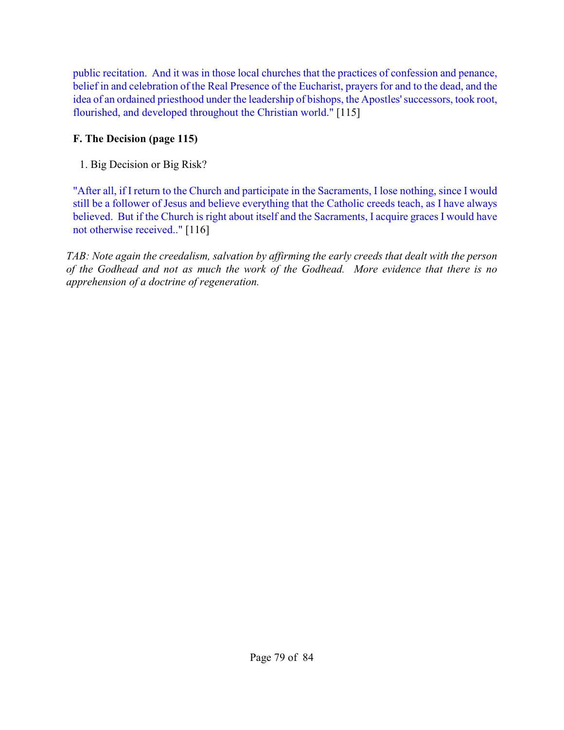public recitation. And it was in those local churches that the practices of confession and penance, belief in and celebration of the Real Presence of the Eucharist, prayers for and to the dead, and the idea of an ordained priesthood under the leadership of bishops, the Apostles' successors, took root, flourished, and developed throughout the Christian world." [115]

**F. The Decision (page 115)**

1. Big Decision or Big Risk?

"After all, if I return to the Church and participate in the Sacraments, I lose nothing, since I would still be a follower of Jesus and believe everything that the Catholic creeds teach, as I have always believed. But if the Church is right about itself and the Sacraments, I acquire graces I would have not otherwise received.." [116]

*TAB: Note again the creedalism, salvation by affirming the early creeds that dealt with the person of the Godhead and not as much the work of the Godhead. More evidence that there is no apprehension of a doctrine of regeneration.*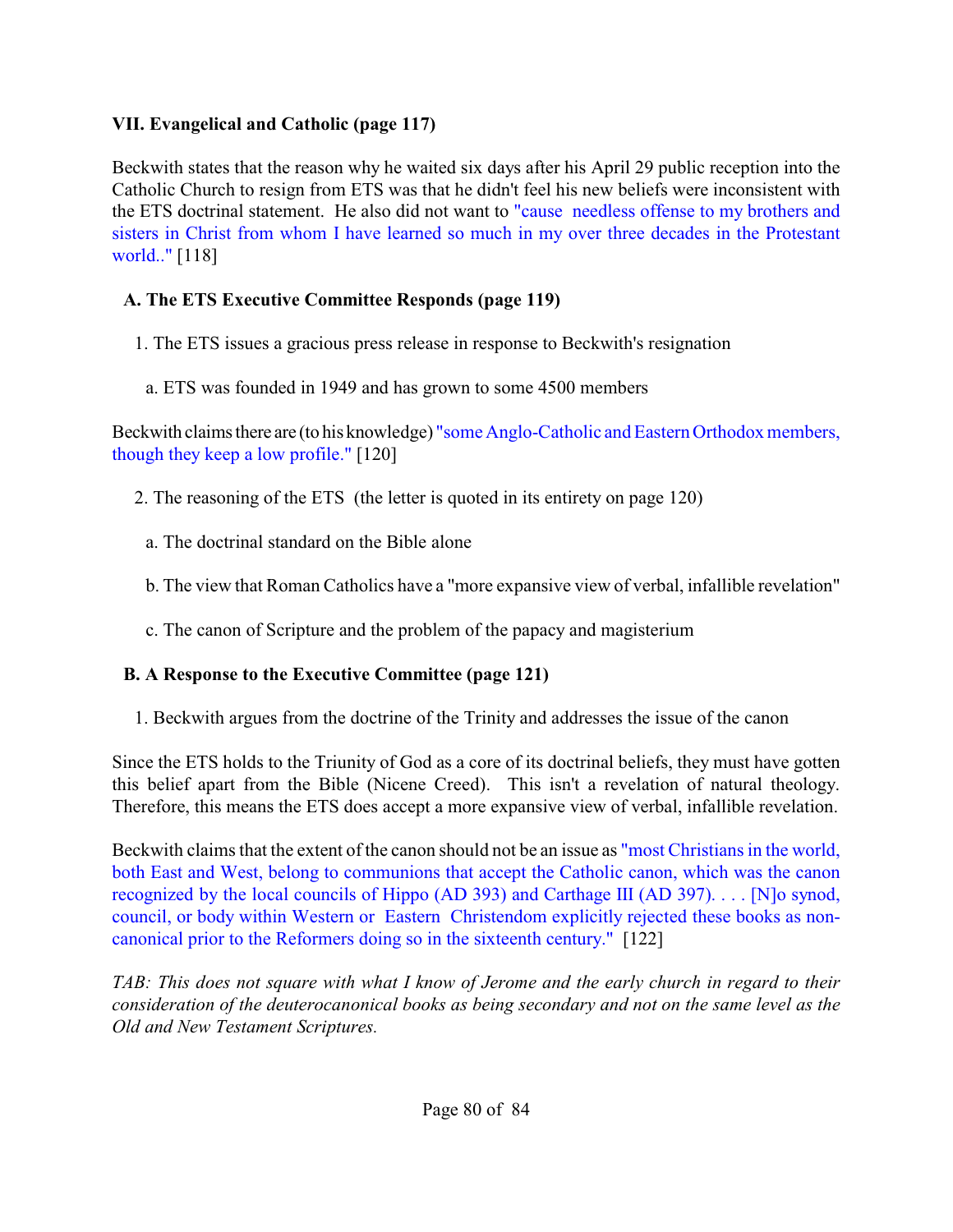**VII. Evangelical and Catholic (page 117)**

Beckwith states that the reason why he waited six days after his April 29 public reception into the Catholic Church to resign from ETS was that he didn't feel his new beliefs were inconsistent with the ETS doctrinal statement. He also did not want to "cause needless offense to my brothers and sisters in Christ from whom I have learned so much in my over three decades in the Protestant world.." [118]

**A. The ETS Executive Committee Responds (page 119)**

1. The ETS issues a gracious press release in response to Beckwith's resignation

   a. ETS was founded in 1949 and has grown to some 4500 members

Beckwith claims there are (to his knowledge) "some Anglo-Catholic and Eastern Orthodox members, though they keep a low profile." [120]

2. The reasoning of the ETS (the letter is quoted in its entirety on page 120)

   a. The doctrinal standard on the Bible alone

   b. The view that Roman Catholics have a "more expansive view of verbal, infallible revelation"

   c. The canon of Scripture and the problem of the papacy and magisterium

**B. A Response to the Executive Committee (page 121)**

1. Beckwith argues from the doctrine of the Trinity and addresses the issue of the canon

Since the ETS holds to the Triunity of God as a core of its doctrinal beliefs, they must have gotten this belief apart from the Bible (Nicene Creed). This isn't a revelation of natural theology. Therefore, this means the ETS does accept a more expansive view of verbal, infallible revelation.

Beckwith claims that the extent of the canon should not be an issue as "most Christians in the world, both East and West, belong to communions that accept the Catholic canon, which was the canon recognized by the local councils of Hippo (AD 393) and Carthage III (AD 397). . . . [N]o synod, council, or body within Western or Eastern Christendom explicitly rejected these books as non-canonical prior to the Reformers doing so in the sixteenth century." [122]

*TAB: This does not square with what I know of Jerome and the early church in regard to their consideration of the deuterocanonical books as being secondary and not on the same level as the Old and New Testament Scriptures.*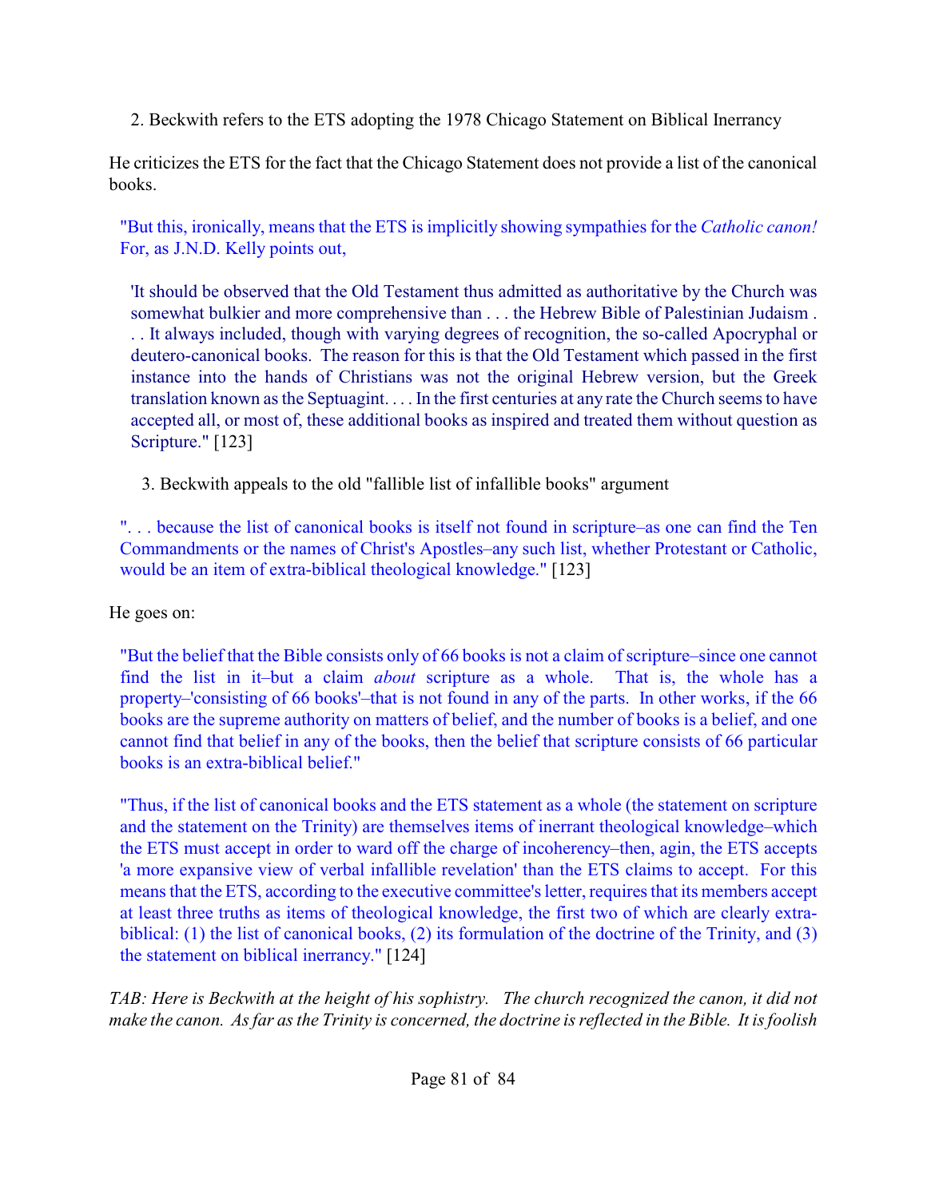2. Beckwith refers to the ETS adopting the 1978 Chicago Statement on Biblical Inerrancy

He criticizes the ETS for the fact that the Chicago Statement does not provide a list of the canonical books.

> "But this, ironically, means that the ETS is implicitly showing sympathies for the *Catholic canon!* For, as J.N.D. Kelly points out,
>
> > 'It should be observed that the Old Testament thus admitted as authoritative by the Church was somewhat bulkier and more comprehensive than . . . the Hebrew Bible of Palestinian Judaism . . . It always included, though with varying degrees of recognition, the so-called Apocryphal or deutero-canonical books. The reason for this is that the Old Testament which passed in the first instance into the hands of Christians was not the original Hebrew version, but the Greek translation known as the Septuagint. . . . In the first centuries at any rate the Church seems to have accepted all, or most of, these additional books as inspired and treated them without question as Scripture." [123]

3. Beckwith appeals to the old "fallible list of infallible books" argument

> ". . . because the list of canonical books is itself not found in scripture–as one can find the Ten Commandments or the names of Christ's Apostles–any such list, whether Protestant or Catholic, would be an item of extra-biblical theological knowledge." [123]

He goes on:

> "But the belief that the Bible consists only of 66 books is not a claim of scripture–since one cannot find the list in it–but a claim *about* scripture as a whole. That is, the whole has a property–'consisting of 66 books'–that is not found in any of the parts. In other works, if the 66 books are the supreme authority on matters of belief, and the number of books is a belief, and one cannot find that belief in any of the books, then the belief that scripture consists of 66 particular books is an extra-biblical belief."

> "Thus, if the list of canonical books and the ETS statement as a whole (the statement on scripture and the statement on the Trinity) are themselves items of inerrant theological knowledge–which the ETS must accept in order to ward off the charge of incoherency–then, agin, the ETS accepts 'a more expansive view of verbal infallible revelation' than the ETS claims to accept. For this means that the ETS, according to the executive committee's letter, requires that its members accept at least three truths as items of theological knowledge, the first two of which are clearly extra-biblical: (1) the list of canonical books, (2) its formulation of the doctrine of the Trinity, and (3) the statement on biblical inerrancy." [124]

*TAB: Here is Beckwith at the height of his sophistry. The church recognized the canon, it did not make the canon. As far as the Trinity is concerned, the doctrine is reflected in the Bible. It is foolish*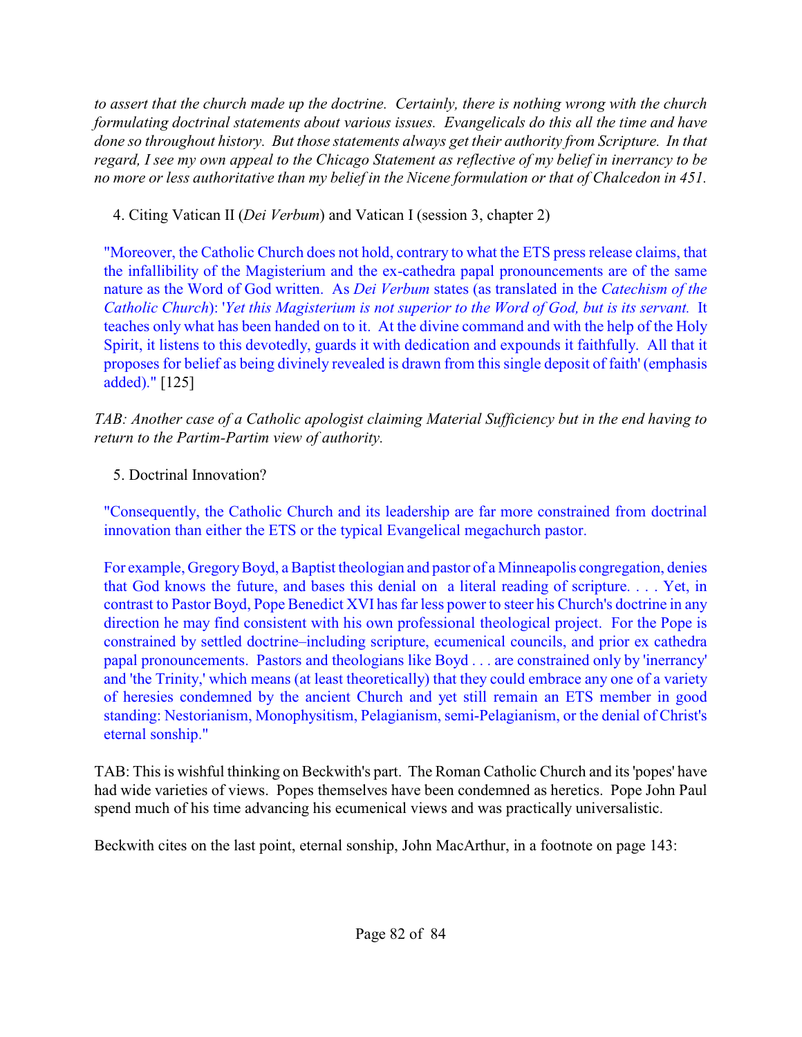*to assert that the church made up the doctrine. Certainly, there is nothing wrong with the church formulating doctrinal statements about various issues. Evangelicals do this all the time and have done so throughout history. But those statements always get their authority from Scripture. In that regard, I see my own appeal to the Chicago Statement as reflective of my belief in inerrancy to be no more or less authoritative than my belief in the Nicene formulation or that of Chalcedon in 451.*

4. Citing Vatican II (*Dei Verbum*) and Vatican I (session 3, chapter 2)

> "Moreover, the Catholic Church does not hold, contrary to what the ETS press release claims, that the infallibility of the Magisterium and the ex-cathedra papal pronouncements are of the same nature as the Word of God written. As *Dei Verbum* states (as translated in the *Catechism of the Catholic Church*): '*Yet this Magisterium is not superior to the Word of God, but is its servant.* It teaches only what has been handed on to it. At the divine command and with the help of the Holy Spirit, it listens to this devotedly, guards it with dedication and expounds it faithfully. All that it proposes for belief as being divinely revealed is drawn from this single deposit of faith' (emphasis added)." [125]

*TAB: Another case of a Catholic apologist claiming Material Sufficiency but in the end having to return to the Partim-Partim view of authority.*

5. Doctrinal Innovation?

> "Consequently, the Catholic Church and its leadership are far more constrained from doctrinal innovation than either the ETS or the typical Evangelical megachurch pastor.
>
> For example, Gregory Boyd, a Baptist theologian and pastor of a Minneapolis congregation, denies that God knows the future, and bases this denial on a literal reading of scripture. . . . Yet, in contrast to Pastor Boyd, Pope Benedict XVI has far less power to steer his Church's doctrine in any direction he may find consistent with his own professional theological project. For the Pope is constrained by settled doctrine–including scripture, ecumenical councils, and prior ex cathedra papal pronouncements. Pastors and theologians like Boyd . . . are constrained only by 'inerrancy' and 'the Trinity,' which means (at least theoretically) that they could embrace any one of a variety of heresies condemned by the ancient Church and yet still remain an ETS member in good standing: Nestorianism, Monophysitism, Pelagianism, semi-Pelagianism, or the denial of Christ's eternal sonship."

TAB: This is wishful thinking on Beckwith's part. The Roman Catholic Church and its 'popes' have had wide varieties of views. Popes themselves have been condemned as heretics. Pope John Paul spend much of his time advancing his ecumenical views and was practically universalistic.

Beckwith cites on the last point, eternal sonship, John MacArthur, in a footnote on page 143: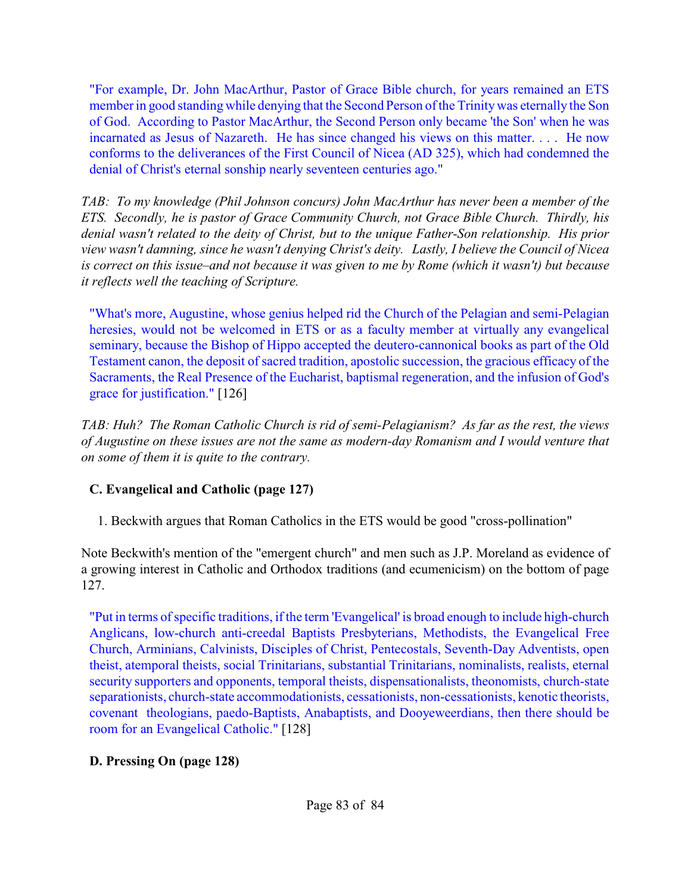> "For example, Dr. John MacArthur, Pastor of Grace Bible church, for years remained an ETS member in good standing while denying that the Second Person of the Trinity was eternally the Son of God. According to Pastor MacArthur, the Second Person only became 'the Son' when he was incarnated as Jesus of Nazareth. He has since changed his views on this matter. . . . He now conforms to the deliverances of the First Council of Nicea (AD 325), which had condemned the denial of Christ's eternal sonship nearly seventeen centuries ago."

*TAB: To my knowledge (Phil Johnson concurs) John MacArthur has never been a member of the ETS. Secondly, he is pastor of Grace Community Church, not Grace Bible Church. Thirdly, his denial wasn't related to the deity of Christ, but to the unique Father-Son relationship. His prior view wasn't damning, since he wasn't denying Christ's deity. Lastly, I believe the Council of Nicea is correct on this issue–and not because it was given to me by Rome (which it wasn't) but because it reflects well the teaching of Scripture.*

> "What's more, Augustine, whose genius helped rid the Church of the Pelagian and semi-Pelagian heresies, would not be welcomed in ETS or as a faculty member at virtually any evangelical seminary, because the Bishop of Hippo accepted the deutero-cannonical books as part of the Old Testament canon, the deposit of sacred tradition, apostolic succession, the gracious efficacy of the Sacraments, the Real Presence of the Eucharist, baptismal regeneration, and the infusion of God's grace for justification." [126]

*TAB: Huh? The Roman Catholic Church is rid of semi-Pelagianism? As far as the rest, the views of Augustine on these issues are not the same as modern-day Romanism and I would venture that on some of them it is quite to the contrary.*

### C. Evangelical and Catholic (page 127)

1. Beckwith argues that Roman Catholics in the ETS would be good "cross-pollination"

Note Beckwith's mention of the "emergent church" and men such as J.P. Moreland as evidence of a growing interest in Catholic and Orthodox traditions (and ecumenicism) on the bottom of page 127.

> "Put in terms of specific traditions, if the term 'Evangelical' is broad enough to include high-church Anglicans, low-church anti-creedal Baptists Presbyterians, Methodists, the Evangelical Free Church, Arminians, Calvinists, Disciples of Christ, Pentecostals, Seventh-Day Adventists, open theist, atemporal theists, social Trinitarians, substantial Trinitarians, nominalists, realists, eternal security supporters and opponents, temporal theists, dispensationalists, theonomists, church-state separationists, church-state accommodationists, cessationists, non-cessationists, kenotic theorists, covenant theologians, paedo-Baptists, Anabaptists, and Dooyeweerdians, then there should be room for an Evangelical Catholic." [128]

### D. Pressing On (page 128)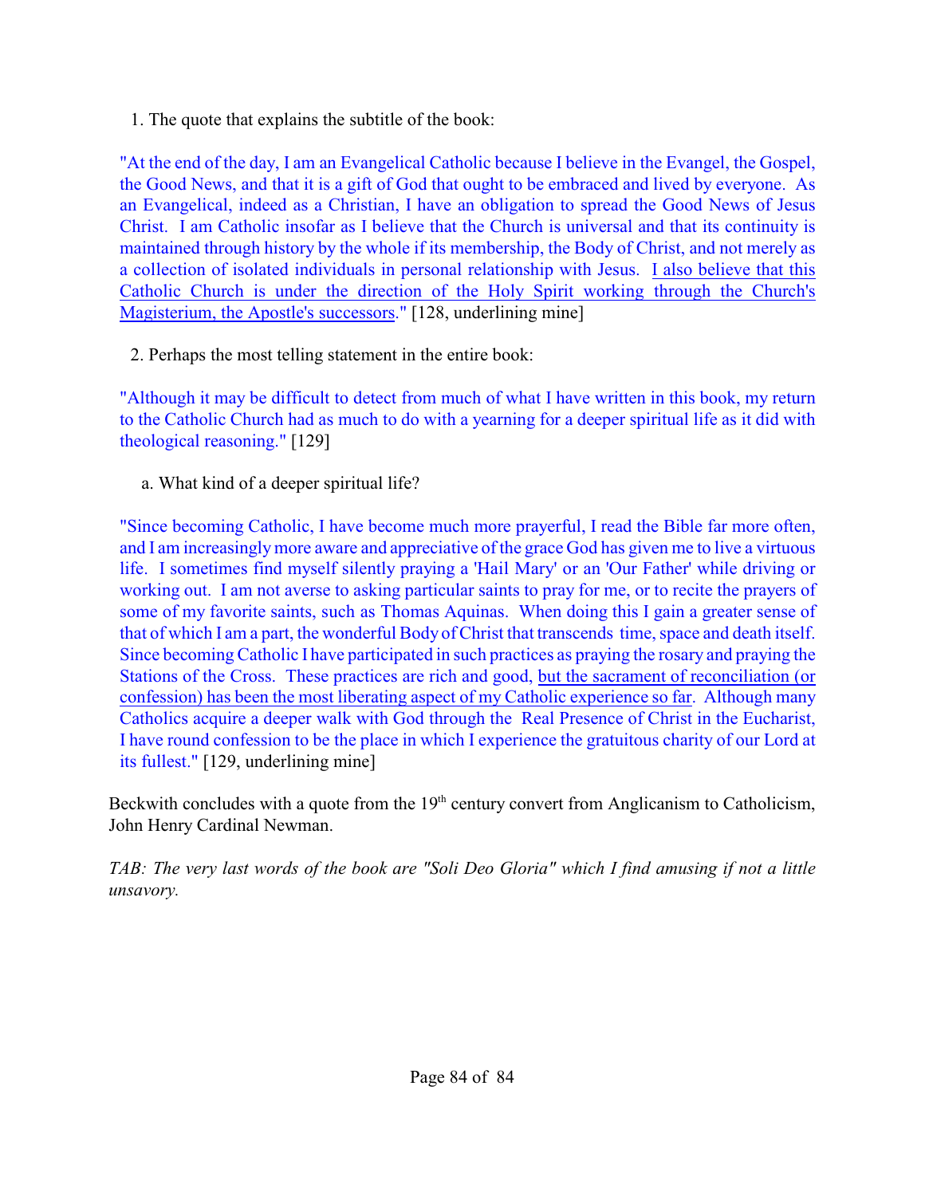1. The quote that explains the subtitle of the book:

"At the end of the day, I am an Evangelical Catholic because I believe in the Evangel, the Gospel, the Good News, and that it is a gift of God that ought to be embraced and lived by everyone. As an Evangelical, indeed as a Christian, I have an obligation to spread the Good News of Jesus Christ. I am Catholic insofar as I believe that the Church is universal and that its continuity is maintained through history by the whole if its membership, the Body of Christ, and not merely as a collection of isolated individuals in personal relationship with Jesus. <u>I also believe that this Catholic Church is under the direction of the Holy Spirit working through the Church's Magisterium, the Apostle's successors</u>." [128, underlining mine]

2. Perhaps the most telling statement in the entire book:

"Although it may be difficult to detect from much of what I have written in this book, my return to the Catholic Church had as much to do with a yearning for a deeper spiritual life as it did with theological reasoning." [129]

   a. What kind of a deeper spiritual life?

"Since becoming Catholic, I have become much more prayerful, I read the Bible far more often, and I am increasingly more aware and appreciative of the grace God has given me to live a virtuous life. I sometimes find myself silently praying a 'Hail Mary' or an 'Our Father' while driving or working out. I am not averse to asking particular saints to pray for me, or to recite the prayers of some of my favorite saints, such as Thomas Aquinas. When doing this I gain a greater sense of that of which I am a part, the wonderful Body of Christ that transcends time, space and death itself. Since becoming Catholic I have participated in such practices as praying the rosary and praying the Stations of the Cross. These practices are rich and good, <u>but the sacrament of reconciliation (or confession) has been the most liberating aspect of my Catholic experience so far</u>. Although many Catholics acquire a deeper walk with God through the Real Presence of Christ in the Eucharist, I have round confession to be the place in which I experience the gratuitous charity of our Lord at its fullest." [129, underlining mine]

Beckwith concludes with a quote from the 19th century convert from Anglicanism to Catholicism, John Henry Cardinal Newman.

*TAB: The very last words of the book are "Soli Deo Gloria" which I find amusing if not a little unsavory.*